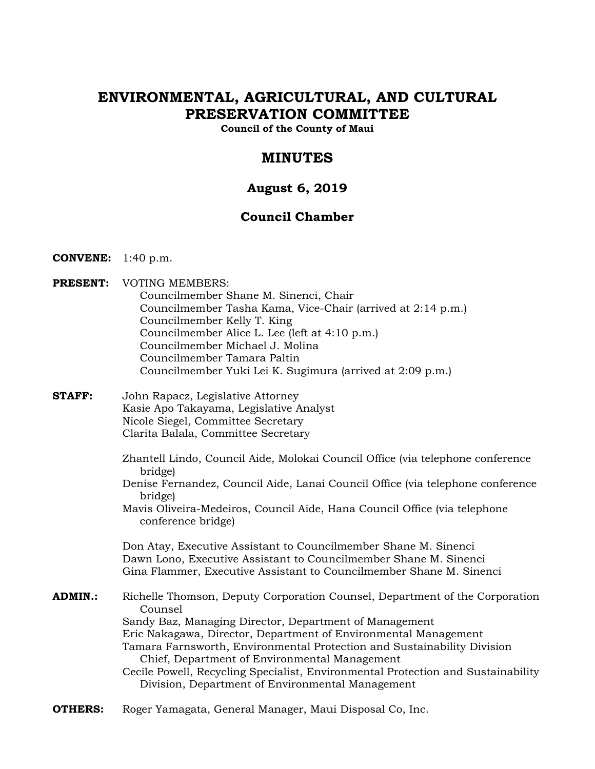# ENVIRONMENTAL, AGRICULTURAL, AND CULTURAL PRESERVATION COMMITTEE

**Council of the County of Maui**

## MINUTES

### August 6, 2019

### Council Chamber

**CONVENE:** 1:40 p.m.

**PRESENT:** VOTING MEMBERS:
- Councilmember Shane M. Sinenci, Chair
- Councilmember Tasha Kama, Vice-Chair (arrived at 2:14 p.m.)
- Councilmember Kelly T. King
- Councilmember Alice L. Lee (left at 4:10 p.m.)
- Councilmember Michael J. Molina
- Councilmember Tamara Paltin
- Councilmember Yuki Lei K. Sugimura (arrived at 2:09 p.m.)

**STAFF:**
- John Rapacz, Legislative Attorney
- Kasie Apo Takayama, Legislative Analyst
- Nicole Siegel, Committee Secretary
- Clarita Balala, Committee Secretary

- Zhantell Lindo, Council Aide, Molokai Council Office (via telephone conference bridge)
- Denise Fernandez, Council Aide, Lanai Council Office (via telephone conference bridge)
- Mavis Oliveira-Medeiros, Council Aide, Hana Council Office (via telephone conference bridge)

- Don Atay, Executive Assistant to Councilmember Shane M. Sinenci
- Dawn Lono, Executive Assistant to Councilmember Shane M. Sinenci
- Gina Flammer, Executive Assistant to Councilmember Shane M. Sinenci

**ADMIN.:**
- Richelle Thomson, Deputy Corporation Counsel, Department of the Corporation Counsel
- Sandy Baz, Managing Director, Department of Management
- Eric Nakagawa, Director, Department of Environmental Management
- Tamara Farnsworth, Environmental Protection and Sustainability Division Chief, Department of Environmental Management
- Cecile Powell, Recycling Specialist, Environmental Protection and Sustainability Division, Department of Environmental Management

**OTHERS:** Roger Yamagata, General Manager, Maui Disposal Co, Inc.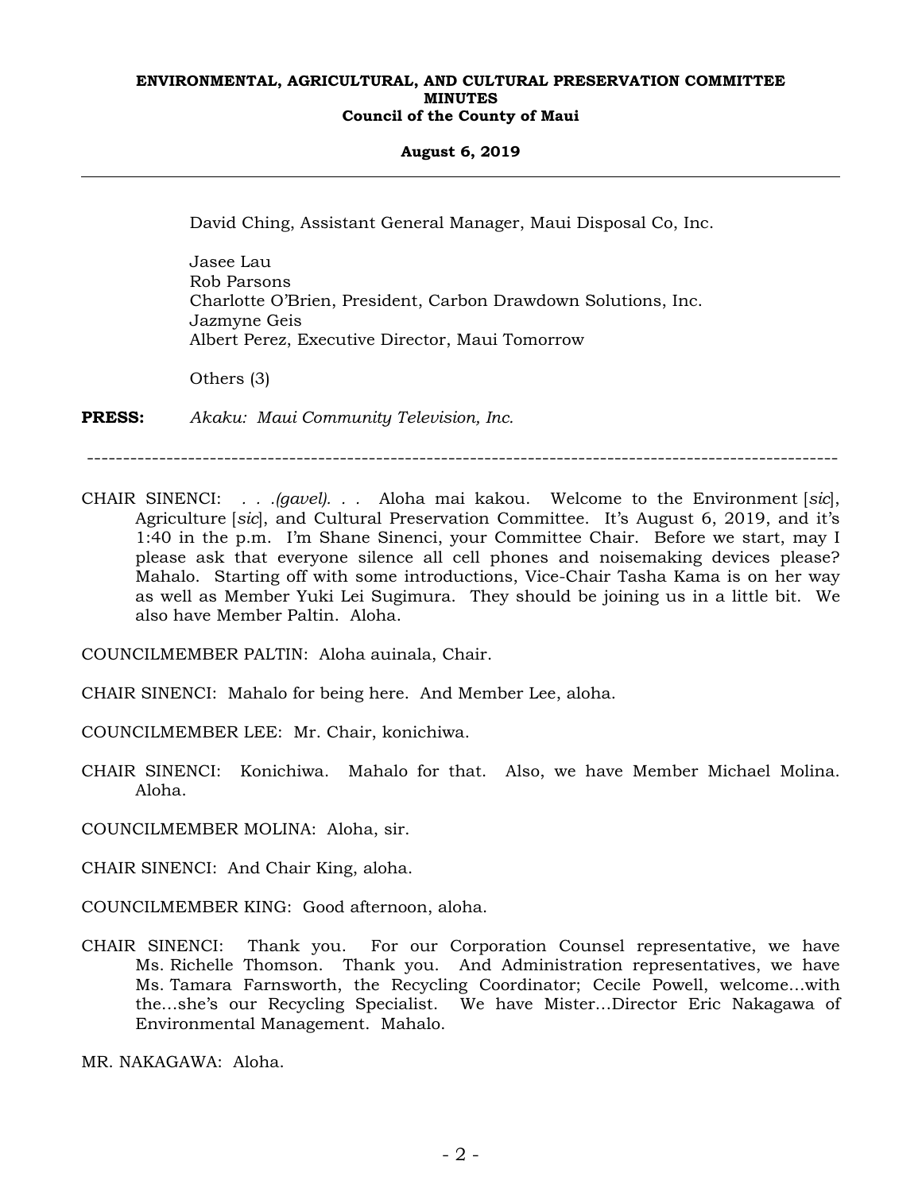David Ching, Assistant General Manager, Maui Disposal Co, Inc.

Jasee Lau
Rob Parsons
Charlotte O'Brien, President, Carbon Drawdown Solutions, Inc.
Jazmyne Geis
Albert Perez, Executive Director, Maui Tomorrow

Others (3)

**PRESS:** *Akaku: Maui Community Television, Inc.*

---

CHAIR SINENCI: . . .*(gavel)*. . . Aloha mai kakou. Welcome to the Environment [*sic*], Agriculture [*sic*], and Cultural Preservation Committee. It's August 6, 2019, and it's 1:40 in the p.m. I'm Shane Sinenci, your Committee Chair. Before we start, may I please ask that everyone silence all cell phones and noisemaking devices please? Mahalo. Starting off with some introductions, Vice-Chair Tasha Kama is on her way as well as Member Yuki Lei Sugimura. They should be joining us in a little bit. We also have Member Paltin. Aloha.

COUNCILMEMBER PALTIN: Aloha auinala, Chair.

CHAIR SINENCI: Mahalo for being here. And Member Lee, aloha.

COUNCILMEMBER LEE: Mr. Chair, konichiwa.

CHAIR SINENCI: Konichiwa. Mahalo for that. Also, we have Member Michael Molina. Aloha.

COUNCILMEMBER MOLINA: Aloha, sir.

CHAIR SINENCI: And Chair King, aloha.

COUNCILMEMBER KING: Good afternoon, aloha.

CHAIR SINENCI: Thank you. For our Corporation Counsel representative, we have Ms. Richelle Thomson. Thank you. And Administration representatives, we have Ms. Tamara Farnsworth, the Recycling Coordinator; Cecile Powell, welcome...with the...she's our Recycling Specialist. We have Mister...Director Eric Nakagawa of Environmental Management. Mahalo.

MR. NAKAGAWA: Aloha.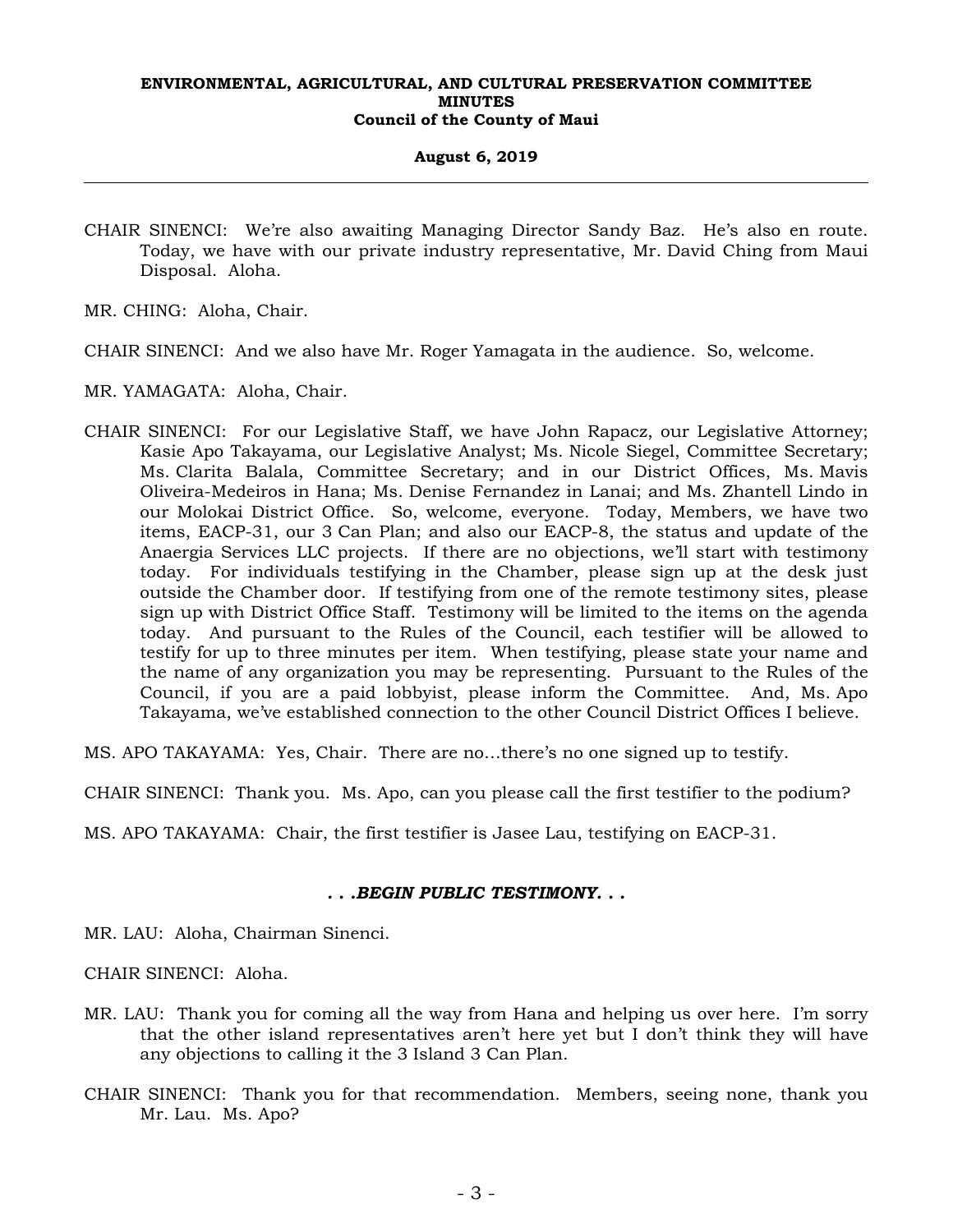CHAIR SINENCI: We're also awaiting Managing Director Sandy Baz. He's also en route. Today, we have with our private industry representative, Mr. David Ching from Maui Disposal. Aloha.

MR. CHING: Aloha, Chair.

CHAIR SINENCI: And we also have Mr. Roger Yamagata in the audience. So, welcome.

MR. YAMAGATA: Aloha, Chair.

CHAIR SINENCI: For our Legislative Staff, we have John Rapacz, our Legislative Attorney; Kasie Apo Takayama, our Legislative Analyst; Ms. Nicole Siegel, Committee Secretary; Ms. Clarita Balala, Committee Secretary; and in our District Offices, Ms. Mavis Oliveira-Medeiros in Hana; Ms. Denise Fernandez in Lanai; and Ms. Zhantell Lindo in our Molokai District Office. So, welcome, everyone. Today, Members, we have two items, EACP-31, our 3 Can Plan; and also our EACP-8, the status and update of the Anaergia Services LLC projects. If there are no objections, we'll start with testimony today. For individuals testifying in the Chamber, please sign up at the desk just outside the Chamber door. If testifying from one of the remote testimony sites, please sign up with District Office Staff. Testimony will be limited to the items on the agenda today. And pursuant to the Rules of the Council, each testifier will be allowed to testify for up to three minutes per item. When testifying, please state your name and the name of any organization you may be representing. Pursuant to the Rules of the Council, if you are a paid lobbyist, please inform the Committee. And, Ms. Apo Takayama, we've established connection to the other Council District Offices I believe.

MS. APO TAKAYAMA: Yes, Chair. There are no…there's no one signed up to testify.

CHAIR SINENCI: Thank you. Ms. Apo, can you please call the first testifier to the podium?

MS. APO TAKAYAMA: Chair, the first testifier is Jasee Lau, testifying on EACP-31.

***. . .BEGIN PUBLIC TESTIMONY. . .***

MR. LAU: Aloha, Chairman Sinenci.

CHAIR SINENCI: Aloha.

MR. LAU: Thank you for coming all the way from Hana and helping us over here. I'm sorry that the other island representatives aren't here yet but I don't think they will have any objections to calling it the 3 Island 3 Can Plan.

CHAIR SINENCI: Thank you for that recommendation. Members, seeing none, thank you Mr. Lau. Ms. Apo?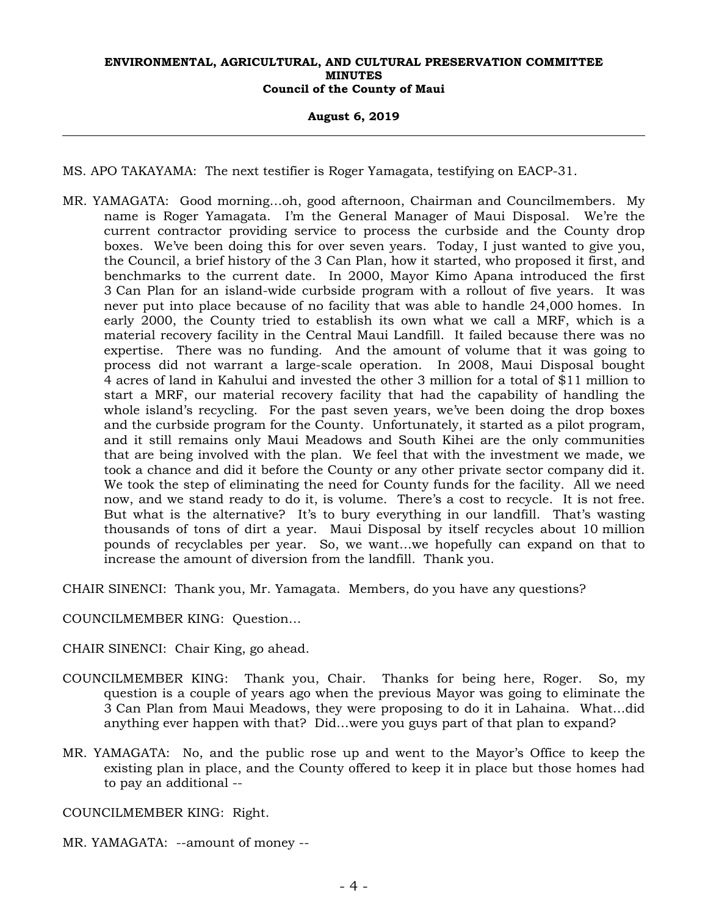MS. APO TAKAYAMA: The next testifier is Roger Yamagata, testifying on EACP-31.

MR. YAMAGATA: Good morning...oh, good afternoon, Chairman and Councilmembers. My name is Roger Yamagata. I'm the General Manager of Maui Disposal. We're the current contractor providing service to process the curbside and the County drop boxes. We've been doing this for over seven years. Today, I just wanted to give you, the Council, a brief history of the 3 Can Plan, how it started, who proposed it first, and benchmarks to the current date. In 2000, Mayor Kimo Apana introduced the first 3 Can Plan for an island-wide curbside program with a rollout of five years. It was never put into place because of no facility that was able to handle 24,000 homes. In early 2000, the County tried to establish its own what we call a MRF, which is a material recovery facility in the Central Maui Landfill. It failed because there was no expertise. There was no funding. And the amount of volume that it was going to process did not warrant a large-scale operation. In 2008, Maui Disposal bought 4 acres of land in Kahului and invested the other 3 million for a total of $11 million to start a MRF, our material recovery facility that had the capability of handling the whole island's recycling. For the past seven years, we've been doing the drop boxes and the curbside program for the County. Unfortunately, it started as a pilot program, and it still remains only Maui Meadows and South Kihei are the only communities that are being involved with the plan. We feel that with the investment we made, we took a chance and did it before the County or any other private sector company did it. We took the step of eliminating the need for County funds for the facility. All we need now, and we stand ready to do it, is volume. There's a cost to recycle. It is not free. But what is the alternative? It's to bury everything in our landfill. That's wasting thousands of tons of dirt a year. Maui Disposal by itself recycles about 10 million pounds of recyclables per year. So, we want...we hopefully can expand on that to increase the amount of diversion from the landfill. Thank you.

CHAIR SINENCI: Thank you, Mr. Yamagata. Members, do you have any questions?

COUNCILMEMBER KING: Question...

CHAIR SINENCI: Chair King, go ahead.

COUNCILMEMBER KING: Thank you, Chair. Thanks for being here, Roger. So, my question is a couple of years ago when the previous Mayor was going to eliminate the 3 Can Plan from Maui Meadows, they were proposing to do it in Lahaina. What...did anything ever happen with that? Did...were you guys part of that plan to expand?

MR. YAMAGATA: No, and the public rose up and went to the Mayor's Office to keep the existing plan in place, and the County offered to keep it in place but those homes had to pay an additional --

COUNCILMEMBER KING: Right.

MR. YAMAGATA: --amount of money --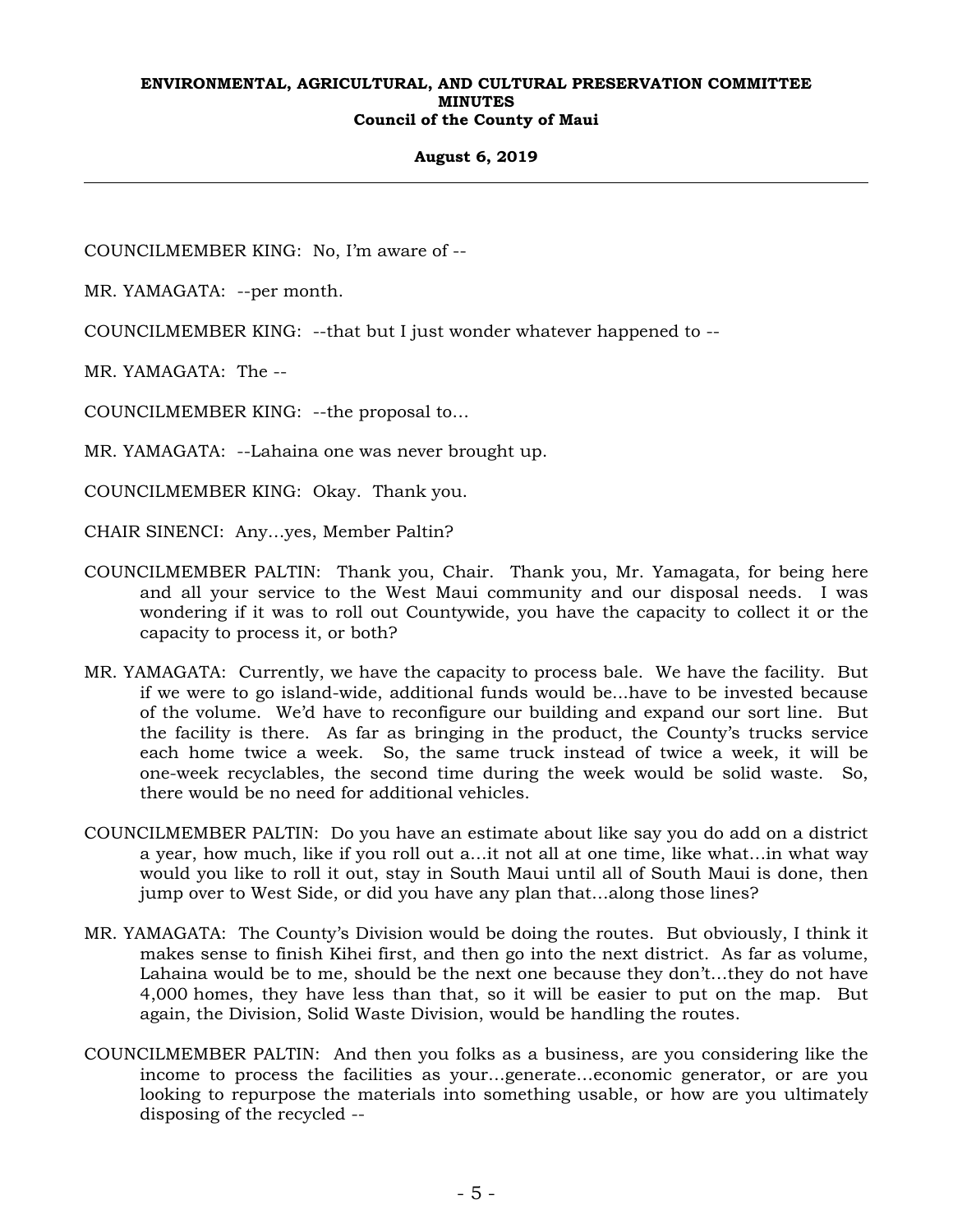COUNCILMEMBER KING: No, I'm aware of --

MR. YAMAGATA: --per month.

COUNCILMEMBER KING: --that but I just wonder whatever happened to --

MR. YAMAGATA: The --

COUNCILMEMBER KING: --the proposal to…

MR. YAMAGATA: --Lahaina one was never brought up.

COUNCILMEMBER KING: Okay. Thank you.

CHAIR SINENCI: Any…yes, Member Paltin?

COUNCILMEMBER PALTIN: Thank you, Chair. Thank you, Mr. Yamagata, for being here and all your service to the West Maui community and our disposal needs. I was wondering if it was to roll out Countywide, you have the capacity to collect it or the capacity to process it, or both?

MR. YAMAGATA: Currently, we have the capacity to process bale. We have the facility. But if we were to go island-wide, additional funds would be...have to be invested because of the volume. We'd have to reconfigure our building and expand our sort line. But the facility is there. As far as bringing in the product, the County's trucks service each home twice a week. So, the same truck instead of twice a week, it will be one-week recyclables, the second time during the week would be solid waste. So, there would be no need for additional vehicles.

COUNCILMEMBER PALTIN: Do you have an estimate about like say you do add on a district a year, how much, like if you roll out a…it not all at one time, like what…in what way would you like to roll it out, stay in South Maui until all of South Maui is done, then jump over to West Side, or did you have any plan that…along those lines?

MR. YAMAGATA: The County's Division would be doing the routes. But obviously, I think it makes sense to finish Kihei first, and then go into the next district. As far as volume, Lahaina would be to me, should be the next one because they don't…they do not have 4,000 homes, they have less than that, so it will be easier to put on the map. But again, the Division, Solid Waste Division, would be handling the routes.

COUNCILMEMBER PALTIN: And then you folks as a business, are you considering like the income to process the facilities as your…generate…economic generator, or are you looking to repurpose the materials into something usable, or how are you ultimately disposing of the recycled --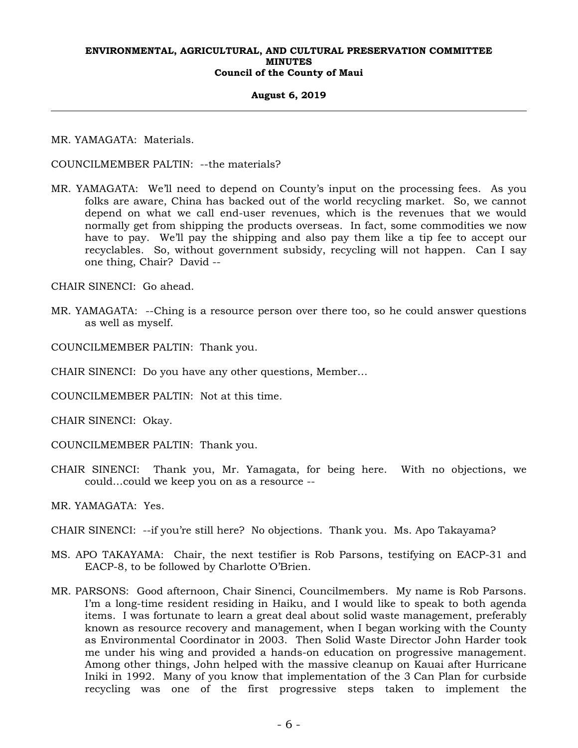MR. YAMAGATA: Materials.

COUNCILMEMBER PALTIN: --the materials?

MR. YAMAGATA: We'll need to depend on County's input on the processing fees. As you folks are aware, China has backed out of the world recycling market. So, we cannot depend on what we call end-user revenues, which is the revenues that we would normally get from shipping the products overseas. In fact, some commodities we now have to pay. We'll pay the shipping and also pay them like a tip fee to accept our recyclables. So, without government subsidy, recycling will not happen. Can I say one thing, Chair? David --

CHAIR SINENCI: Go ahead.

MR. YAMAGATA: --Ching is a resource person over there too, so he could answer questions as well as myself.

COUNCILMEMBER PALTIN: Thank you.

CHAIR SINENCI: Do you have any other questions, Member...

COUNCILMEMBER PALTIN: Not at this time.

CHAIR SINENCI: Okay.

COUNCILMEMBER PALTIN: Thank you.

CHAIR SINENCI: Thank you, Mr. Yamagata, for being here. With no objections, we could...could we keep you on as a resource --

MR. YAMAGATA: Yes.

CHAIR SINENCI: --if you're still here? No objections. Thank you. Ms. Apo Takayama?

MS. APO TAKAYAMA: Chair, the next testifier is Rob Parsons, testifying on EACP-31 and EACP-8, to be followed by Charlotte O'Brien.

MR. PARSONS: Good afternoon, Chair Sinenci, Councilmembers. My name is Rob Parsons. I'm a long-time resident residing in Haiku, and I would like to speak to both agenda items. I was fortunate to learn a great deal about solid waste management, preferably known as resource recovery and management, when I began working with the County as Environmental Coordinator in 2003. Then Solid Waste Director John Harder took me under his wing and provided a hands-on education on progressive management. Among other things, John helped with the massive cleanup on Kauai after Hurricane Iniki in 1992. Many of you know that implementation of the 3 Can Plan for curbside recycling was one of the first progressive steps taken to implement the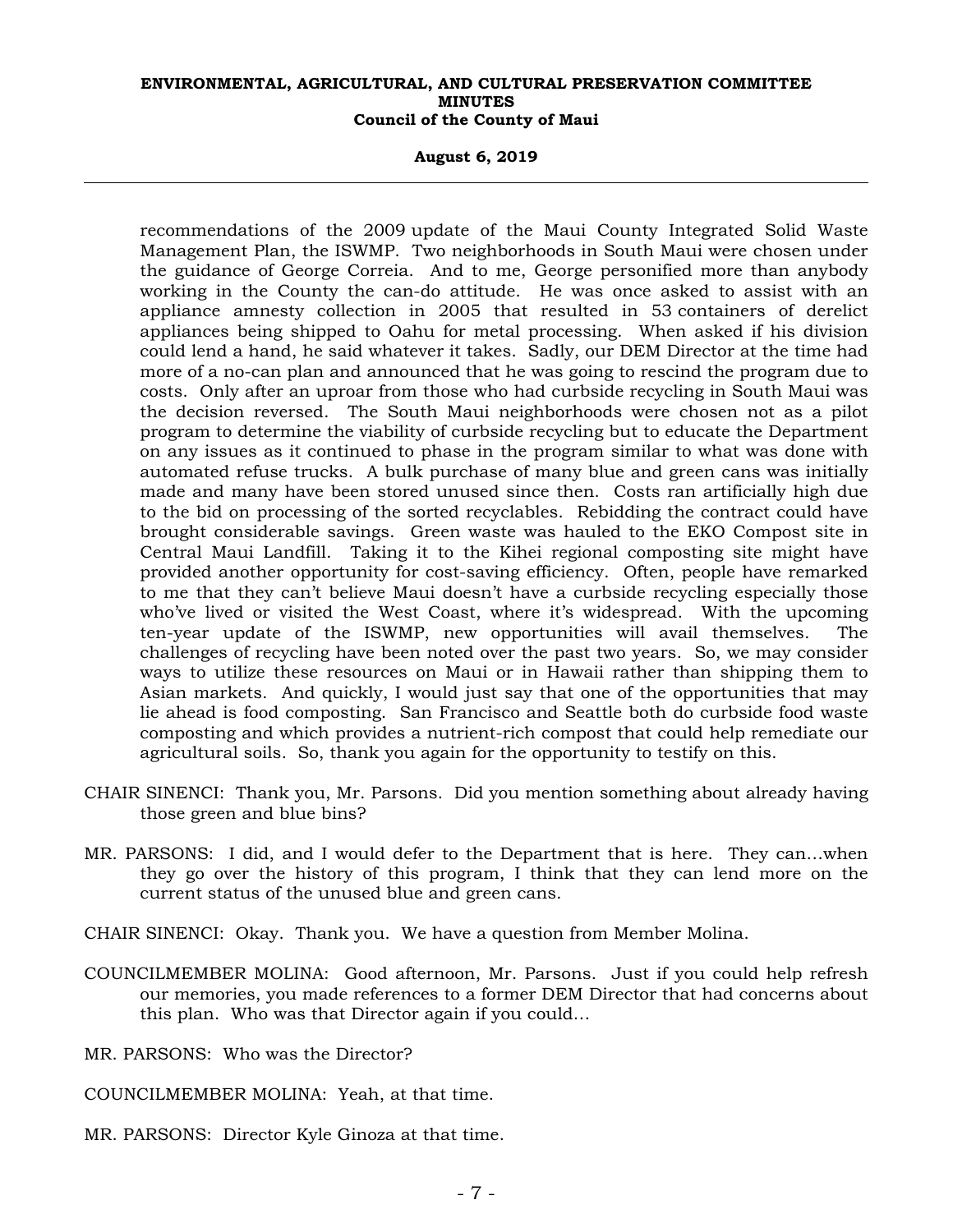recommendations of the 2009 update of the Maui County Integrated Solid Waste Management Plan, the ISWMP. Two neighborhoods in South Maui were chosen under the guidance of George Correia. And to me, George personified more than anybody working in the County the can-do attitude. He was once asked to assist with an appliance amnesty collection in 2005 that resulted in 53 containers of derelict appliances being shipped to Oahu for metal processing. When asked if his division could lend a hand, he said whatever it takes. Sadly, our DEM Director at the time had more of a no-can plan and announced that he was going to rescind the program due to costs. Only after an uproar from those who had curbside recycling in South Maui was the decision reversed. The South Maui neighborhoods were chosen not as a pilot program to determine the viability of curbside recycling but to educate the Department on any issues as it continued to phase in the program similar to what was done with automated refuse trucks. A bulk purchase of many blue and green cans was initially made and many have been stored unused since then. Costs ran artificially high due to the bid on processing of the sorted recyclables. Rebidding the contract could have brought considerable savings. Green waste was hauled to the EKO Compost site in Central Maui Landfill. Taking it to the Kihei regional composting site might have provided another opportunity for cost-saving efficiency. Often, people have remarked to me that they can't believe Maui doesn't have a curbside recycling especially those who've lived or visited the West Coast, where it's widespread. With the upcoming ten-year update of the ISWMP, new opportunities will avail themselves. The challenges of recycling have been noted over the past two years. So, we may consider ways to utilize these resources on Maui or in Hawaii rather than shipping them to Asian markets. And quickly, I would just say that one of the opportunities that may lie ahead is food composting. San Francisco and Seattle both do curbside food waste composting and which provides a nutrient-rich compost that could help remediate our agricultural soils. So, thank you again for the opportunity to testify on this.

CHAIR SINENCI: Thank you, Mr. Parsons. Did you mention something about already having those green and blue bins?

MR. PARSONS: I did, and I would defer to the Department that is here. They can...when they go over the history of this program, I think that they can lend more on the current status of the unused blue and green cans.

CHAIR SINENCI: Okay. Thank you. We have a question from Member Molina.

COUNCILMEMBER MOLINA: Good afternoon, Mr. Parsons. Just if you could help refresh our memories, you made references to a former DEM Director that had concerns about this plan. Who was that Director again if you could...

MR. PARSONS: Who was the Director?

COUNCILMEMBER MOLINA: Yeah, at that time.

MR. PARSONS: Director Kyle Ginoza at that time.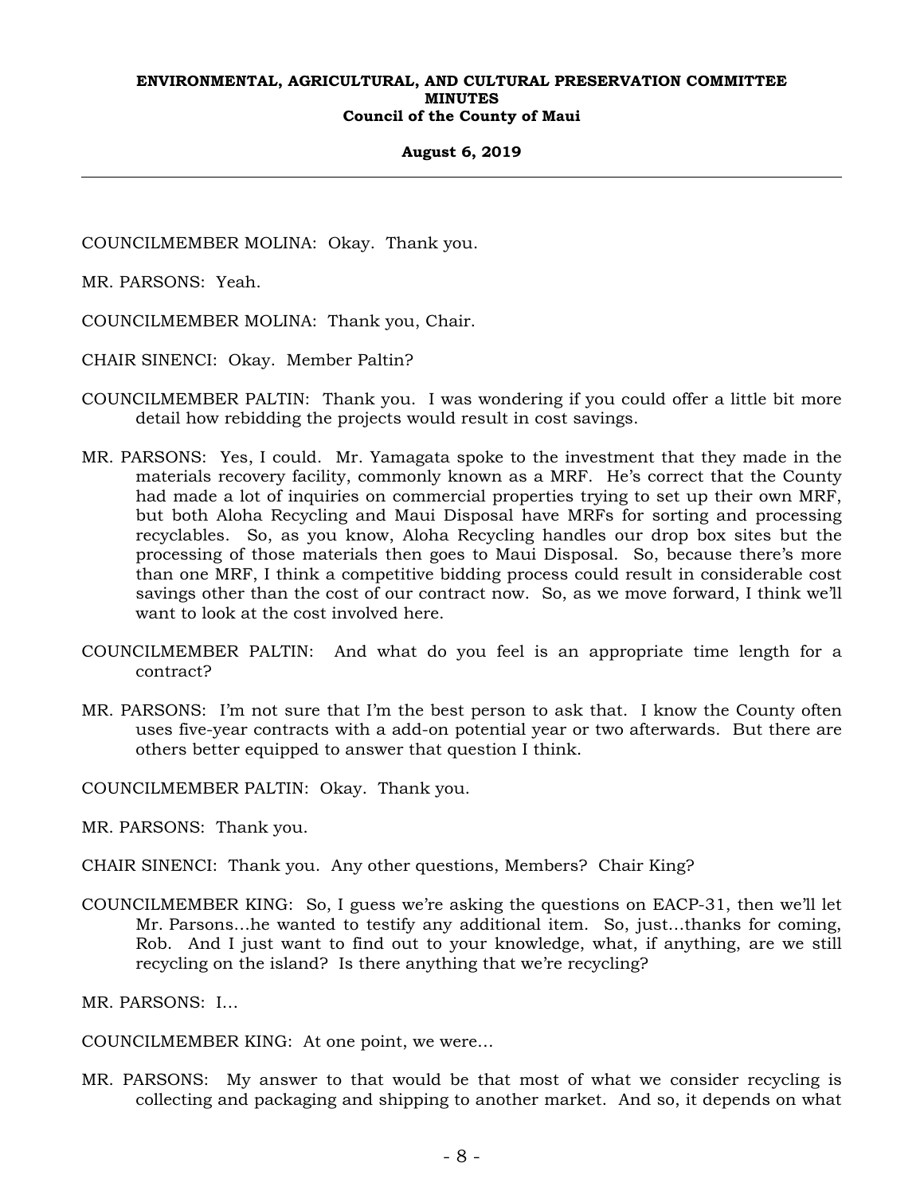COUNCILMEMBER MOLINA: Okay. Thank you.

MR. PARSONS: Yeah.

COUNCILMEMBER MOLINA: Thank you, Chair.

CHAIR SINENCI: Okay. Member Paltin?

COUNCILMEMBER PALTIN: Thank you. I was wondering if you could offer a little bit more detail how rebidding the projects would result in cost savings.

MR. PARSONS: Yes, I could. Mr. Yamagata spoke to the investment that they made in the materials recovery facility, commonly known as a MRF. He's correct that the County had made a lot of inquiries on commercial properties trying to set up their own MRF, but both Aloha Recycling and Maui Disposal have MRFs for sorting and processing recyclables. So, as you know, Aloha Recycling handles our drop box sites but the processing of those materials then goes to Maui Disposal. So, because there's more than one MRF, I think a competitive bidding process could result in considerable cost savings other than the cost of our contract now. So, as we move forward, I think we'll want to look at the cost involved here.

COUNCILMEMBER PALTIN: And what do you feel is an appropriate time length for a contract?

MR. PARSONS: I'm not sure that I'm the best person to ask that. I know the County often uses five-year contracts with a add-on potential year or two afterwards. But there are others better equipped to answer that question I think.

COUNCILMEMBER PALTIN: Okay. Thank you.

MR. PARSONS: Thank you.

CHAIR SINENCI: Thank you. Any other questions, Members? Chair King?

COUNCILMEMBER KING: So, I guess we're asking the questions on EACP-31, then we'll let Mr. Parsons...he wanted to testify any additional item. So, just...thanks for coming, Rob. And I just want to find out to your knowledge, what, if anything, are we still recycling on the island? Is there anything that we're recycling?

MR. PARSONS: I...

COUNCILMEMBER KING: At one point, we were...

MR. PARSONS: My answer to that would be that most of what we consider recycling is collecting and packaging and shipping to another market. And so, it depends on what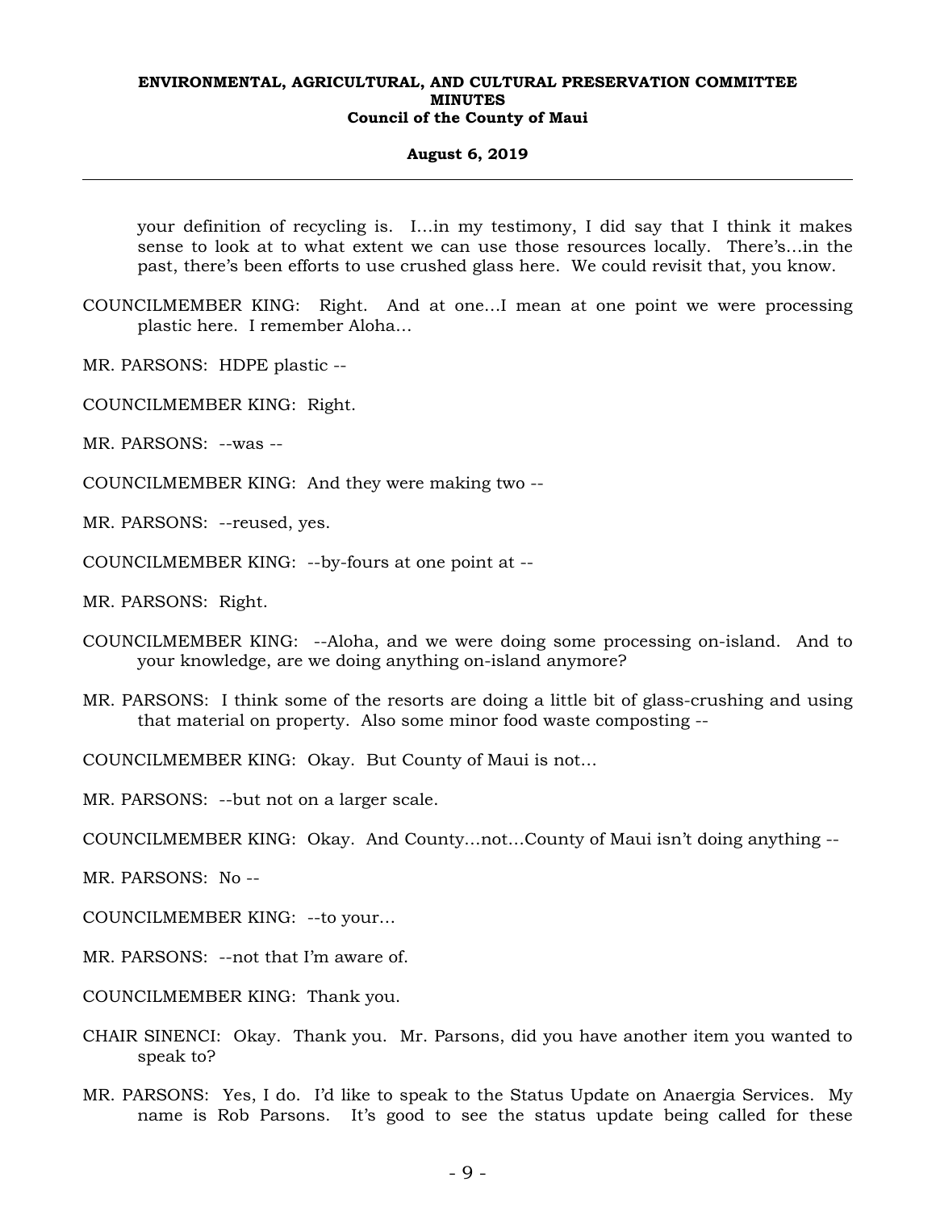your definition of recycling is. I...in my testimony, I did say that I think it makes sense to look at to what extent we can use those resources locally. There's...in the past, there's been efforts to use crushed glass here. We could revisit that, you know.

COUNCILMEMBER KING: Right. And at one...I mean at one point we were processing plastic here. I remember Aloha...

MR. PARSONS: HDPE plastic --

COUNCILMEMBER KING: Right.

MR. PARSONS: --was --

COUNCILMEMBER KING: And they were making two --

MR. PARSONS: --reused, yes.

COUNCILMEMBER KING: --by-fours at one point at --

MR. PARSONS: Right.

COUNCILMEMBER KING: --Aloha, and we were doing some processing on-island. And to your knowledge, are we doing anything on-island anymore?

MR. PARSONS: I think some of the resorts are doing a little bit of glass-crushing and using that material on property. Also some minor food waste composting --

COUNCILMEMBER KING: Okay. But County of Maui is not...

MR. PARSONS: --but not on a larger scale.

COUNCILMEMBER KING: Okay. And County...not...County of Maui isn't doing anything --

MR. PARSONS: No --

COUNCILMEMBER KING: --to your...

MR. PARSONS: --not that I'm aware of.

COUNCILMEMBER KING: Thank you.

CHAIR SINENCI: Okay. Thank you. Mr. Parsons, did you have another item you wanted to speak to?

MR. PARSONS: Yes, I do. I'd like to speak to the Status Update on Anaergia Services. My name is Rob Parsons. It's good to see the status update being called for these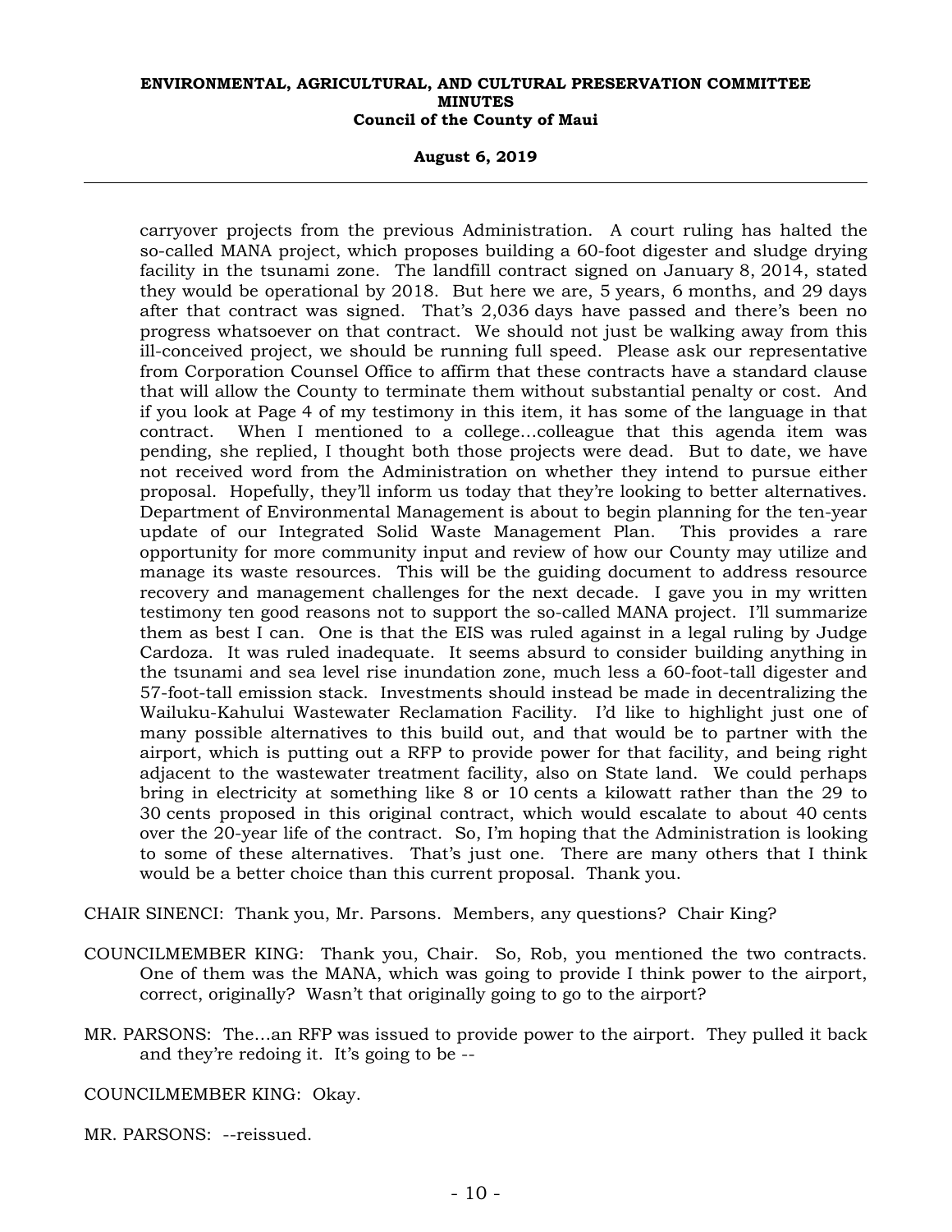carryover projects from the previous Administration. A court ruling has halted the so-called MANA project, which proposes building a 60-foot digester and sludge drying facility in the tsunami zone. The landfill contract signed on January 8, 2014, stated they would be operational by 2018. But here we are, 5 years, 6 months, and 29 days after that contract was signed. That's 2,036 days have passed and there's been no progress whatsoever on that contract. We should not just be walking away from this ill-conceived project, we should be running full speed. Please ask our representative from Corporation Counsel Office to affirm that these contracts have a standard clause that will allow the County to terminate them without substantial penalty or cost. And if you look at Page 4 of my testimony in this item, it has some of the language in that contract. When I mentioned to a college...colleague that this agenda item was pending, she replied, I thought both those projects were dead. But to date, we have not received word from the Administration on whether they intend to pursue either proposal. Hopefully, they'll inform us today that they're looking to better alternatives. Department of Environmental Management is about to begin planning for the ten-year update of our Integrated Solid Waste Management Plan. This provides a rare opportunity for more community input and review of how our County may utilize and manage its waste resources. This will be the guiding document to address resource recovery and management challenges for the next decade. I gave you in my written testimony ten good reasons not to support the so-called MANA project. I'll summarize them as best I can. One is that the EIS was ruled against in a legal ruling by Judge Cardoza. It was ruled inadequate. It seems absurd to consider building anything in the tsunami and sea level rise inundation zone, much less a 60-foot-tall digester and 57-foot-tall emission stack. Investments should instead be made in decentralizing the Wailuku-Kahului Wastewater Reclamation Facility. I'd like to highlight just one of many possible alternatives to this build out, and that would be to partner with the airport, which is putting out a RFP to provide power for that facility, and being right adjacent to the wastewater treatment facility, also on State land. We could perhaps bring in electricity at something like 8 or 10 cents a kilowatt rather than the 29 to 30 cents proposed in this original contract, which would escalate to about 40 cents over the 20-year life of the contract. So, I'm hoping that the Administration is looking to some of these alternatives. That's just one. There are many others that I think would be a better choice than this current proposal. Thank you.

CHAIR SINENCI: Thank you, Mr. Parsons. Members, any questions? Chair King?

COUNCILMEMBER KING: Thank you, Chair. So, Rob, you mentioned the two contracts. One of them was the MANA, which was going to provide I think power to the airport, correct, originally? Wasn't that originally going to go to the airport?

MR. PARSONS: The...an RFP was issued to provide power to the airport. They pulled it back and they're redoing it. It's going to be --

COUNCILMEMBER KING: Okay.

MR. PARSONS: --reissued.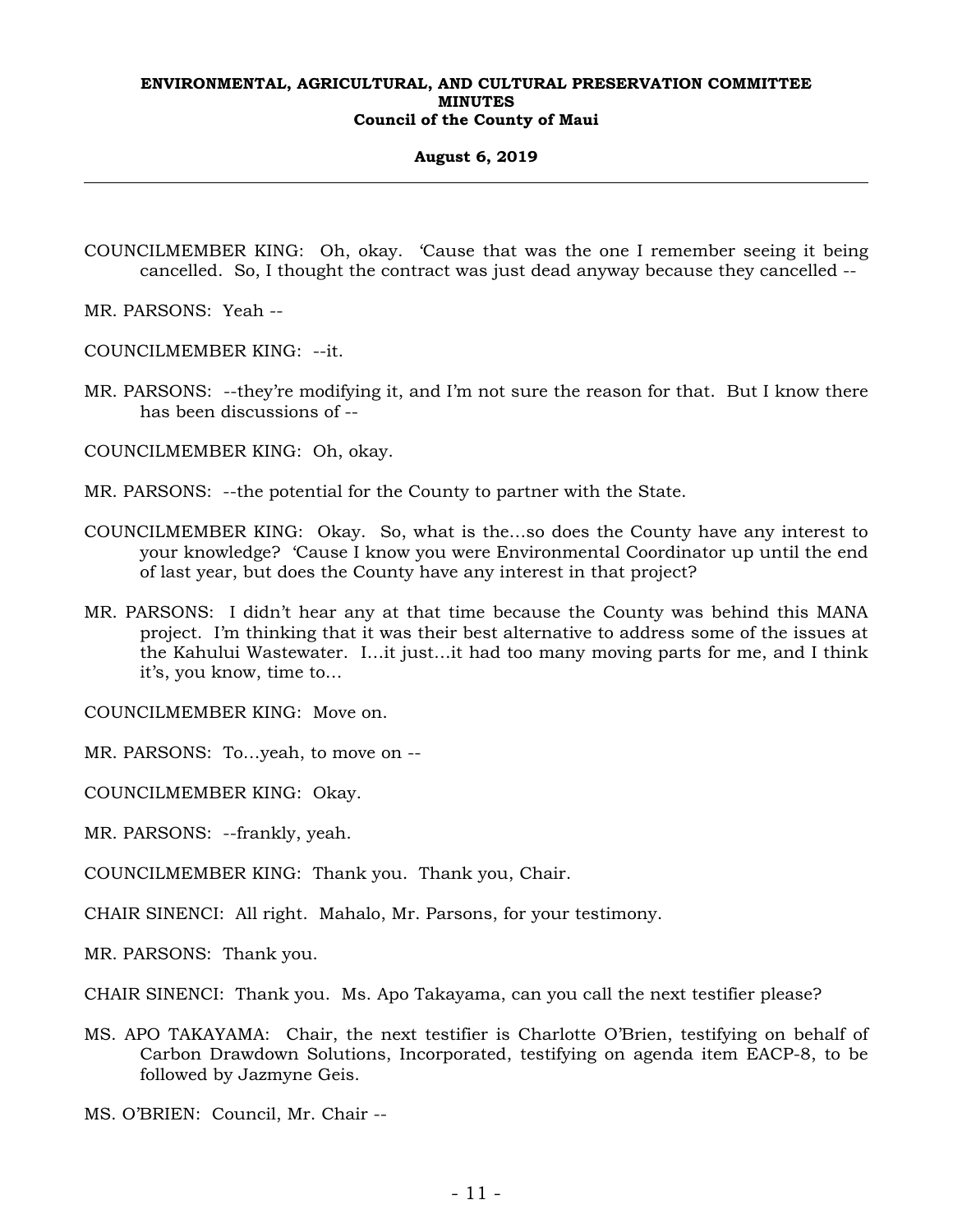COUNCILMEMBER KING: Oh, okay. 'Cause that was the one I remember seeing it being cancelled. So, I thought the contract was just dead anyway because they cancelled --

MR. PARSONS: Yeah --

COUNCILMEMBER KING: --it.

MR. PARSONS: --they're modifying it, and I'm not sure the reason for that. But I know there has been discussions of --

COUNCILMEMBER KING: Oh, okay.

MR. PARSONS: --the potential for the County to partner with the State.

COUNCILMEMBER KING: Okay. So, what is the...so does the County have any interest to your knowledge? 'Cause I know you were Environmental Coordinator up until the end of last year, but does the County have any interest in that project?

MR. PARSONS: I didn't hear any at that time because the County was behind this MANA project. I'm thinking that it was their best alternative to address some of the issues at the Kahului Wastewater. I...it just...it had too many moving parts for me, and I think it's, you know, time to...

COUNCILMEMBER KING: Move on.

MR. PARSONS: To...yeah, to move on --

COUNCILMEMBER KING: Okay.

MR. PARSONS: --frankly, yeah.

COUNCILMEMBER KING: Thank you. Thank you, Chair.

CHAIR SINENCI: All right. Mahalo, Mr. Parsons, for your testimony.

MR. PARSONS: Thank you.

CHAIR SINENCI: Thank you. Ms. Apo Takayama, can you call the next testifier please?

MS. APO TAKAYAMA: Chair, the next testifier is Charlotte O'Brien, testifying on behalf of Carbon Drawdown Solutions, Incorporated, testifying on agenda item EACP-8, to be followed by Jazmyne Geis.

MS. O'BRIEN: Council, Mr. Chair --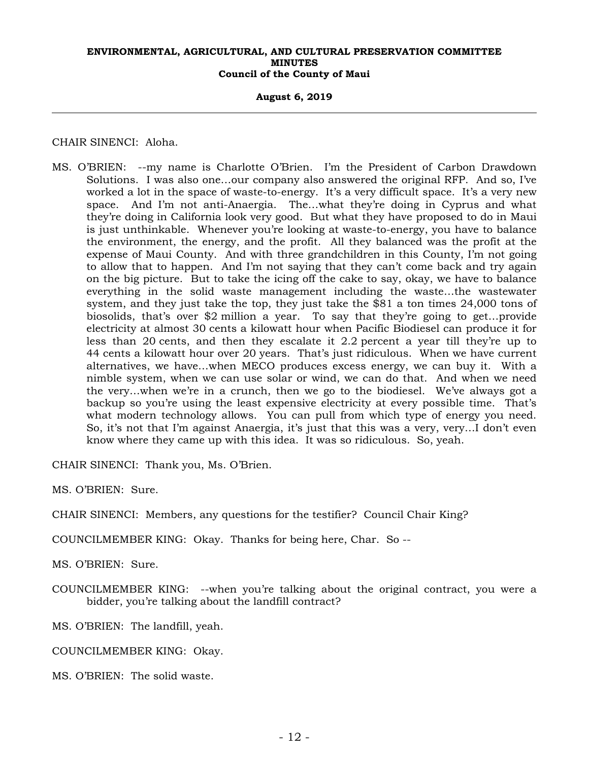CHAIR SINENCI: Aloha.

MS. O'BRIEN: --my name is Charlotte O'Brien. I'm the President of Carbon Drawdown Solutions. I was also one...our company also answered the original RFP. And so, I've worked a lot in the space of waste-to-energy. It's a very difficult space. It's a very new space. And I'm not anti-Anaergia. The...what they're doing in Cyprus and what they're doing in California look very good. But what they have proposed to do in Maui is just unthinkable. Whenever you're looking at waste-to-energy, you have to balance the environment, the energy, and the profit. All they balanced was the profit at the expense of Maui County. And with three grandchildren in this County, I'm not going to allow that to happen. And I'm not saying that they can't come back and try again on the big picture. But to take the icing off the cake to say, okay, we have to balance everything in the solid waste management including the waste...the wastewater system, and they just take the top, they just take the $81 a ton times 24,000 tons of biosolids, that's over $2 million a year. To say that they're going to get...provide electricity at almost 30 cents a kilowatt hour when Pacific Biodiesel can produce it for less than 20 cents, and then they escalate it 2.2 percent a year till they're up to 44 cents a kilowatt hour over 20 years. That's just ridiculous. When we have current alternatives, we have...when MECO produces excess energy, we can buy it. With a nimble system, when we can use solar or wind, we can do that. And when we need the very...when we're in a crunch, then we go to the biodiesel. We've always got a backup so you're using the least expensive electricity at every possible time. That's what modern technology allows. You can pull from which type of energy you need. So, it's not that I'm against Anaergia, it's just that this was a very, very...I don't even know where they came up with this idea. It was so ridiculous. So, yeah.

CHAIR SINENCI: Thank you, Ms. O'Brien.

MS. O'BRIEN: Sure.

CHAIR SINENCI: Members, any questions for the testifier? Council Chair King?

COUNCILMEMBER KING: Okay. Thanks for being here, Char. So --

MS. O'BRIEN: Sure.

COUNCILMEMBER KING: --when you're talking about the original contract, you were a bidder, you're talking about the landfill contract?

MS. O'BRIEN: The landfill, yeah.

COUNCILMEMBER KING: Okay.

MS. O'BRIEN: The solid waste.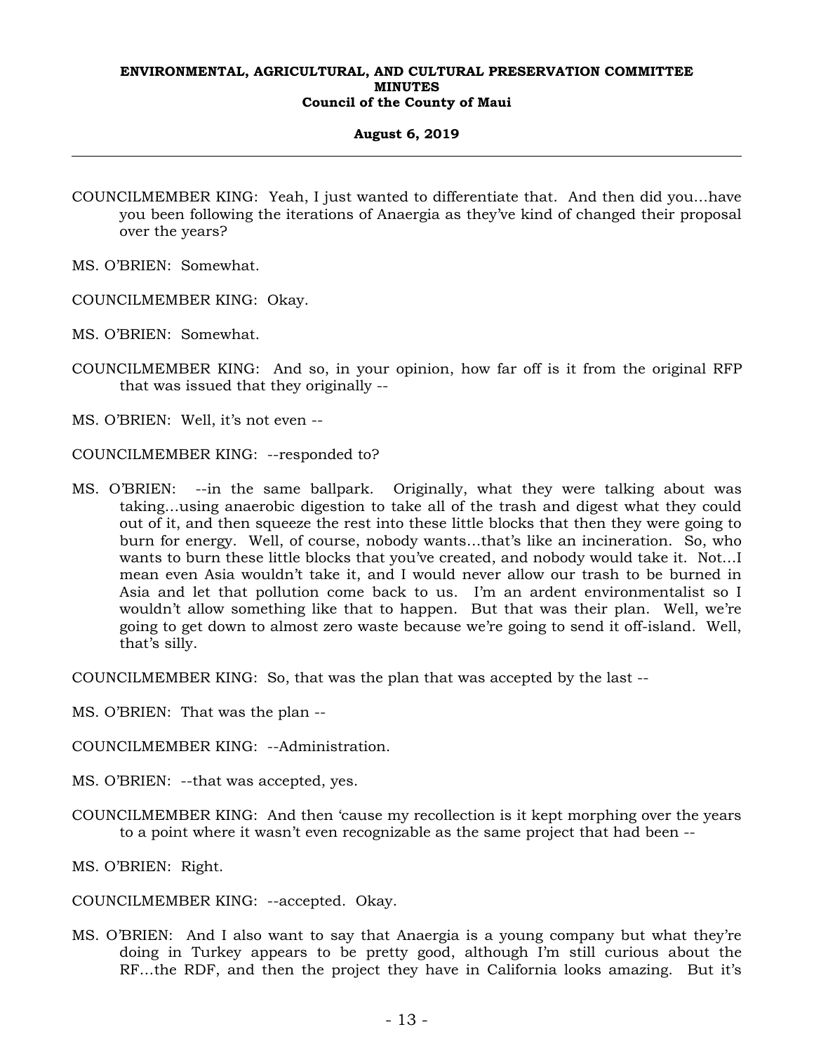COUNCILMEMBER KING: Yeah, I just wanted to differentiate that. And then did you…have you been following the iterations of Anaergia as they've kind of changed their proposal over the years?

MS. O'BRIEN: Somewhat.

COUNCILMEMBER KING: Okay.

MS. O'BRIEN: Somewhat.

COUNCILMEMBER KING: And so, in your opinion, how far off is it from the original RFP that was issued that they originally --

MS. O'BRIEN: Well, it's not even --

COUNCILMEMBER KING: --responded to?

MS. O'BRIEN: --in the same ballpark. Originally, what they were talking about was taking…using anaerobic digestion to take all of the trash and digest what they could out of it, and then squeeze the rest into these little blocks that then they were going to burn for energy. Well, of course, nobody wants…that's like an incineration. So, who wants to burn these little blocks that you've created, and nobody would take it. Not…I mean even Asia wouldn't take it, and I would never allow our trash to be burned in Asia and let that pollution come back to us. I'm an ardent environmentalist so I wouldn't allow something like that to happen. But that was their plan. Well, we're going to get down to almost zero waste because we're going to send it off-island. Well, that's silly.

COUNCILMEMBER KING: So, that was the plan that was accepted by the last --

MS. O'BRIEN: That was the plan --

COUNCILMEMBER KING: --Administration.

MS. O'BRIEN: --that was accepted, yes.

COUNCILMEMBER KING: And then 'cause my recollection is it kept morphing over the years to a point where it wasn't even recognizable as the same project that had been --

MS. O'BRIEN: Right.

COUNCILMEMBER KING: --accepted. Okay.

MS. O'BRIEN: And I also want to say that Anaergia is a young company but what they're doing in Turkey appears to be pretty good, although I'm still curious about the RF…the RDF, and then the project they have in California looks amazing. But it's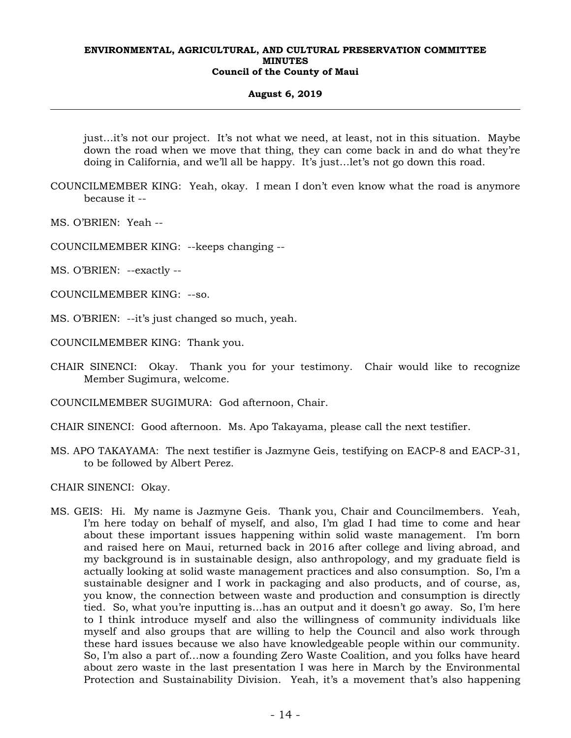just…it's not our project. It's not what we need, at least, not in this situation. Maybe down the road when we move that thing, they can come back in and do what they're doing in California, and we'll all be happy. It's just…let's not go down this road.

COUNCILMEMBER KING: Yeah, okay. I mean I don't even know what the road is anymore because it --

MS. O'BRIEN: Yeah --

COUNCILMEMBER KING: --keeps changing --

MS. O'BRIEN: --exactly --

COUNCILMEMBER KING: --so.

MS. O'BRIEN: --it's just changed so much, yeah.

COUNCILMEMBER KING: Thank you.

CHAIR SINENCI: Okay. Thank you for your testimony. Chair would like to recognize Member Sugimura, welcome.

COUNCILMEMBER SUGIMURA: God afternoon, Chair.

CHAIR SINENCI: Good afternoon. Ms. Apo Takayama, please call the next testifier.

MS. APO TAKAYAMA: The next testifier is Jazmyne Geis, testifying on EACP-8 and EACP-31, to be followed by Albert Perez.

CHAIR SINENCI: Okay.

MS. GEIS: Hi. My name is Jazmyne Geis. Thank you, Chair and Councilmembers. Yeah, I'm here today on behalf of myself, and also, I'm glad I had time to come and hear about these important issues happening within solid waste management. I'm born and raised here on Maui, returned back in 2016 after college and living abroad, and my background is in sustainable design, also anthropology, and my graduate field is actually looking at solid waste management practices and also consumption. So, I'm a sustainable designer and I work in packaging and also products, and of course, as, you know, the connection between waste and production and consumption is directly tied. So, what you're inputting is…has an output and it doesn't go away. So, I'm here to I think introduce myself and also the willingness of community individuals like myself and also groups that are willing to help the Council and also work through these hard issues because we also have knowledgeable people within our community. So, I'm also a part of…now a founding Zero Waste Coalition, and you folks have heard about zero waste in the last presentation I was here in March by the Environmental Protection and Sustainability Division. Yeah, it's a movement that's also happening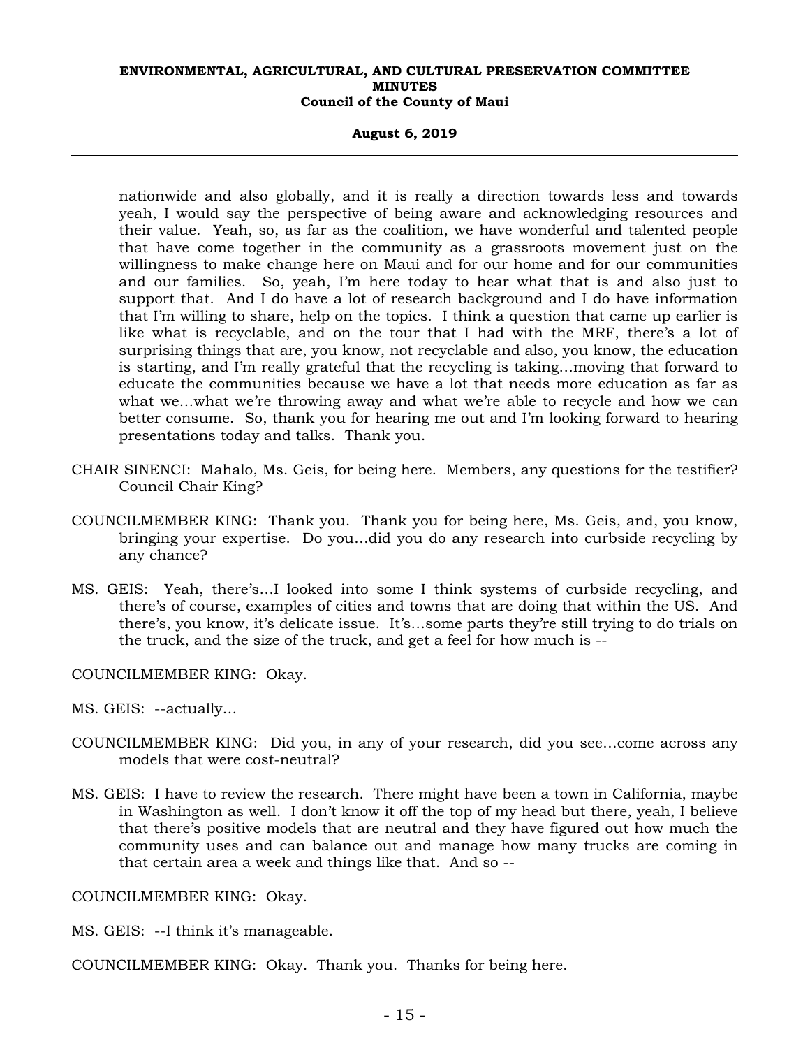nationwide and also globally, and it is really a direction towards less and towards yeah, I would say the perspective of being aware and acknowledging resources and their value. Yeah, so, as far as the coalition, we have wonderful and talented people that have come together in the community as a grassroots movement just on the willingness to make change here on Maui and for our home and for our communities and our families. So, yeah, I'm here today to hear what that is and also just to support that. And I do have a lot of research background and I do have information that I'm willing to share, help on the topics. I think a question that came up earlier is like what is recyclable, and on the tour that I had with the MRF, there's a lot of surprising things that are, you know, not recyclable and also, you know, the education is starting, and I'm really grateful that the recycling is taking...moving that forward to educate the communities because we have a lot that needs more education as far as what we...what we're throwing away and what we're able to recycle and how we can better consume. So, thank you for hearing me out and I'm looking forward to hearing presentations today and talks. Thank you.

CHAIR SINENCI: Mahalo, Ms. Geis, for being here. Members, any questions for the testifier? Council Chair King?

COUNCILMEMBER KING: Thank you. Thank you for being here, Ms. Geis, and, you know, bringing your expertise. Do you...did you do any research into curbside recycling by any chance?

MS. GEIS: Yeah, there's...I looked into some I think systems of curbside recycling, and there's of course, examples of cities and towns that are doing that within the US. And there's, you know, it's delicate issue. It's...some parts they're still trying to do trials on the truck, and the size of the truck, and get a feel for how much is --

COUNCILMEMBER KING: Okay.

MS. GEIS: --actually...

COUNCILMEMBER KING: Did you, in any of your research, did you see...come across any models that were cost-neutral?

MS. GEIS: I have to review the research. There might have been a town in California, maybe in Washington as well. I don't know it off the top of my head but there, yeah, I believe that there's positive models that are neutral and they have figured out how much the community uses and can balance out and manage how many trucks are coming in that certain area a week and things like that. And so --

COUNCILMEMBER KING: Okay.

MS. GEIS: --I think it's manageable.

COUNCILMEMBER KING: Okay. Thank you. Thanks for being here.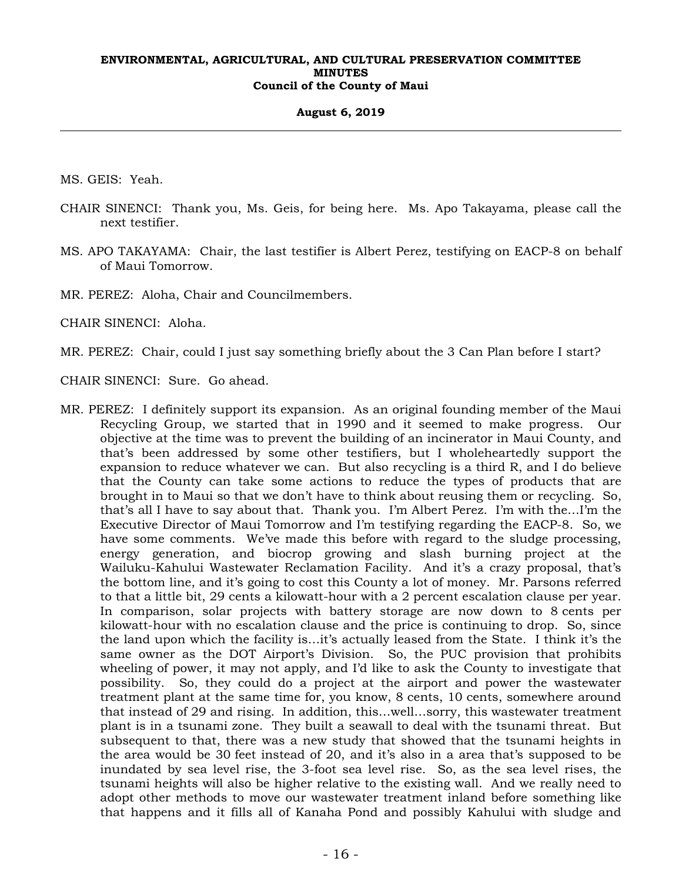MS. GEIS: Yeah.

CHAIR SINENCI: Thank you, Ms. Geis, for being here. Ms. Apo Takayama, please call the next testifier.

MS. APO TAKAYAMA: Chair, the last testifier is Albert Perez, testifying on EACP-8 on behalf of Maui Tomorrow.

MR. PEREZ: Aloha, Chair and Councilmembers.

CHAIR SINENCI: Aloha.

MR. PEREZ: Chair, could I just say something briefly about the 3 Can Plan before I start?

CHAIR SINENCI: Sure. Go ahead.

MR. PEREZ: I definitely support its expansion. As an original founding member of the Maui Recycling Group, we started that in 1990 and it seemed to make progress. Our objective at the time was to prevent the building of an incinerator in Maui County, and that's been addressed by some other testifiers, but I wholeheartedly support the expansion to reduce whatever we can. But also recycling is a third R, and I do believe that the County can take some actions to reduce the types of products that are brought in to Maui so that we don't have to think about reusing them or recycling. So, that's all I have to say about that. Thank you. I'm Albert Perez. I'm with the…I'm the Executive Director of Maui Tomorrow and I'm testifying regarding the EACP-8. So, we have some comments. We've made this before with regard to the sludge processing, energy generation, and biocrop growing and slash burning project at the Wailuku-Kahului Wastewater Reclamation Facility. And it's a crazy proposal, that's the bottom line, and it's going to cost this County a lot of money. Mr. Parsons referred to that a little bit, 29 cents a kilowatt-hour with a 2 percent escalation clause per year. In comparison, solar projects with battery storage are now down to 8 cents per kilowatt-hour with no escalation clause and the price is continuing to drop. So, since the land upon which the facility is…it's actually leased from the State. I think it's the same owner as the DOT Airport's Division. So, the PUC provision that prohibits wheeling of power, it may not apply, and I'd like to ask the County to investigate that possibility. So, they could do a project at the airport and power the wastewater treatment plant at the same time for, you know, 8 cents, 10 cents, somewhere around that instead of 29 and rising. In addition, this…well…sorry, this wastewater treatment plant is in a tsunami zone. They built a seawall to deal with the tsunami threat. But subsequent to that, there was a new study that showed that the tsunami heights in the area would be 30 feet instead of 20, and it's also in a area that's supposed to be inundated by sea level rise, the 3-foot sea level rise. So, as the sea level rises, the tsunami heights will also be higher relative to the existing wall. And we really need to adopt other methods to move our wastewater treatment inland before something like that happens and it fills all of Kanaha Pond and possibly Kahului with sludge and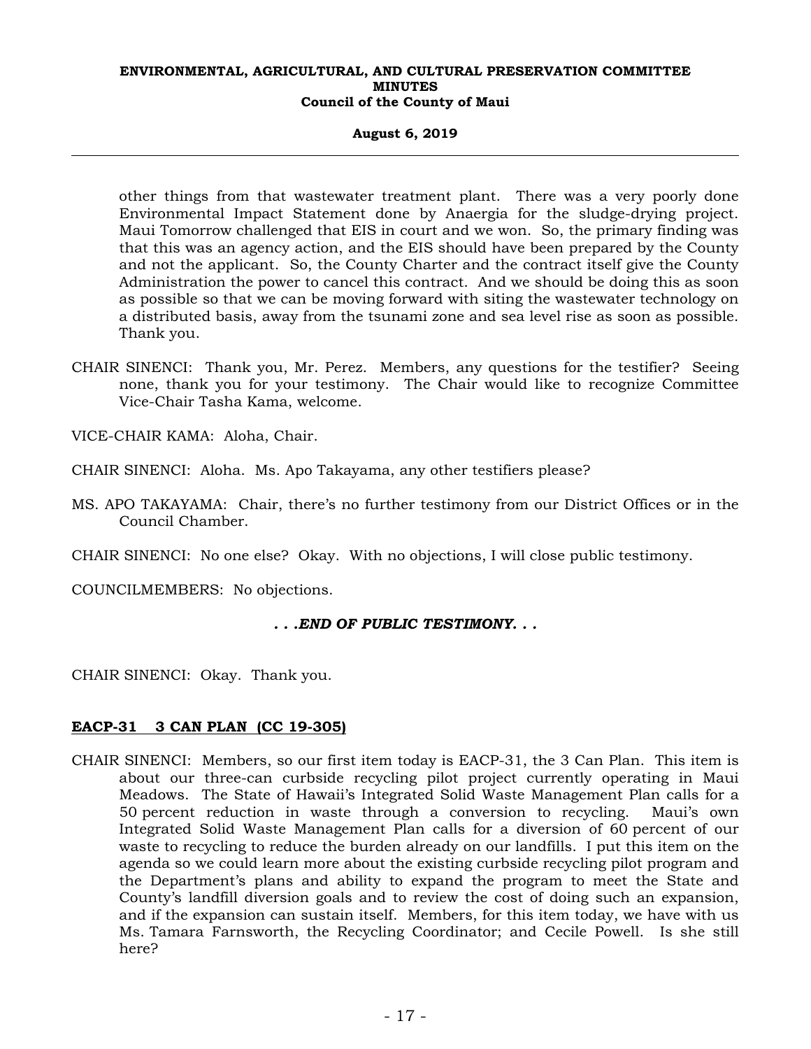other things from that wastewater treatment plant. There was a very poorly done Environmental Impact Statement done by Anaergia for the sludge-drying project. Maui Tomorrow challenged that EIS in court and we won. So, the primary finding was that this was an agency action, and the EIS should have been prepared by the County and not the applicant. So, the County Charter and the contract itself give the County Administration the power to cancel this contract. And we should be doing this as soon as possible so that we can be moving forward with siting the wastewater technology on a distributed basis, away from the tsunami zone and sea level rise as soon as possible. Thank you.

CHAIR SINENCI: Thank you, Mr. Perez. Members, any questions for the testifier? Seeing none, thank you for your testimony. The Chair would like to recognize Committee Vice-Chair Tasha Kama, welcome.

VICE-CHAIR KAMA: Aloha, Chair.

CHAIR SINENCI: Aloha. Ms. Apo Takayama, any other testifiers please?

MS. APO TAKAYAMA: Chair, there's no further testimony from our District Offices or in the Council Chamber.

CHAIR SINENCI: No one else? Okay. With no objections, I will close public testimony.

COUNCILMEMBERS: No objections.

***. . .END OF PUBLIC TESTIMONY. . .***

CHAIR SINENCI: Okay. Thank you.

**EACP-31 3 CAN PLAN (CC 19-305)**

CHAIR SINENCI: Members, so our first item today is EACP-31, the 3 Can Plan. This item is about our three-can curbside recycling pilot project currently operating in Maui Meadows. The State of Hawaii's Integrated Solid Waste Management Plan calls for a 50 percent reduction in waste through a conversion to recycling. Maui's own Integrated Solid Waste Management Plan calls for a diversion of 60 percent of our waste to recycling to reduce the burden already on our landfills. I put this item on the agenda so we could learn more about the existing curbside recycling pilot program and the Department's plans and ability to expand the program to meet the State and County's landfill diversion goals and to review the cost of doing such an expansion, and if the expansion can sustain itself. Members, for this item today, we have with us Ms. Tamara Farnsworth, the Recycling Coordinator; and Cecile Powell. Is she still here?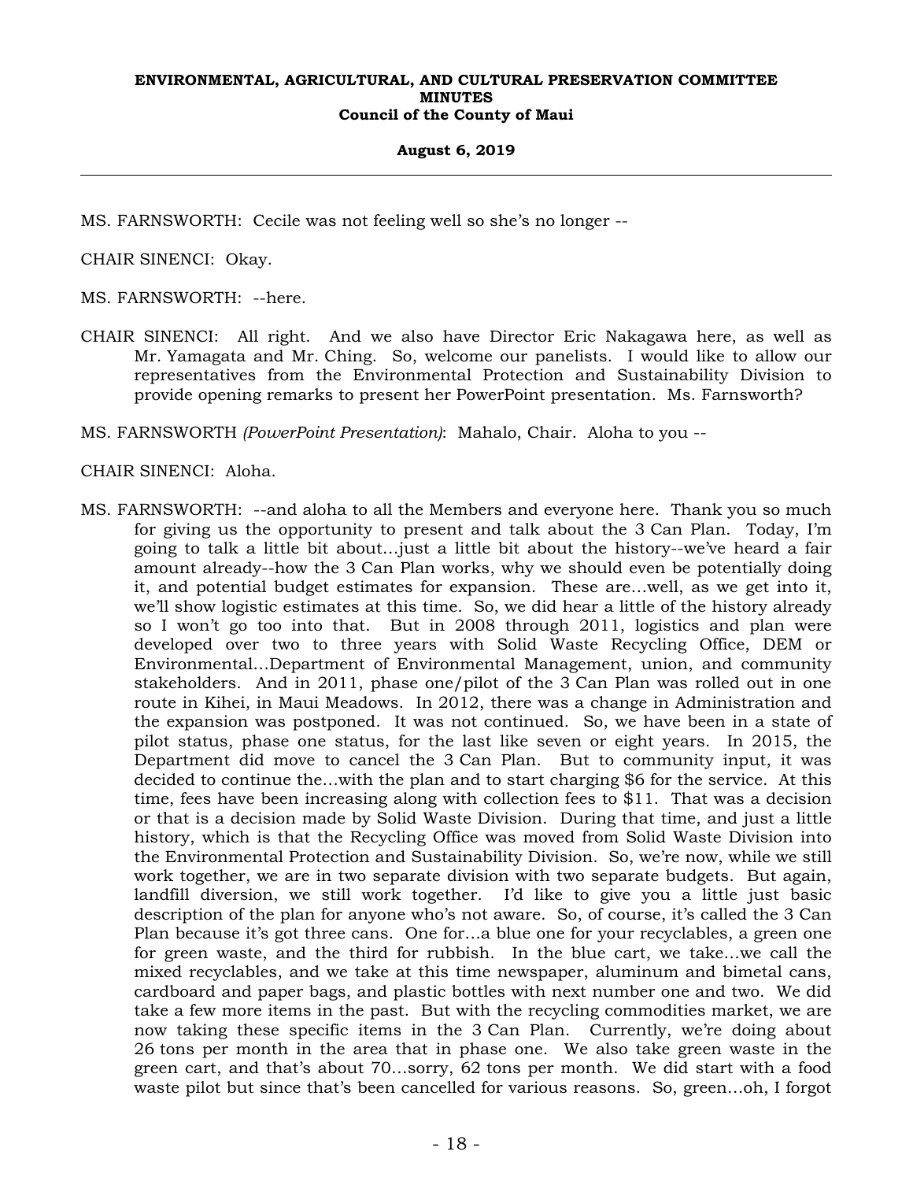MS. FARNSWORTH: Cecile was not feeling well so she's no longer --

CHAIR SINENCI: Okay.

MS. FARNSWORTH: --here.

CHAIR SINENCI: All right. And we also have Director Eric Nakagawa here, as well as Mr. Yamagata and Mr. Ching. So, welcome our panelists. I would like to allow our representatives from the Environmental Protection and Sustainability Division to provide opening remarks to present her PowerPoint presentation. Ms. Farnsworth?

MS. FARNSWORTH *(PowerPoint Presentation)*: Mahalo, Chair. Aloha to you --

CHAIR SINENCI: Aloha.

MS. FARNSWORTH: --and aloha to all the Members and everyone here. Thank you so much for giving us the opportunity to present and talk about the 3 Can Plan. Today, I'm going to talk a little bit about…just a little bit about the history--we've heard a fair amount already--how the 3 Can Plan works, why we should even be potentially doing it, and potential budget estimates for expansion. These are…well, as we get into it, we'll show logistic estimates at this time. So, we did hear a little of the history already so I won't go too into that. But in 2008 through 2011, logistics and plan were developed over two to three years with Solid Waste Recycling Office, DEM or Environmental…Department of Environmental Management, union, and community stakeholders. And in 2011, phase one/pilot of the 3 Can Plan was rolled out in one route in Kihei, in Maui Meadows. In 2012, there was a change in Administration and the expansion was postponed. It was not continued. So, we have been in a state of pilot status, phase one status, for the last like seven or eight years. In 2015, the Department did move to cancel the 3 Can Plan. But to community input, it was decided to continue the…with the plan and to start charging $6 for the service. At this time, fees have been increasing along with collection fees to $11. That was a decision or that is a decision made by Solid Waste Division. During that time, and just a little history, which is that the Recycling Office was moved from Solid Waste Division into the Environmental Protection and Sustainability Division. So, we're now, while we still work together, we are in two separate division with two separate budgets. But again, landfill diversion, we still work together. I'd like to give you a little just basic description of the plan for anyone who's not aware. So, of course, it's called the 3 Can Plan because it's got three cans. One for…a blue one for your recyclables, a green one for green waste, and the third for rubbish. In the blue cart, we take…we call the mixed recyclables, and we take at this time newspaper, aluminum and bimetal cans, cardboard and paper bags, and plastic bottles with next number one and two. We did take a few more items in the past. But with the recycling commodities market, we are now taking these specific items in the 3 Can Plan. Currently, we're doing about 26 tons per month in the area that in phase one. We also take green waste in the green cart, and that's about 70…sorry, 62 tons per month. We did start with a food waste pilot but since that's been cancelled for various reasons. So, green…oh, I forgot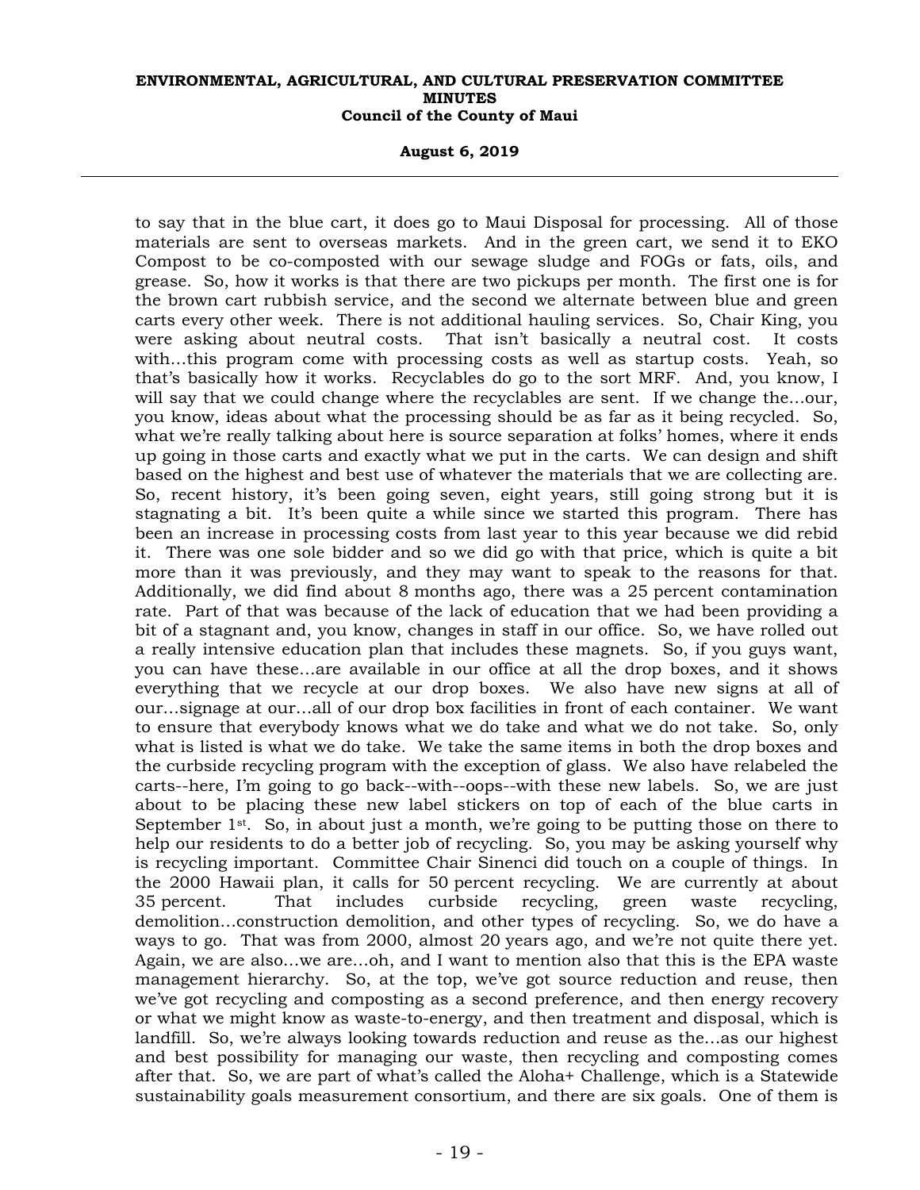to say that in the blue cart, it does go to Maui Disposal for processing. All of those materials are sent to overseas markets. And in the green cart, we send it to EKO Compost to be co-composted with our sewage sludge and FOGs or fats, oils, and grease. So, how it works is that there are two pickups per month. The first one is for the brown cart rubbish service, and the second we alternate between blue and green carts every other week. There is not additional hauling services. So, Chair King, you were asking about neutral costs. That isn't basically a neutral cost. It costs with...this program come with processing costs as well as startup costs. Yeah, so that's basically how it works. Recyclables do go to the sort MRF. And, you know, I will say that we could change where the recyclables are sent. If we change the...our, you know, ideas about what the processing should be as far as it being recycled. So, what we're really talking about here is source separation at folks' homes, where it ends up going in those carts and exactly what we put in the carts. We can design and shift based on the highest and best use of whatever the materials that we are collecting are. So, recent history, it's been going seven, eight years, still going strong but it is stagnating a bit. It's been quite a while since we started this program. There has been an increase in processing costs from last year to this year because we did rebid it. There was one sole bidder and so we did go with that price, which is quite a bit more than it was previously, and they may want to speak to the reasons for that. Additionally, we did find about 8 months ago, there was a 25 percent contamination rate. Part of that was because of the lack of education that we had been providing a bit of a stagnant and, you know, changes in staff in our office. So, we have rolled out a really intensive education plan that includes these magnets. So, if you guys want, you can have these...are available in our office at all the drop boxes, and it shows everything that we recycle at our drop boxes. We also have new signs at all of our...signage at our...all of our drop box facilities in front of each container. We want to ensure that everybody knows what we do take and what we do not take. So, only what is listed is what we do take. We take the same items in both the drop boxes and the curbside recycling program with the exception of glass. We also have relabeled the carts--here, I'm going to go back--with--oops--with these new labels. So, we are just about to be placing these new label stickers on top of each of the blue carts in September 1st. So, in about just a month, we're going to be putting those on there to help our residents to do a better job of recycling. So, you may be asking yourself why is recycling important. Committee Chair Sinenci did touch on a couple of things. In the 2000 Hawaii plan, it calls for 50 percent recycling. We are currently at about 35 percent. That includes curbside recycling, green waste recycling, demolition...construction demolition, and other types of recycling. So, we do have a ways to go. That was from 2000, almost 20 years ago, and we're not quite there yet. Again, we are also...we are...oh, and I want to mention also that this is the EPA waste management hierarchy. So, at the top, we've got source reduction and reuse, then we've got recycling and composting as a second preference, and then energy recovery or what we might know as waste-to-energy, and then treatment and disposal, which is landfill. So, we're always looking towards reduction and reuse as the...as our highest and best possibility for managing our waste, then recycling and composting comes after that. So, we are part of what's called the Aloha+ Challenge, which is a Statewide sustainability goals measurement consortium, and there are six goals. One of them is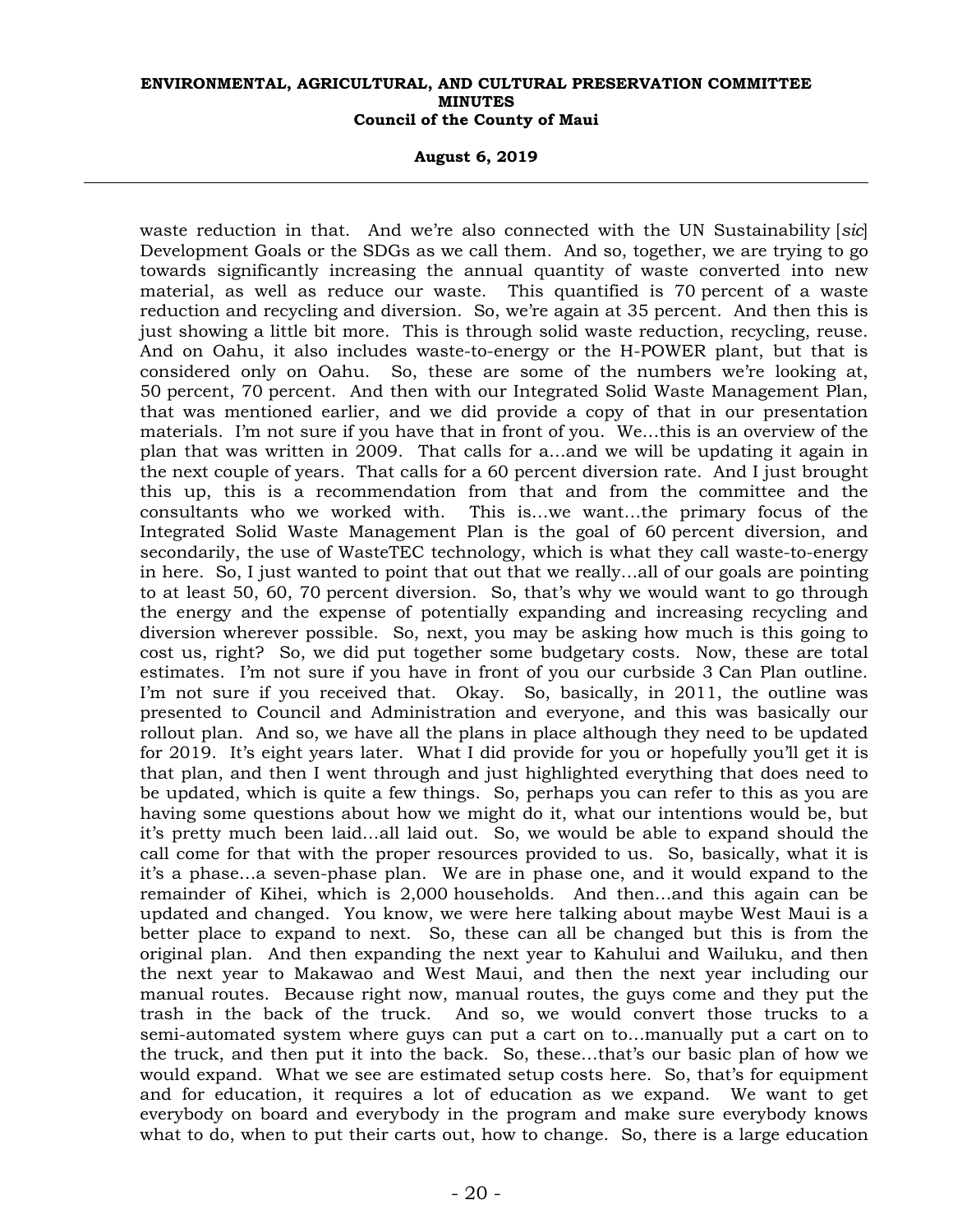waste reduction in that. And we're also connected with the UN Sustainability [*sic*] Development Goals or the SDGs as we call them. And so, together, we are trying to go towards significantly increasing the annual quantity of waste converted into new material, as well as reduce our waste. This quantified is 70 percent of a waste reduction and recycling and diversion. So, we're again at 35 percent. And then this is just showing a little bit more. This is through solid waste reduction, recycling, reuse. And on Oahu, it also includes waste-to-energy or the H-POWER plant, but that is considered only on Oahu. So, these are some of the numbers we're looking at, 50 percent, 70 percent. And then with our Integrated Solid Waste Management Plan, that was mentioned earlier, and we did provide a copy of that in our presentation materials. I'm not sure if you have that in front of you. We...this is an overview of the plan that was written in 2009. That calls for a...and we will be updating it again in the next couple of years. That calls for a 60 percent diversion rate. And I just brought this up, this is a recommendation from that and from the committee and the consultants who we worked with. This is...we want...the primary focus of the Integrated Solid Waste Management Plan is the goal of 60 percent diversion, and secondarily, the use of WasteTEC technology, which is what they call waste-to-energy in here. So, I just wanted to point that out that we really...all of our goals are pointing to at least 50, 60, 70 percent diversion. So, that's why we would want to go through the energy and the expense of potentially expanding and increasing recycling and diversion wherever possible. So, next, you may be asking how much is this going to cost us, right? So, we did put together some budgetary costs. Now, these are total estimates. I'm not sure if you have in front of you our curbside 3 Can Plan outline. I'm not sure if you received that. Okay. So, basically, in 2011, the outline was presented to Council and Administration and everyone, and this was basically our rollout plan. And so, we have all the plans in place although they need to be updated for 2019. It's eight years later. What I did provide for you or hopefully you'll get it is that plan, and then I went through and just highlighted everything that does need to be updated, which is quite a few things. So, perhaps you can refer to this as you are having some questions about how we might do it, what our intentions would be, but it's pretty much been laid...all laid out. So, we would be able to expand should the call come for that with the proper resources provided to us. So, basically, what it is it's a phase...a seven-phase plan. We are in phase one, and it would expand to the remainder of Kihei, which is 2,000 households. And then...and this again can be updated and changed. You know, we were here talking about maybe West Maui is a better place to expand to next. So, these can all be changed but this is from the original plan. And then expanding the next year to Kahului and Wailuku, and then the next year to Makawao and West Maui, and then the next year including our manual routes. Because right now, manual routes, the guys come and they put the trash in the back of the truck. And so, we would convert those trucks to a semi-automated system where guys can put a cart on to...manually put a cart on to the truck, and then put it into the back. So, these...that's our basic plan of how we would expand. What we see are estimated setup costs here. So, that's for equipment and for education, it requires a lot of education as we expand. We want to get everybody on board and everybody in the program and make sure everybody knows what to do, when to put their carts out, how to change. So, there is a large education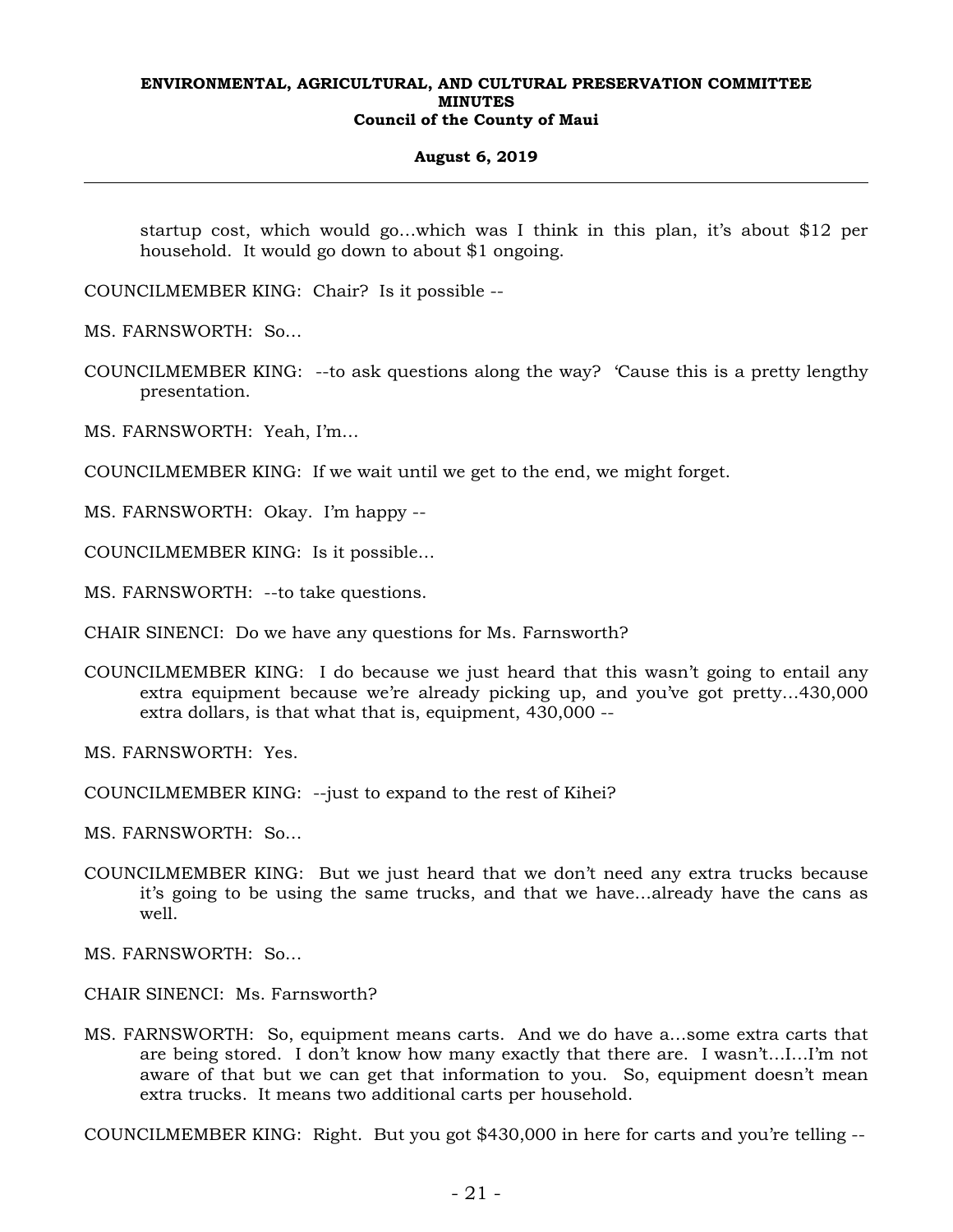startup cost, which would go...which was I think in this plan, it's about $12 per household. It would go down to about $1 ongoing.

COUNCILMEMBER KING: Chair? Is it possible --

MS. FARNSWORTH: So...

COUNCILMEMBER KING: --to ask questions along the way? 'Cause this is a pretty lengthy presentation.

MS. FARNSWORTH: Yeah, I'm...

COUNCILMEMBER KING: If we wait until we get to the end, we might forget.

MS. FARNSWORTH: Okay. I'm happy --

COUNCILMEMBER KING: Is it possible...

MS. FARNSWORTH: --to take questions.

CHAIR SINENCI: Do we have any questions for Ms. Farnsworth?

COUNCILMEMBER KING: I do because we just heard that this wasn't going to entail any extra equipment because we're already picking up, and you've got pretty...430,000 extra dollars, is that what that is, equipment, 430,000 --

MS. FARNSWORTH: Yes.

COUNCILMEMBER KING: --just to expand to the rest of Kihei?

MS. FARNSWORTH: So...

COUNCILMEMBER KING: But we just heard that we don't need any extra trucks because it's going to be using the same trucks, and that we have...already have the cans as well.

MS. FARNSWORTH: So...

CHAIR SINENCI: Ms. Farnsworth?

MS. FARNSWORTH: So, equipment means carts. And we do have a...some extra carts that are being stored. I don't know how many exactly that there are. I wasn't...I...I'm not aware of that but we can get that information to you. So, equipment doesn't mean extra trucks. It means two additional carts per household.

COUNCILMEMBER KING: Right. But you got $430,000 in here for carts and you're telling --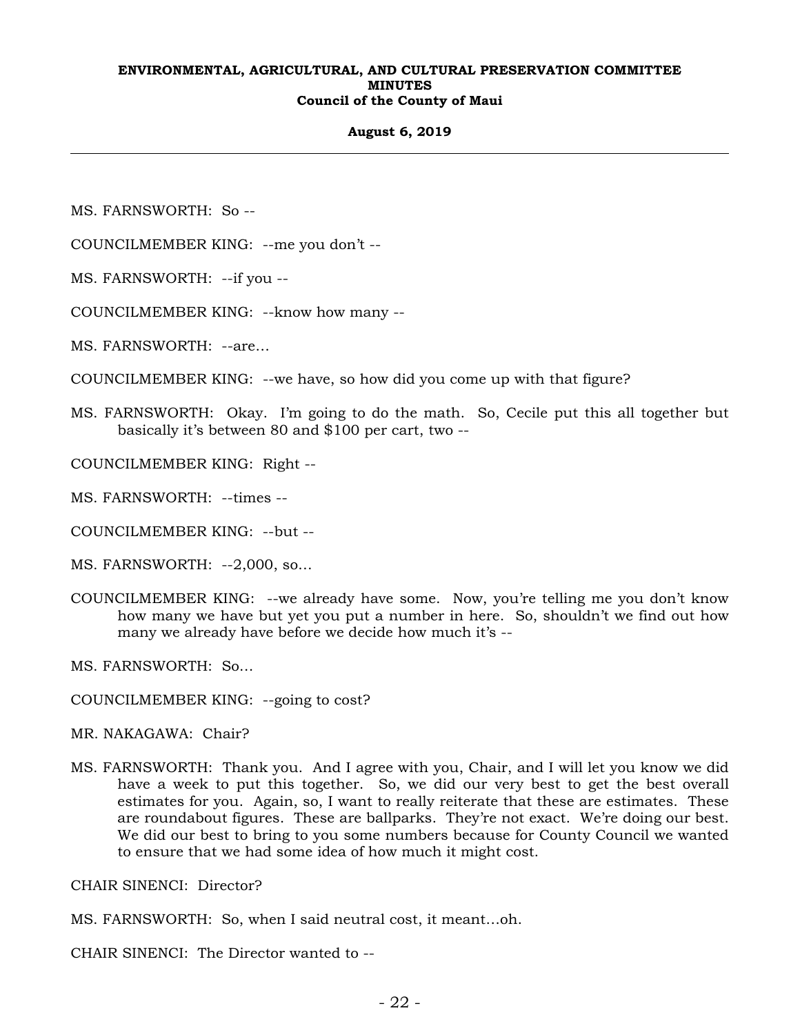MS. FARNSWORTH: So --

COUNCILMEMBER KING: --me you don't --

MS. FARNSWORTH: --if you --

COUNCILMEMBER KING: --know how many --

MS. FARNSWORTH: --are...

COUNCILMEMBER KING: --we have, so how did you come up with that figure?

MS. FARNSWORTH: Okay. I'm going to do the math. So, Cecile put this all together but basically it's between 80 and $100 per cart, two --

COUNCILMEMBER KING: Right --

MS. FARNSWORTH: --times --

COUNCILMEMBER KING: --but --

MS. FARNSWORTH: --2,000, so...

COUNCILMEMBER KING: --we already have some. Now, you're telling me you don't know how many we have but yet you put a number in here. So, shouldn't we find out how many we already have before we decide how much it's --

MS. FARNSWORTH: So...

COUNCILMEMBER KING: --going to cost?

MR. NAKAGAWA: Chair?

MS. FARNSWORTH: Thank you. And I agree with you, Chair, and I will let you know we did have a week to put this together. So, we did our very best to get the best overall estimates for you. Again, so, I want to really reiterate that these are estimates. These are roundabout figures. These are ballparks. They're not exact. We're doing our best. We did our best to bring to you some numbers because for County Council we wanted to ensure that we had some idea of how much it might cost.

CHAIR SINENCI: Director?

MS. FARNSWORTH: So, when I said neutral cost, it meant...oh.

CHAIR SINENCI: The Director wanted to --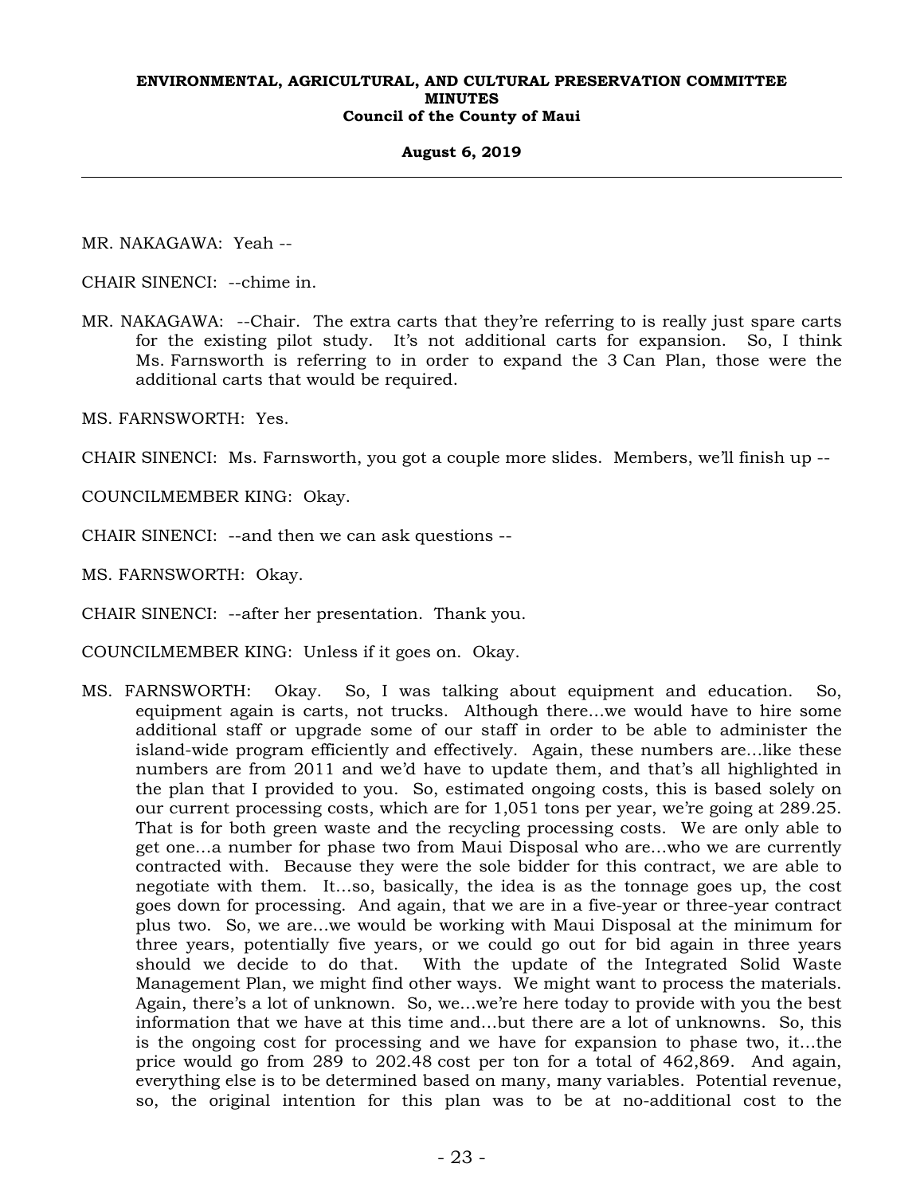MR. NAKAGAWA: Yeah --

CHAIR SINENCI: --chime in.

MR. NAKAGAWA: --Chair. The extra carts that they're referring to is really just spare carts for the existing pilot study. It's not additional carts for expansion. So, I think Ms. Farnsworth is referring to in order to expand the 3 Can Plan, those were the additional carts that would be required.

MS. FARNSWORTH: Yes.

CHAIR SINENCI: Ms. Farnsworth, you got a couple more slides. Members, we'll finish up --

COUNCILMEMBER KING: Okay.

CHAIR SINENCI: --and then we can ask questions --

MS. FARNSWORTH: Okay.

CHAIR SINENCI: --after her presentation. Thank you.

COUNCILMEMBER KING: Unless if it goes on. Okay.

MS. FARNSWORTH: Okay. So, I was talking about equipment and education. So, equipment again is carts, not trucks. Although there...we would have to hire some additional staff or upgrade some of our staff in order to be able to administer the island-wide program efficiently and effectively. Again, these numbers are...like these numbers are from 2011 and we'd have to update them, and that's all highlighted in the plan that I provided to you. So, estimated ongoing costs, this is based solely on our current processing costs, which are for 1,051 tons per year, we're going at 289.25. That is for both green waste and the recycling processing costs. We are only able to get one...a number for phase two from Maui Disposal who are...who we are currently contracted with. Because they were the sole bidder for this contract, we are able to negotiate with them. It...so, basically, the idea is as the tonnage goes up, the cost goes down for processing. And again, that we are in a five-year or three-year contract plus two. So, we are...we would be working with Maui Disposal at the minimum for three years, potentially five years, or we could go out for bid again in three years should we decide to do that. With the update of the Integrated Solid Waste Management Plan, we might find other ways. We might want to process the materials. Again, there's a lot of unknown. So, we...we're here today to provide with you the best information that we have at this time and...but there are a lot of unknowns. So, this is the ongoing cost for processing and we have for expansion to phase two, it...the price would go from 289 to 202.48 cost per ton for a total of 462,869. And again, everything else is to be determined based on many, many variables. Potential revenue, so, the original intention for this plan was to be at no-additional cost to the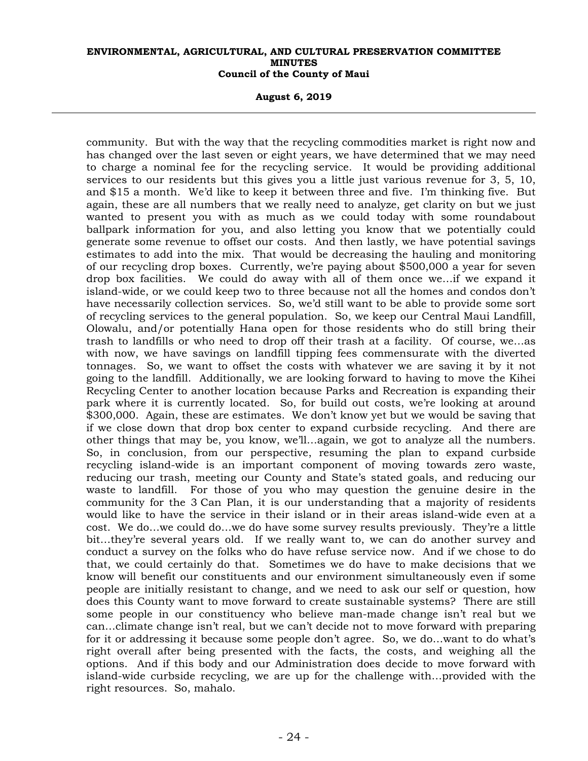community. But with the way that the recycling commodities market is right now and has changed over the last seven or eight years, we have determined that we may need to charge a nominal fee for the recycling service. It would be providing additional services to our residents but this gives you a little just various revenue for 3, 5, 10, and $15 a month. We'd like to keep it between three and five. I'm thinking five. But again, these are all numbers that we really need to analyze, get clarity on but we just wanted to present you with as much as we could today with some roundabout ballpark information for you, and also letting you know that we potentially could generate some revenue to offset our costs. And then lastly, we have potential savings estimates to add into the mix. That would be decreasing the hauling and monitoring of our recycling drop boxes. Currently, we're paying about $500,000 a year for seven drop box facilities. We could do away with all of them once we...if we expand it island-wide, or we could keep two to three because not all the homes and condos don't have necessarily collection services. So, we'd still want to be able to provide some sort of recycling services to the general population. So, we keep our Central Maui Landfill, Olowalu, and/or potentially Hana open for those residents who do still bring their trash to landfills or who need to drop off their trash at a facility. Of course, we...as with now, we have savings on landfill tipping fees commensurate with the diverted tonnages. So, we want to offset the costs with whatever we are saving it by it not going to the landfill. Additionally, we are looking forward to having to move the Kihei Recycling Center to another location because Parks and Recreation is expanding their park where it is currently located. So, for build out costs, we're looking at around $300,000. Again, these are estimates. We don't know yet but we would be saving that if we close down that drop box center to expand curbside recycling. And there are other things that may be, you know, we'll...again, we got to analyze all the numbers. So, in conclusion, from our perspective, resuming the plan to expand curbside recycling island-wide is an important component of moving towards zero waste, reducing our trash, meeting our County and State's stated goals, and reducing our waste to landfill. For those of you who may question the genuine desire in the community for the 3 Can Plan, it is our understanding that a majority of residents would like to have the service in their island or in their areas island-wide even at a cost. We do...we could do...we do have some survey results previously. They're a little bit...they're several years old. If we really want to, we can do another survey and conduct a survey on the folks who do have refuse service now. And if we chose to do that, we could certainly do that. Sometimes we do have to make decisions that we know will benefit our constituents and our environment simultaneously even if some people are initially resistant to change, and we need to ask our self or question, how does this County want to move forward to create sustainable systems? There are still some people in our constituency who believe man-made change isn't real but we can...climate change isn't real, but we can't decide not to move forward with preparing for it or addressing it because some people don't agree. So, we do...want to do what's right overall after being presented with the facts, the costs, and weighing all the options. And if this body and our Administration does decide to move forward with island-wide curbside recycling, we are up for the challenge with...provided with the right resources. So, mahalo.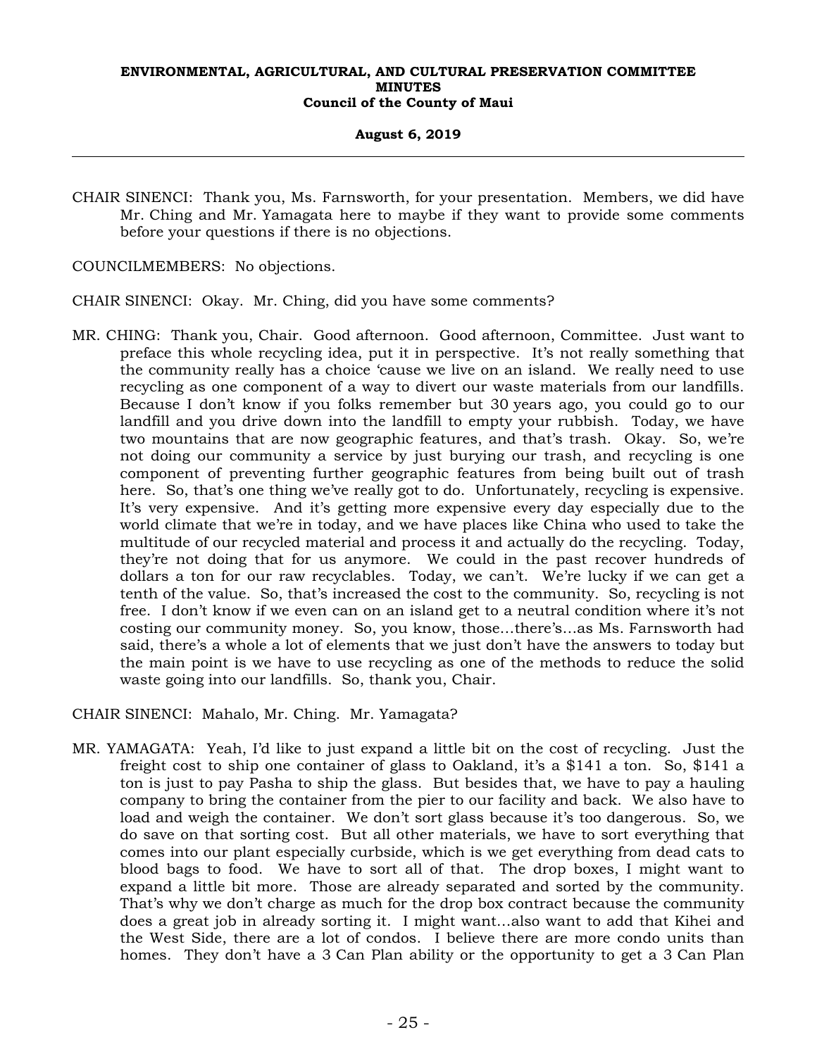CHAIR SINENCI: Thank you, Ms. Farnsworth, for your presentation. Members, we did have Mr. Ching and Mr. Yamagata here to maybe if they want to provide some comments before your questions if there is no objections.

COUNCILMEMBERS: No objections.

CHAIR SINENCI: Okay. Mr. Ching, did you have some comments?

MR. CHING: Thank you, Chair. Good afternoon. Good afternoon, Committee. Just want to preface this whole recycling idea, put it in perspective. It's not really something that the community really has a choice 'cause we live on an island. We really need to use recycling as one component of a way to divert our waste materials from our landfills. Because I don't know if you folks remember but 30 years ago, you could go to our landfill and you drive down into the landfill to empty your rubbish. Today, we have two mountains that are now geographic features, and that's trash. Okay. So, we're not doing our community a service by just burying our trash, and recycling is one component of preventing further geographic features from being built out of trash here. So, that's one thing we've really got to do. Unfortunately, recycling is expensive. It's very expensive. And it's getting more expensive every day especially due to the world climate that we're in today, and we have places like China who used to take the multitude of our recycled material and process it and actually do the recycling. Today, they're not doing that for us anymore. We could in the past recover hundreds of dollars a ton for our raw recyclables. Today, we can't. We're lucky if we can get a tenth of the value. So, that's increased the cost to the community. So, recycling is not free. I don't know if we even can on an island get to a neutral condition where it's not costing our community money. So, you know, those...there's...as Ms. Farnsworth had said, there's a whole a lot of elements that we just don't have the answers to today but the main point is we have to use recycling as one of the methods to reduce the solid waste going into our landfills. So, thank you, Chair.

CHAIR SINENCI: Mahalo, Mr. Ching. Mr. Yamagata?

MR. YAMAGATA: Yeah, I'd like to just expand a little bit on the cost of recycling. Just the freight cost to ship one container of glass to Oakland, it's a $141 a ton. So, $141 a ton is just to pay Pasha to ship the glass. But besides that, we have to pay a hauling company to bring the container from the pier to our facility and back. We also have to load and weigh the container. We don't sort glass because it's too dangerous. So, we do save on that sorting cost. But all other materials, we have to sort everything that comes into our plant especially curbside, which is we get everything from dead cats to blood bags to food. We have to sort all of that. The drop boxes, I might want to expand a little bit more. Those are already separated and sorted by the community. That's why we don't charge as much for the drop box contract because the community does a great job in already sorting it. I might want...also want to add that Kihei and the West Side, there are a lot of condos. I believe there are more condo units than homes. They don't have a 3 Can Plan ability or the opportunity to get a 3 Can Plan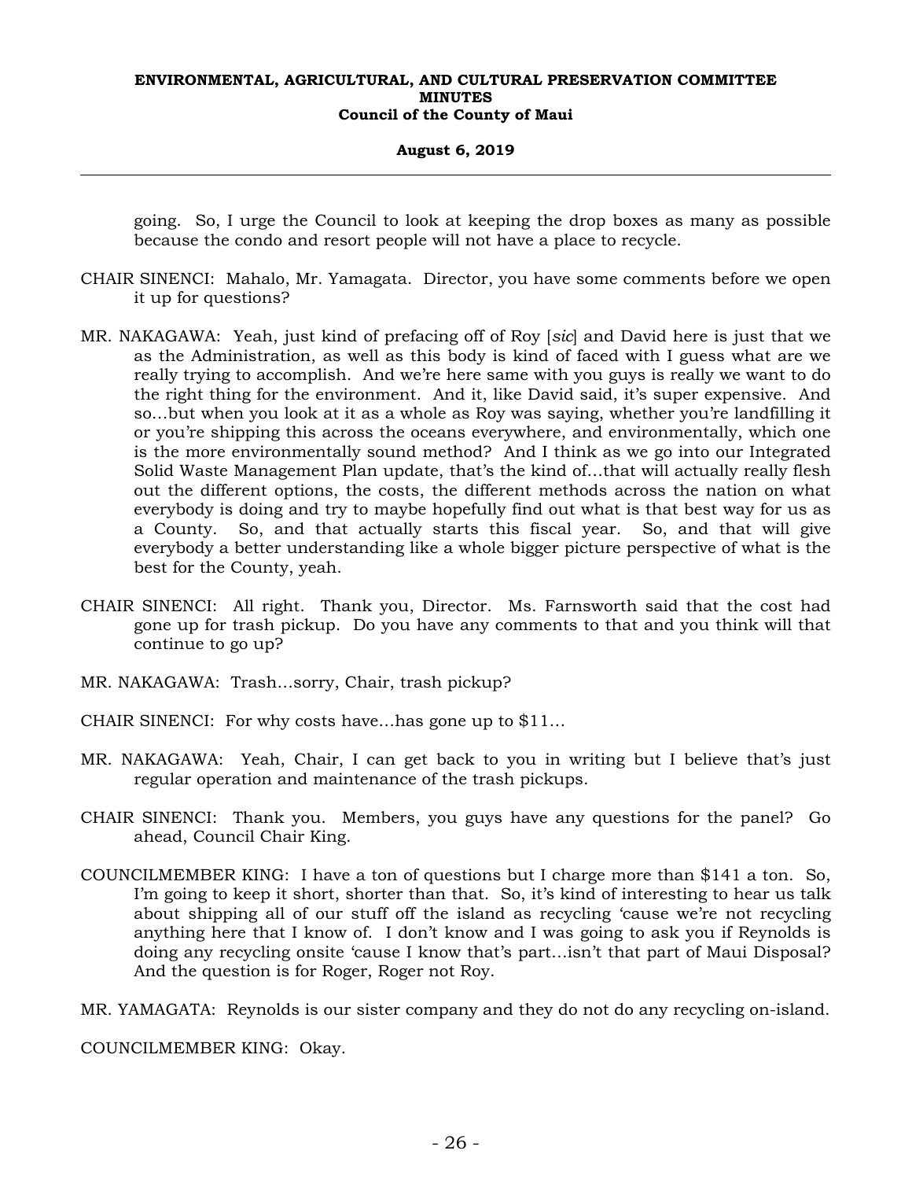going. So, I urge the Council to look at keeping the drop boxes as many as possible because the condo and resort people will not have a place to recycle.

CHAIR SINENCI: Mahalo, Mr. Yamagata. Director, you have some comments before we open it up for questions?

MR. NAKAGAWA: Yeah, just kind of prefacing off of Roy [*sic*] and David here is just that we as the Administration, as well as this body is kind of faced with I guess what are we really trying to accomplish. And we're here same with you guys is really we want to do the right thing for the environment. And it, like David said, it's super expensive. And so…but when you look at it as a whole as Roy was saying, whether you're landfilling it or you're shipping this across the oceans everywhere, and environmentally, which one is the more environmentally sound method? And I think as we go into our Integrated Solid Waste Management Plan update, that's the kind of…that will actually really flesh out the different options, the costs, the different methods across the nation on what everybody is doing and try to maybe hopefully find out what is that best way for us as a County. So, and that actually starts this fiscal year. So, and that will give everybody a better understanding like a whole bigger picture perspective of what is the best for the County, yeah.

CHAIR SINENCI: All right. Thank you, Director. Ms. Farnsworth said that the cost had gone up for trash pickup. Do you have any comments to that and you think will that continue to go up?

MR. NAKAGAWA: Trash…sorry, Chair, trash pickup?

CHAIR SINENCI: For why costs have…has gone up to $11…

MR. NAKAGAWA: Yeah, Chair, I can get back to you in writing but I believe that's just regular operation and maintenance of the trash pickups.

CHAIR SINENCI: Thank you. Members, you guys have any questions for the panel? Go ahead, Council Chair King.

COUNCILMEMBER KING: I have a ton of questions but I charge more than $141 a ton. So, I'm going to keep it short, shorter than that. So, it's kind of interesting to hear us talk about shipping all of our stuff off the island as recycling 'cause we're not recycling anything here that I know of. I don't know and I was going to ask you if Reynolds is doing any recycling onsite 'cause I know that's part…isn't that part of Maui Disposal? And the question is for Roger, Roger not Roy.

MR. YAMAGATA: Reynolds is our sister company and they do not do any recycling on-island.

COUNCILMEMBER KING: Okay.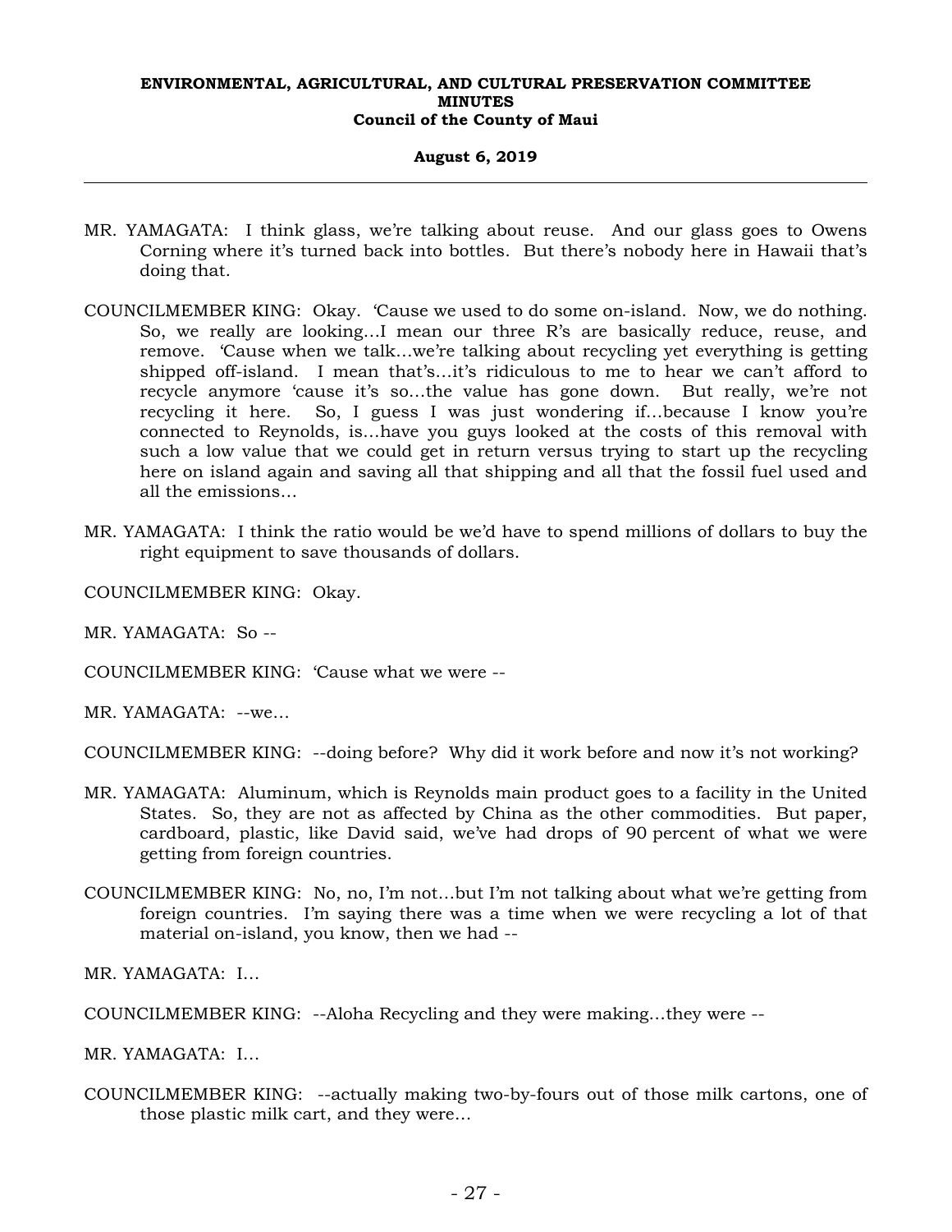MR. YAMAGATA: I think glass, we're talking about reuse. And our glass goes to Owens Corning where it's turned back into bottles. But there's nobody here in Hawaii that's doing that.

COUNCILMEMBER KING: Okay. 'Cause we used to do some on-island. Now, we do nothing. So, we really are looking…I mean our three R's are basically reduce, reuse, and remove. 'Cause when we talk…we're talking about recycling yet everything is getting shipped off-island. I mean that's…it's ridiculous to me to hear we can't afford to recycle anymore 'cause it's so…the value has gone down. But really, we're not recycling it here. So, I guess I was just wondering if…because I know you're connected to Reynolds, is…have you guys looked at the costs of this removal with such a low value that we could get in return versus trying to start up the recycling here on island again and saving all that shipping and all that the fossil fuel used and all the emissions…

MR. YAMAGATA: I think the ratio would be we'd have to spend millions of dollars to buy the right equipment to save thousands of dollars.

COUNCILMEMBER KING: Okay.

MR. YAMAGATA: So --

COUNCILMEMBER KING: 'Cause what we were --

MR. YAMAGATA: --we…

COUNCILMEMBER KING: --doing before? Why did it work before and now it's not working?

MR. YAMAGATA: Aluminum, which is Reynolds main product goes to a facility in the United States. So, they are not as affected by China as the other commodities. But paper, cardboard, plastic, like David said, we've had drops of 90 percent of what we were getting from foreign countries.

COUNCILMEMBER KING: No, no, I'm not…but I'm not talking about what we're getting from foreign countries. I'm saying there was a time when we were recycling a lot of that material on-island, you know, then we had --

MR. YAMAGATA: I…

COUNCILMEMBER KING: --Aloha Recycling and they were making…they were --

MR. YAMAGATA: I…

COUNCILMEMBER KING: --actually making two-by-fours out of those milk cartons, one of those plastic milk cart, and they were…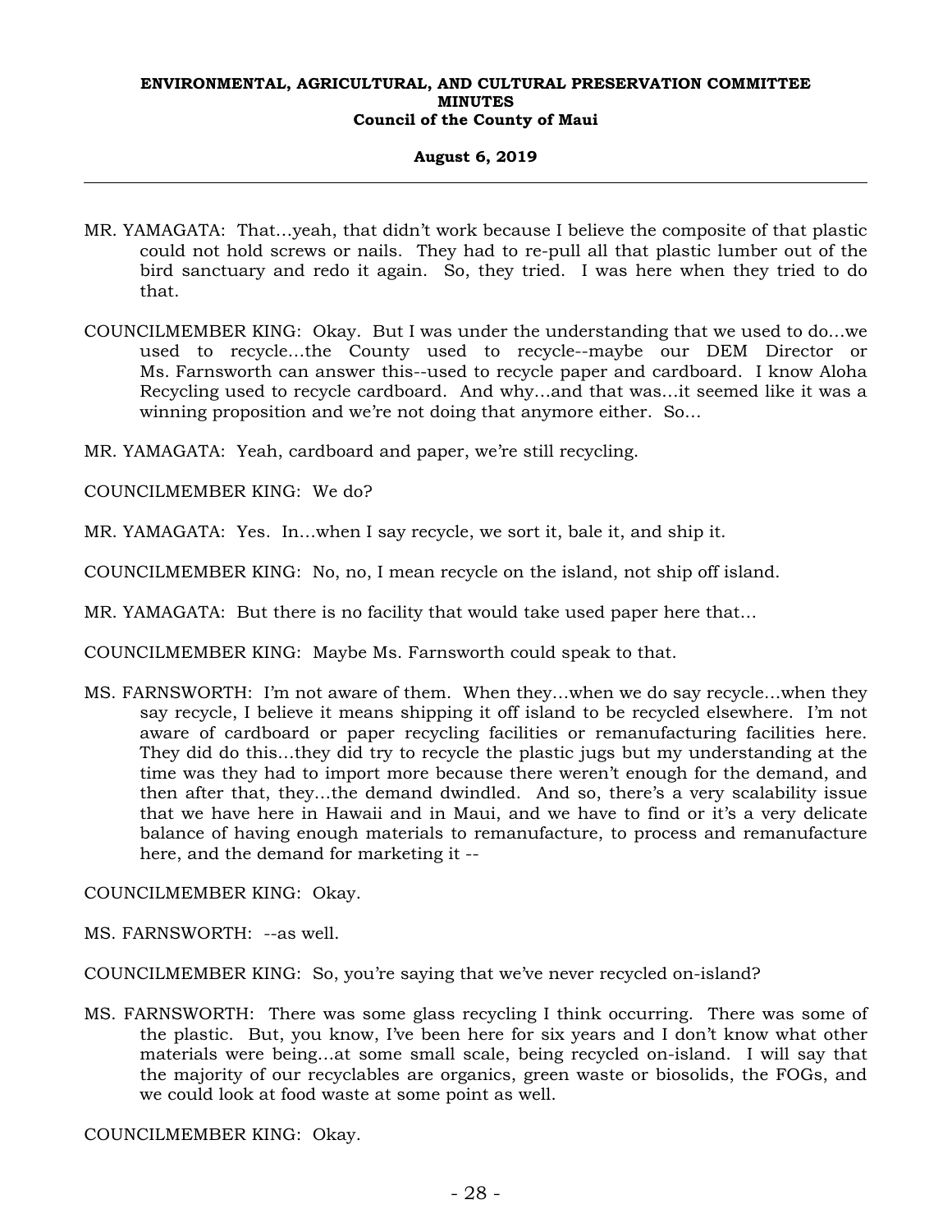MR. YAMAGATA: That…yeah, that didn't work because I believe the composite of that plastic could not hold screws or nails. They had to re-pull all that plastic lumber out of the bird sanctuary and redo it again. So, they tried. I was here when they tried to do that.

COUNCILMEMBER KING: Okay. But I was under the understanding that we used to do…we used to recycle…the County used to recycle--maybe our DEM Director or Ms. Farnsworth can answer this--used to recycle paper and cardboard. I know Aloha Recycling used to recycle cardboard. And why…and that was…it seemed like it was a winning proposition and we're not doing that anymore either. So…

MR. YAMAGATA: Yeah, cardboard and paper, we're still recycling.

COUNCILMEMBER KING: We do?

MR. YAMAGATA: Yes. In…when I say recycle, we sort it, bale it, and ship it.

COUNCILMEMBER KING: No, no, I mean recycle on the island, not ship off island.

MR. YAMAGATA: But there is no facility that would take used paper here that…

COUNCILMEMBER KING: Maybe Ms. Farnsworth could speak to that.

MS. FARNSWORTH: I'm not aware of them. When they…when we do say recycle…when they say recycle, I believe it means shipping it off island to be recycled elsewhere. I'm not aware of cardboard or paper recycling facilities or remanufacturing facilities here. They did do this…they did try to recycle the plastic jugs but my understanding at the time was they had to import more because there weren't enough for the demand, and then after that, they…the demand dwindled. And so, there's a very scalability issue that we have here in Hawaii and in Maui, and we have to find or it's a very delicate balance of having enough materials to remanufacture, to process and remanufacture here, and the demand for marketing it --

COUNCILMEMBER KING: Okay.

MS. FARNSWORTH: --as well.

COUNCILMEMBER KING: So, you're saying that we've never recycled on-island?

MS. FARNSWORTH: There was some glass recycling I think occurring. There was some of the plastic. But, you know, I've been here for six years and I don't know what other materials were being…at some small scale, being recycled on-island. I will say that the majority of our recyclables are organics, green waste or biosolids, the FOGs, and we could look at food waste at some point as well.

COUNCILMEMBER KING: Okay.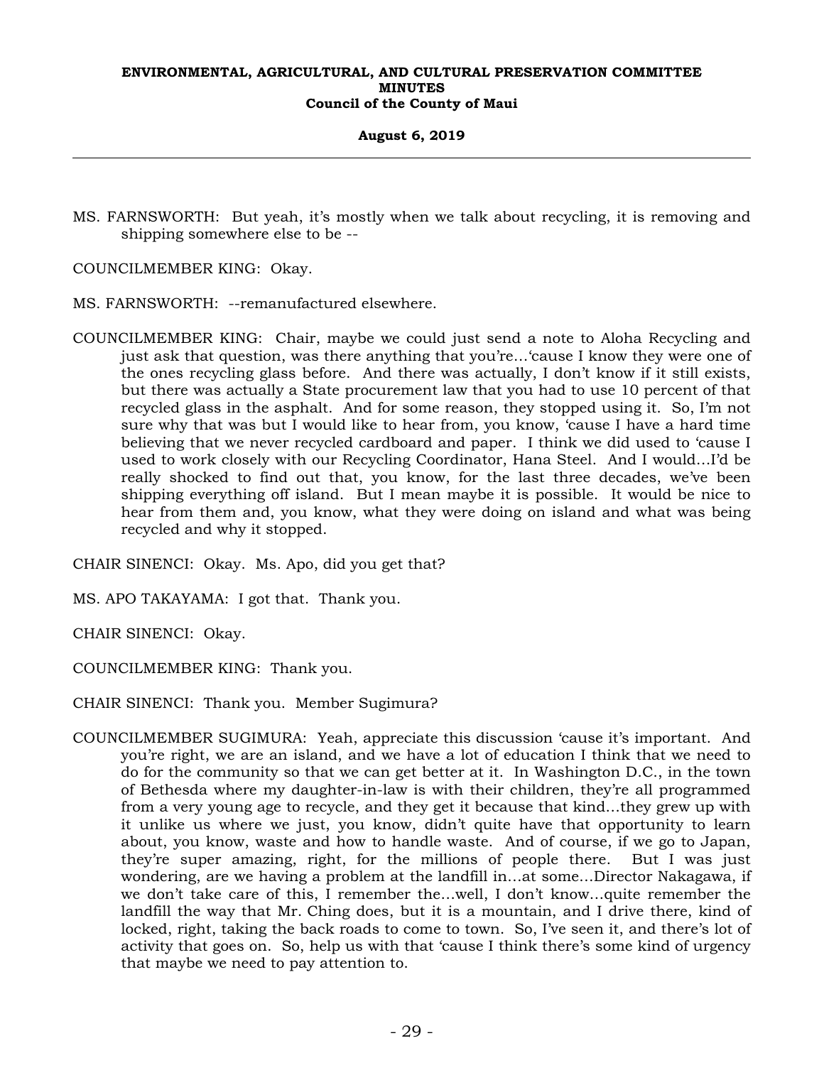MS. FARNSWORTH: But yeah, it's mostly when we talk about recycling, it is removing and shipping somewhere else to be --

COUNCILMEMBER KING: Okay.

MS. FARNSWORTH: --remanufactured elsewhere.

COUNCILMEMBER KING: Chair, maybe we could just send a note to Aloha Recycling and just ask that question, was there anything that you're…'cause I know they were one of the ones recycling glass before. And there was actually, I don't know if it still exists, but there was actually a State procurement law that you had to use 10 percent of that recycled glass in the asphalt. And for some reason, they stopped using it. So, I'm not sure why that was but I would like to hear from, you know, 'cause I have a hard time believing that we never recycled cardboard and paper. I think we did used to 'cause I used to work closely with our Recycling Coordinator, Hana Steel. And I would…I'd be really shocked to find out that, you know, for the last three decades, we've been shipping everything off island. But I mean maybe it is possible. It would be nice to hear from them and, you know, what they were doing on island and what was being recycled and why it stopped.

CHAIR SINENCI: Okay. Ms. Apo, did you get that?

MS. APO TAKAYAMA: I got that. Thank you.

CHAIR SINENCI: Okay.

COUNCILMEMBER KING: Thank you.

CHAIR SINENCI: Thank you. Member Sugimura?

COUNCILMEMBER SUGIMURA: Yeah, appreciate this discussion 'cause it's important. And you're right, we are an island, and we have a lot of education I think that we need to do for the community so that we can get better at it. In Washington D.C., in the town of Bethesda where my daughter-in-law is with their children, they're all programmed from a very young age to recycle, and they get it because that kind…they grew up with it unlike us where we just, you know, didn't quite have that opportunity to learn about, you know, waste and how to handle waste. And of course, if we go to Japan, they're super amazing, right, for the millions of people there. But I was just wondering, are we having a problem at the landfill in…at some…Director Nakagawa, if we don't take care of this, I remember the…well, I don't know…quite remember the landfill the way that Mr. Ching does, but it is a mountain, and I drive there, kind of locked, right, taking the back roads to come to town. So, I've seen it, and there's lot of activity that goes on. So, help us with that 'cause I think there's some kind of urgency that maybe we need to pay attention to.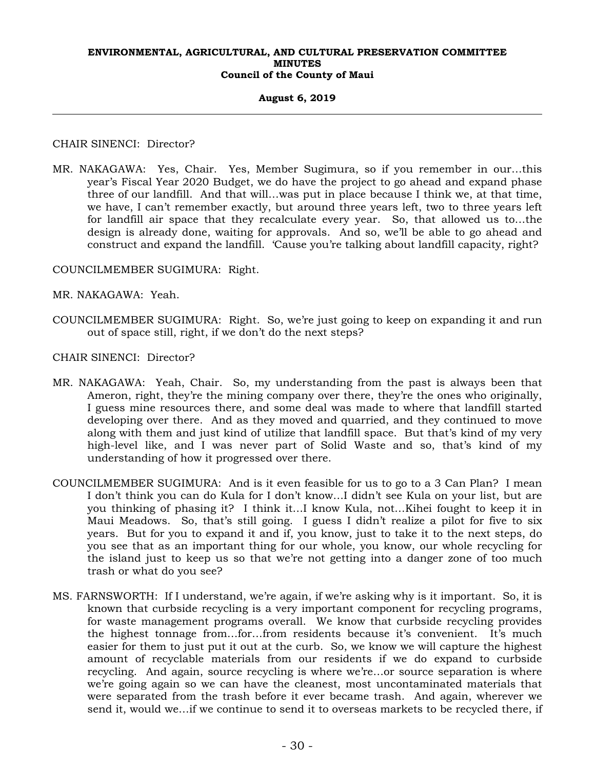CHAIR SINENCI: Director?

MR. NAKAGAWA: Yes, Chair. Yes, Member Sugimura, so if you remember in our…this year's Fiscal Year 2020 Budget, we do have the project to go ahead and expand phase three of our landfill. And that will…was put in place because I think we, at that time, we have, I can't remember exactly, but around three years left, two to three years left for landfill air space that they recalculate every year. So, that allowed us to…the design is already done, waiting for approvals. And so, we'll be able to go ahead and construct and expand the landfill. 'Cause you're talking about landfill capacity, right?

COUNCILMEMBER SUGIMURA: Right.

MR. NAKAGAWA: Yeah.

COUNCILMEMBER SUGIMURA: Right. So, we're just going to keep on expanding it and run out of space still, right, if we don't do the next steps?

CHAIR SINENCI: Director?

MR. NAKAGAWA: Yeah, Chair. So, my understanding from the past is always been that Ameron, right, they're the mining company over there, they're the ones who originally, I guess mine resources there, and some deal was made to where that landfill started developing over there. And as they moved and quarried, and they continued to move along with them and just kind of utilize that landfill space. But that's kind of my very high-level like, and I was never part of Solid Waste and so, that's kind of my understanding of how it progressed over there.

COUNCILMEMBER SUGIMURA: And is it even feasible for us to go to a 3 Can Plan? I mean I don't think you can do Kula for I don't know…I didn't see Kula on your list, but are you thinking of phasing it? I think it…I know Kula, not…Kihei fought to keep it in Maui Meadows. So, that's still going. I guess I didn't realize a pilot for five to six years. But for you to expand it and if, you know, just to take it to the next steps, do you see that as an important thing for our whole, you know, our whole recycling for the island just to keep us so that we're not getting into a danger zone of too much trash or what do you see?

MS. FARNSWORTH: If I understand, we're again, if we're asking why is it important. So, it is known that curbside recycling is a very important component for recycling programs, for waste management programs overall. We know that curbside recycling provides the highest tonnage from…for…from residents because it's convenient. It's much easier for them to just put it out at the curb. So, we know we will capture the highest amount of recyclable materials from our residents if we do expand to curbside recycling. And again, source recycling is where we're…or source separation is where we're going again so we can have the cleanest, most uncontaminated materials that were separated from the trash before it ever became trash. And again, wherever we send it, would we…if we continue to send it to overseas markets to be recycled there, if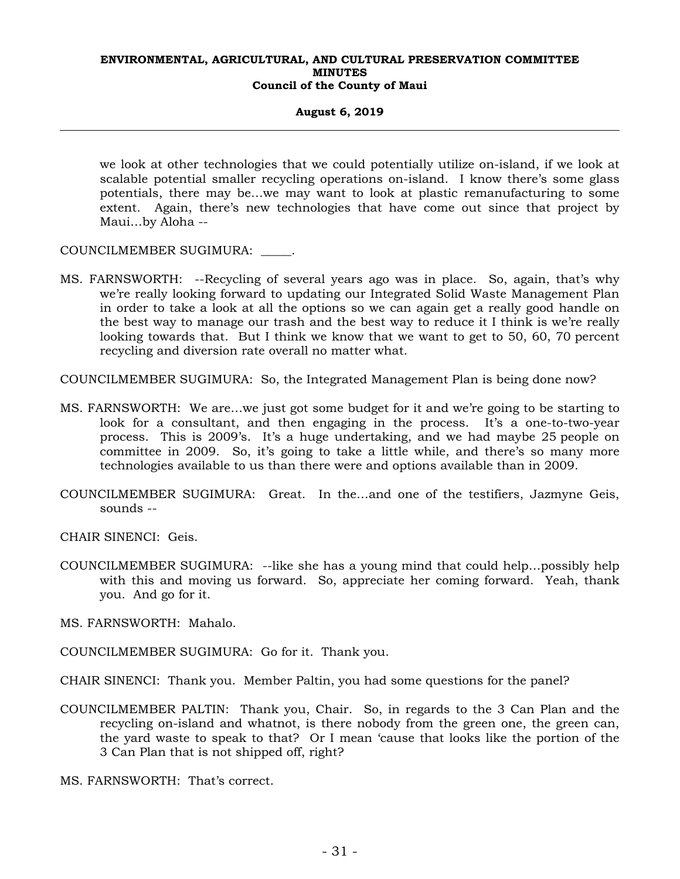we look at other technologies that we could potentially utilize on-island, if we look at scalable potential smaller recycling operations on-island. I know there's some glass potentials, there may be...we may want to look at plastic remanufacturing to some extent. Again, there's new technologies that have come out since that project by Maui...by Aloha --

COUNCILMEMBER SUGIMURA: _____.

MS. FARNSWORTH: --Recycling of several years ago was in place. So, again, that's why we're really looking forward to updating our Integrated Solid Waste Management Plan in order to take a look at all the options so we can again get a really good handle on the best way to manage our trash and the best way to reduce it I think is we're really looking towards that. But I think we know that we want to get to 50, 60, 70 percent recycling and diversion rate overall no matter what.

COUNCILMEMBER SUGIMURA: So, the Integrated Management Plan is being done now?

MS. FARNSWORTH: We are...we just got some budget for it and we're going to be starting to look for a consultant, and then engaging in the process. It's a one-to-two-year process. This is 2009's. It's a huge undertaking, and we had maybe 25 people on committee in 2009. So, it's going to take a little while, and there's so many more technologies available to us than there were and options available than in 2009.

COUNCILMEMBER SUGIMURA: Great. In the...and one of the testifiers, Jazmyne Geis, sounds --

CHAIR SINENCI: Geis.

COUNCILMEMBER SUGIMURA: --like she has a young mind that could help...possibly help with this and moving us forward. So, appreciate her coming forward. Yeah, thank you. And go for it.

MS. FARNSWORTH: Mahalo.

COUNCILMEMBER SUGIMURA: Go for it. Thank you.

CHAIR SINENCI: Thank you. Member Paltin, you had some questions for the panel?

COUNCILMEMBER PALTIN: Thank you, Chair. So, in regards to the 3 Can Plan and the recycling on-island and whatnot, is there nobody from the green one, the green can, the yard waste to speak to that? Or I mean 'cause that looks like the portion of the 3 Can Plan that is not shipped off, right?

MS. FARNSWORTH: That's correct.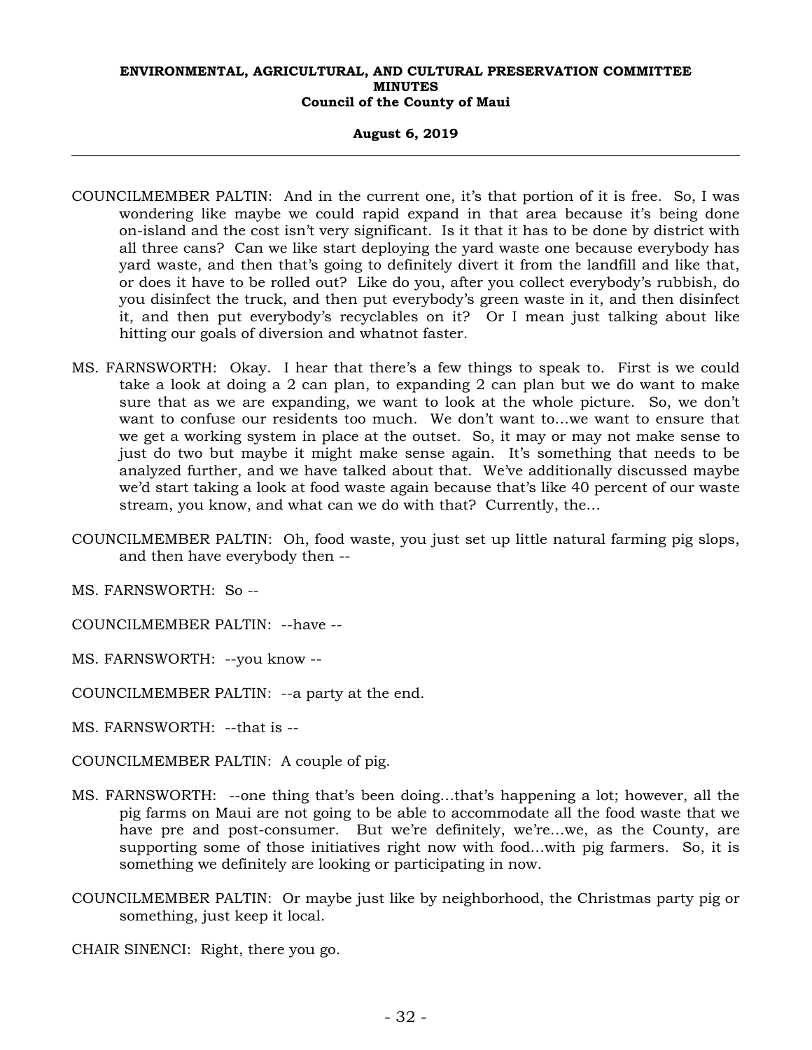COUNCILMEMBER PALTIN: And in the current one, it's that portion of it is free. So, I was wondering like maybe we could rapid expand in that area because it's being done on-island and the cost isn't very significant. Is it that it has to be done by district with all three cans? Can we like start deploying the yard waste one because everybody has yard waste, and then that's going to definitely divert it from the landfill and like that, or does it have to be rolled out? Like do you, after you collect everybody's rubbish, do you disinfect the truck, and then put everybody's green waste in it, and then disinfect it, and then put everybody's recyclables on it? Or I mean just talking about like hitting our goals of diversion and whatnot faster.

MS. FARNSWORTH: Okay. I hear that there's a few things to speak to. First is we could take a look at doing a 2 can plan, to expanding 2 can plan but we do want to make sure that as we are expanding, we want to look at the whole picture. So, we don't want to confuse our residents too much. We don't want to...we want to ensure that we get a working system in place at the outset. So, it may or may not make sense to just do two but maybe it might make sense again. It's something that needs to be analyzed further, and we have talked about that. We've additionally discussed maybe we'd start taking a look at food waste again because that's like 40 percent of our waste stream, you know, and what can we do with that? Currently, the...

COUNCILMEMBER PALTIN: Oh, food waste, you just set up little natural farming pig slops, and then have everybody then --

MS. FARNSWORTH: So --

COUNCILMEMBER PALTIN: --have --

MS. FARNSWORTH: --you know --

COUNCILMEMBER PALTIN: --a party at the end.

MS. FARNSWORTH: --that is --

COUNCILMEMBER PALTIN: A couple of pig.

MS. FARNSWORTH: --one thing that's been doing...that's happening a lot; however, all the pig farms on Maui are not going to be able to accommodate all the food waste that we have pre and post-consumer. But we're definitely, we're...we, as the County, are supporting some of those initiatives right now with food...with pig farmers. So, it is something we definitely are looking or participating in now.

COUNCILMEMBER PALTIN: Or maybe just like by neighborhood, the Christmas party pig or something, just keep it local.

CHAIR SINENCI: Right, there you go.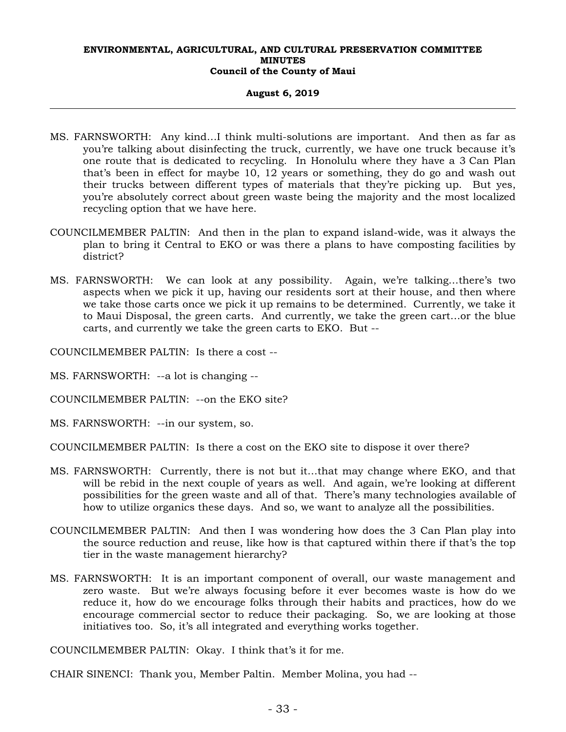MS. FARNSWORTH: Any kind...I think multi-solutions are important. And then as far as you're talking about disinfecting the truck, currently, we have one truck because it's one route that is dedicated to recycling. In Honolulu where they have a 3 Can Plan that's been in effect for maybe 10, 12 years or something, they do go and wash out their trucks between different types of materials that they're picking up. But yes, you're absolutely correct about green waste being the majority and the most localized recycling option that we have here.

COUNCILMEMBER PALTIN: And then in the plan to expand island-wide, was it always the plan to bring it Central to EKO or was there a plans to have composting facilities by district?

MS. FARNSWORTH: We can look at any possibility. Again, we're talking...there's two aspects when we pick it up, having our residents sort at their house, and then where we take those carts once we pick it up remains to be determined. Currently, we take it to Maui Disposal, the green carts. And currently, we take the green cart...or the blue carts, and currently we take the green carts to EKO. But --

COUNCILMEMBER PALTIN: Is there a cost --

MS. FARNSWORTH: --a lot is changing --

COUNCILMEMBER PALTIN: --on the EKO site?

MS. FARNSWORTH: --in our system, so.

COUNCILMEMBER PALTIN: Is there a cost on the EKO site to dispose it over there?

MS. FARNSWORTH: Currently, there is not but it...that may change where EKO, and that will be rebid in the next couple of years as well. And again, we're looking at different possibilities for the green waste and all of that. There's many technologies available of how to utilize organics these days. And so, we want to analyze all the possibilities.

COUNCILMEMBER PALTIN: And then I was wondering how does the 3 Can Plan play into the source reduction and reuse, like how is that captured within there if that's the top tier in the waste management hierarchy?

MS. FARNSWORTH: It is an important component of overall, our waste management and zero waste. But we're always focusing before it ever becomes waste is how do we reduce it, how do we encourage folks through their habits and practices, how do we encourage commercial sector to reduce their packaging. So, we are looking at those initiatives too. So, it's all integrated and everything works together.

COUNCILMEMBER PALTIN: Okay. I think that's it for me.

CHAIR SINENCI: Thank you, Member Paltin. Member Molina, you had --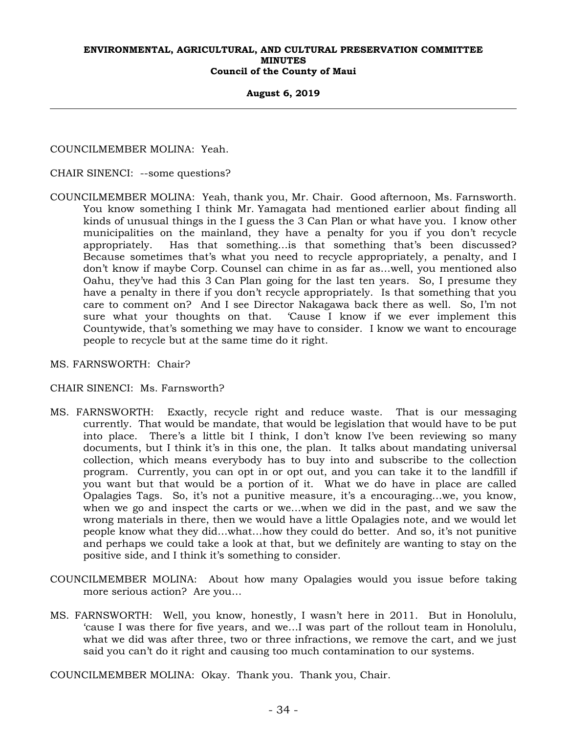COUNCILMEMBER MOLINA: Yeah.

CHAIR SINENCI: --some questions?

COUNCILMEMBER MOLINA: Yeah, thank you, Mr. Chair. Good afternoon, Ms. Farnsworth. You know something I think Mr. Yamagata had mentioned earlier about finding all kinds of unusual things in the I guess the 3 Can Plan or what have you. I know other municipalities on the mainland, they have a penalty for you if you don't recycle appropriately. Has that something...is that something that's been discussed? Because sometimes that's what you need to recycle appropriately, a penalty, and I don't know if maybe Corp. Counsel can chime in as far as...well, you mentioned also Oahu, they've had this 3 Can Plan going for the last ten years. So, I presume they have a penalty in there if you don't recycle appropriately. Is that something that you care to comment on? And I see Director Nakagawa back there as well. So, I'm not sure what your thoughts on that. 'Cause I know if we ever implement this Countywide, that's something we may have to consider. I know we want to encourage people to recycle but at the same time do it right.

MS. FARNSWORTH: Chair?

CHAIR SINENCI: Ms. Farnsworth?

MS. FARNSWORTH: Exactly, recycle right and reduce waste. That is our messaging currently. That would be mandate, that would be legislation that would have to be put into place. There's a little bit I think, I don't know I've been reviewing so many documents, but I think it's in this one, the plan. It talks about mandating universal collection, which means everybody has to buy into and subscribe to the collection program. Currently, you can opt in or opt out, and you can take it to the landfill if you want but that would be a portion of it. What we do have in place are called Opalagies Tags. So, it's not a punitive measure, it's a encouraging...we, you know, when we go and inspect the carts or we...when we did in the past, and we saw the wrong materials in there, then we would have a little Opalagies note, and we would let people know what they did...what...how they could do better. And so, it's not punitive and perhaps we could take a look at that, but we definitely are wanting to stay on the positive side, and I think it's something to consider.

COUNCILMEMBER MOLINA: About how many Opalagies would you issue before taking more serious action? Are you...

MS. FARNSWORTH: Well, you know, honestly, I wasn't here in 2011. But in Honolulu, 'cause I was there for five years, and we...I was part of the rollout team in Honolulu, what we did was after three, two or three infractions, we remove the cart, and we just said you can't do it right and causing too much contamination to our systems.

COUNCILMEMBER MOLINA: Okay. Thank you. Thank you, Chair.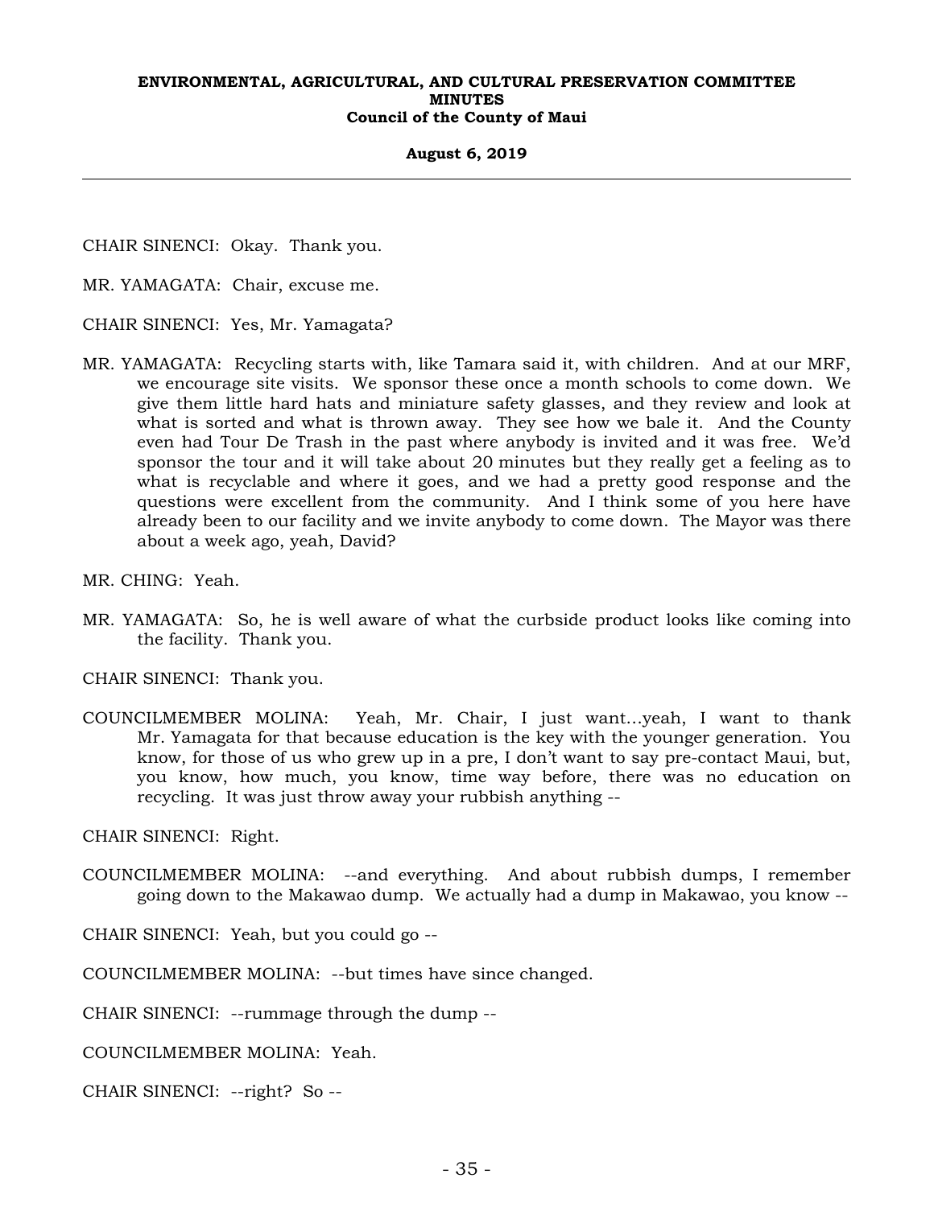CHAIR SINENCI: Okay. Thank you.

MR. YAMAGATA: Chair, excuse me.

CHAIR SINENCI: Yes, Mr. Yamagata?

MR. YAMAGATA: Recycling starts with, like Tamara said it, with children. And at our MRF, we encourage site visits. We sponsor these once a month schools to come down. We give them little hard hats and miniature safety glasses, and they review and look at what is sorted and what is thrown away. They see how we bale it. And the County even had Tour De Trash in the past where anybody is invited and it was free. We'd sponsor the tour and it will take about 20 minutes but they really get a feeling as to what is recyclable and where it goes, and we had a pretty good response and the questions were excellent from the community. And I think some of you here have already been to our facility and we invite anybody to come down. The Mayor was there about a week ago, yeah, David?

MR. CHING: Yeah.

MR. YAMAGATA: So, he is well aware of what the curbside product looks like coming into the facility. Thank you.

CHAIR SINENCI: Thank you.

COUNCILMEMBER MOLINA: Yeah, Mr. Chair, I just want...yeah, I want to thank Mr. Yamagata for that because education is the key with the younger generation. You know, for those of us who grew up in a pre, I don't want to say pre-contact Maui, but, you know, how much, you know, time way before, there was no education on recycling. It was just throw away your rubbish anything --

CHAIR SINENCI: Right.

COUNCILMEMBER MOLINA: --and everything. And about rubbish dumps, I remember going down to the Makawao dump. We actually had a dump in Makawao, you know --

CHAIR SINENCI: Yeah, but you could go --

COUNCILMEMBER MOLINA: --but times have since changed.

CHAIR SINENCI: --rummage through the dump --

COUNCILMEMBER MOLINA: Yeah.

CHAIR SINENCI: --right? So --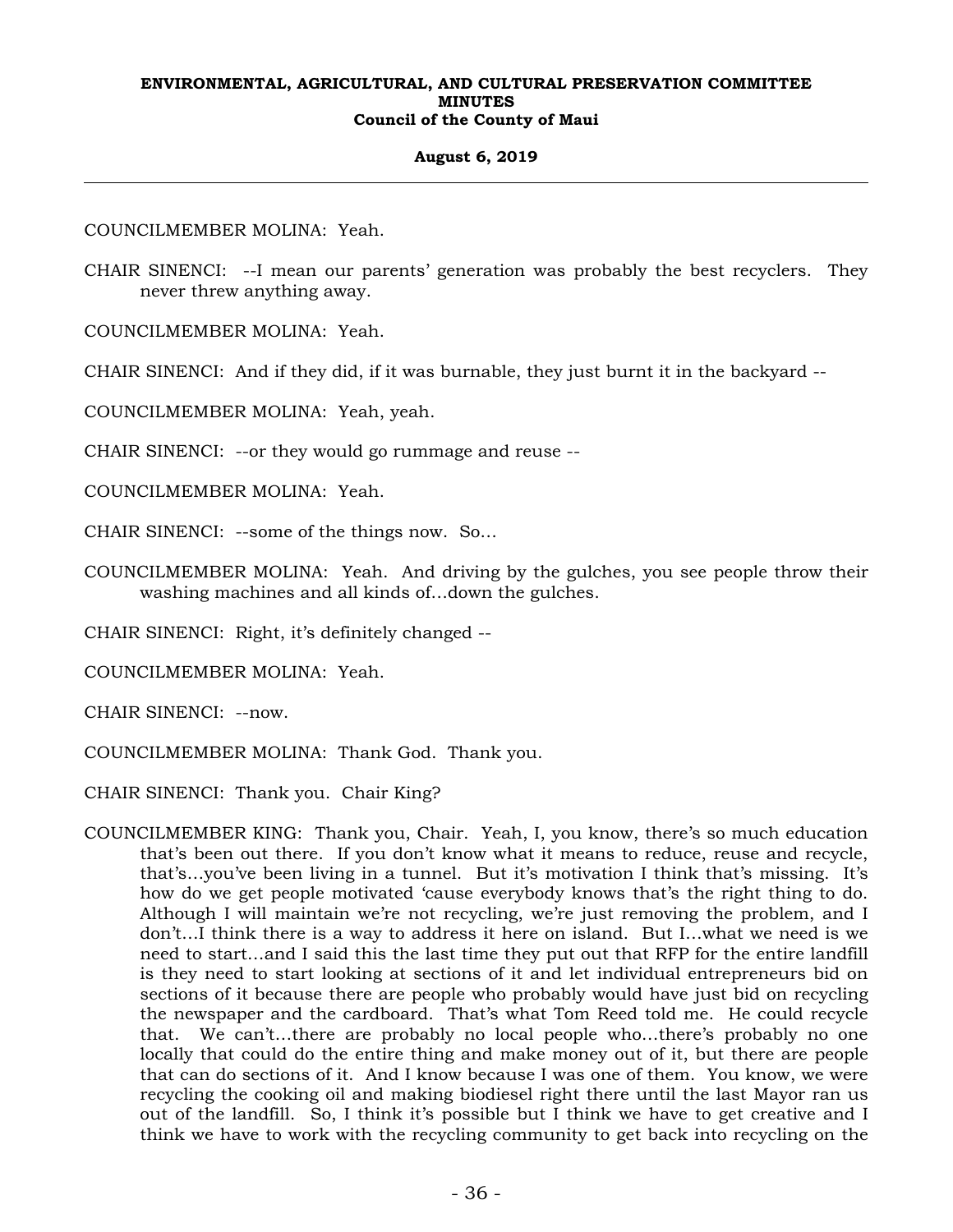COUNCILMEMBER MOLINA: Yeah.

CHAIR SINENCI: --I mean our parents' generation was probably the best recyclers. They never threw anything away.

COUNCILMEMBER MOLINA: Yeah.

CHAIR SINENCI: And if they did, if it was burnable, they just burnt it in the backyard --

COUNCILMEMBER MOLINA: Yeah, yeah.

CHAIR SINENCI: --or they would go rummage and reuse --

COUNCILMEMBER MOLINA: Yeah.

CHAIR SINENCI: --some of the things now. So...

COUNCILMEMBER MOLINA: Yeah. And driving by the gulches, you see people throw their washing machines and all kinds of...down the gulches.

CHAIR SINENCI: Right, it's definitely changed --

COUNCILMEMBER MOLINA: Yeah.

CHAIR SINENCI: --now.

COUNCILMEMBER MOLINA: Thank God. Thank you.

CHAIR SINENCI: Thank you. Chair King?

COUNCILMEMBER KING: Thank you, Chair. Yeah, I, you know, there's so much education that's been out there. If you don't know what it means to reduce, reuse and recycle, that's...you've been living in a tunnel. But it's motivation I think that's missing. It's how do we get people motivated 'cause everybody knows that's the right thing to do. Although I will maintain we're not recycling, we're just removing the problem, and I don't...I think there is a way to address it here on island. But I...what we need is we need to start...and I said this the last time they put out that RFP for the entire landfill is they need to start looking at sections of it and let individual entrepreneurs bid on sections of it because there are people who probably would have just bid on recycling the newspaper and the cardboard. That's what Tom Reed told me. He could recycle that. We can't...there are probably no local people who...there's probably no one locally that could do the entire thing and make money out of it, but there are people that can do sections of it. And I know because I was one of them. You know, we were recycling the cooking oil and making biodiesel right there until the last Mayor ran us out of the landfill. So, I think it's possible but I think we have to get creative and I think we have to work with the recycling community to get back into recycling on the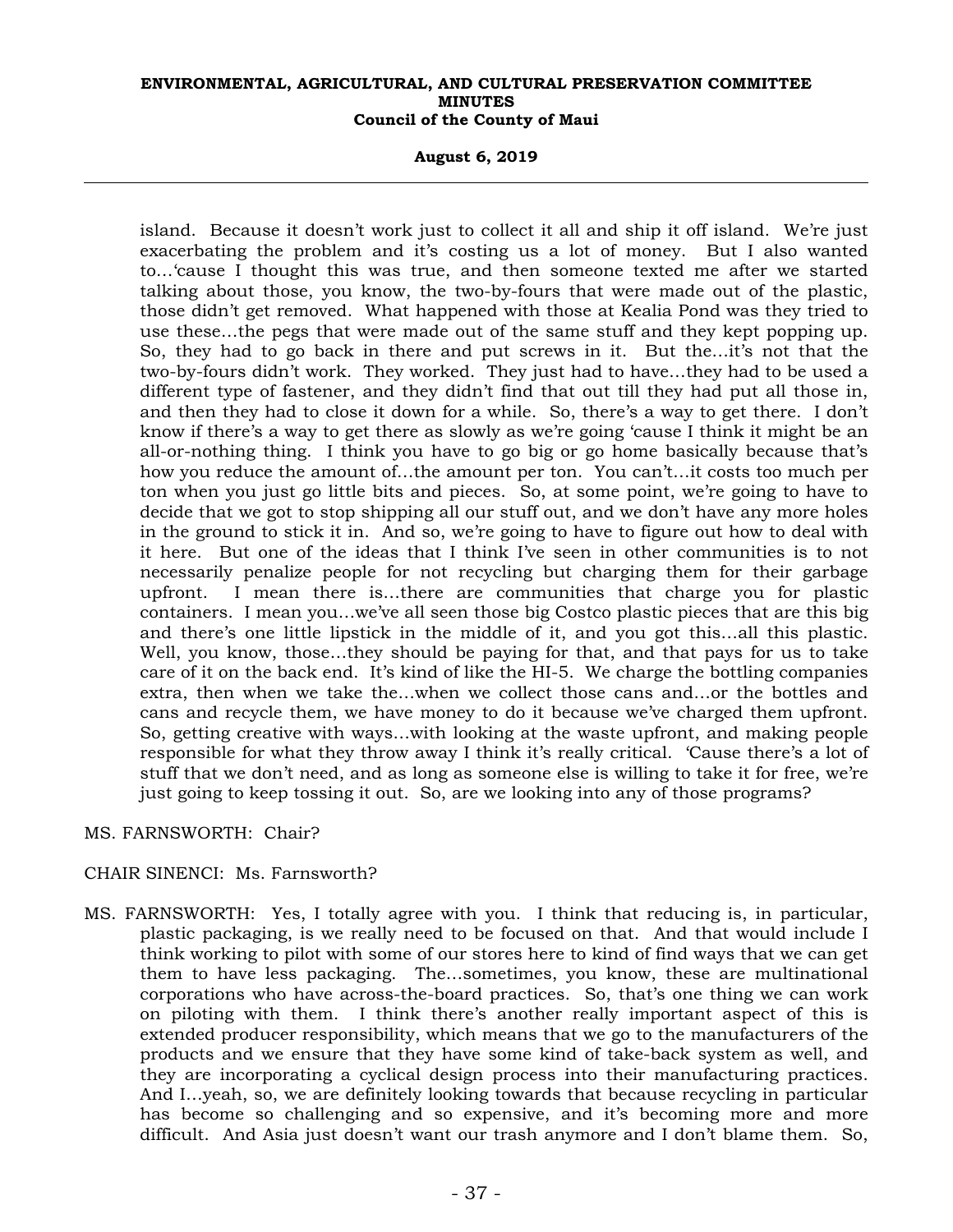island. Because it doesn't work just to collect it all and ship it off island. We're just exacerbating the problem and it's costing us a lot of money. But I also wanted to...'cause I thought this was true, and then someone texted me after we started talking about those, you know, the two-by-fours that were made out of the plastic, those didn't get removed. What happened with those at Kealia Pond was they tried to use these...the pegs that were made out of the same stuff and they kept popping up. So, they had to go back in there and put screws in it. But the...it's not that the two-by-fours didn't work. They worked. They just had to have...they had to be used a different type of fastener, and they didn't find that out till they had put all those in, and then they had to close it down for a while. So, there's a way to get there. I don't know if there's a way to get there as slowly as we're going 'cause I think it might be an all-or-nothing thing. I think you have to go big or go home basically because that's how you reduce the amount of...the amount per ton. You can't...it costs too much per ton when you just go little bits and pieces. So, at some point, we're going to have to decide that we got to stop shipping all our stuff out, and we don't have any more holes in the ground to stick it in. And so, we're going to have to figure out how to deal with it here. But one of the ideas that I think I've seen in other communities is to not necessarily penalize people for not recycling but charging them for their garbage upfront. I mean there is...there are communities that charge you for plastic containers. I mean you...we've all seen those big Costco plastic pieces that are this big and there's one little lipstick in the middle of it, and you got this...all this plastic. Well, you know, those...they should be paying for that, and that pays for us to take care of it on the back end. It's kind of like the HI-5. We charge the bottling companies extra, then when we take the...when we collect those cans and...or the bottles and cans and recycle them, we have money to do it because we've charged them upfront. So, getting creative with ways...with looking at the waste upfront, and making people responsible for what they throw away I think it's really critical. 'Cause there's a lot of stuff that we don't need, and as long as someone else is willing to take it for free, we're just going to keep tossing it out. So, are we looking into any of those programs?

MS. FARNSWORTH: Chair?

CHAIR SINENCI: Ms. Farnsworth?

MS. FARNSWORTH: Yes, I totally agree with you. I think that reducing is, in particular, plastic packaging, is we really need to be focused on that. And that would include I think working to pilot with some of our stores here to kind of find ways that we can get them to have less packaging. The...sometimes, you know, these are multinational corporations who have across-the-board practices. So, that's one thing we can work on piloting with them. I think there's another really important aspect of this is extended producer responsibility, which means that we go to the manufacturers of the products and we ensure that they have some kind of take-back system as well, and they are incorporating a cyclical design process into their manufacturing practices. And I...yeah, so, we are definitely looking towards that because recycling in particular has become so challenging and so expensive, and it's becoming more and more difficult. And Asia just doesn't want our trash anymore and I don't blame them. So,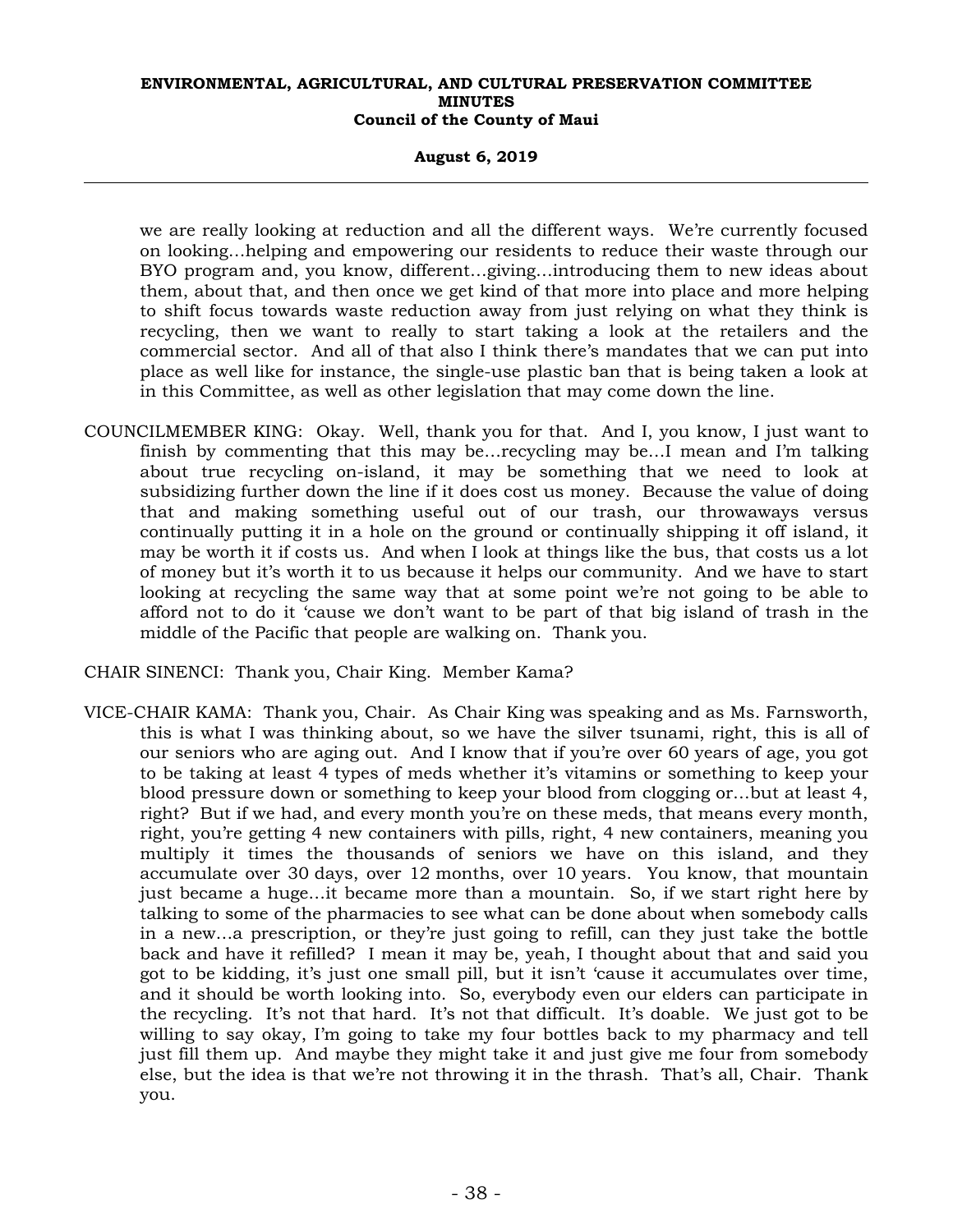we are really looking at reduction and all the different ways. We're currently focused on looking…helping and empowering our residents to reduce their waste through our BYO program and, you know, different…giving…introducing them to new ideas about them, about that, and then once we get kind of that more into place and more helping to shift focus towards waste reduction away from just relying on what they think is recycling, then we want to really to start taking a look at the retailers and the commercial sector. And all of that also I think there's mandates that we can put into place as well like for instance, the single-use plastic ban that is being taken a look at in this Committee, as well as other legislation that may come down the line.

COUNCILMEMBER KING: Okay. Well, thank you for that. And I, you know, I just want to finish by commenting that this may be…recycling may be…I mean and I'm talking about true recycling on-island, it may be something that we need to look at subsidizing further down the line if it does cost us money. Because the value of doing that and making something useful out of our trash, our throwaways versus continually putting it in a hole on the ground or continually shipping it off island, it may be worth it if costs us. And when I look at things like the bus, that costs us a lot of money but it's worth it to us because it helps our community. And we have to start looking at recycling the same way that at some point we're not going to be able to afford not to do it 'cause we don't want to be part of that big island of trash in the middle of the Pacific that people are walking on. Thank you.

CHAIR SINENCI: Thank you, Chair King. Member Kama?

VICE-CHAIR KAMA: Thank you, Chair. As Chair King was speaking and as Ms. Farnsworth, this is what I was thinking about, so we have the silver tsunami, right, this is all of our seniors who are aging out. And I know that if you're over 60 years of age, you got to be taking at least 4 types of meds whether it's vitamins or something to keep your blood pressure down or something to keep your blood from clogging or…but at least 4, right? But if we had, and every month you're on these meds, that means every month, right, you're getting 4 new containers with pills, right, 4 new containers, meaning you multiply it times the thousands of seniors we have on this island, and they accumulate over 30 days, over 12 months, over 10 years. You know, that mountain just became a huge…it became more than a mountain. So, if we start right here by talking to some of the pharmacies to see what can be done about when somebody calls in a new…a prescription, or they're just going to refill, can they just take the bottle back and have it refilled? I mean it may be, yeah, I thought about that and said you got to be kidding, it's just one small pill, but it isn't 'cause it accumulates over time, and it should be worth looking into. So, everybody even our elders can participate in the recycling. It's not that hard. It's not that difficult. It's doable. We just got to be willing to say okay, I'm going to take my four bottles back to my pharmacy and tell just fill them up. And maybe they might take it and just give me four from somebody else, but the idea is that we're not throwing it in the thrash. That's all, Chair. Thank you.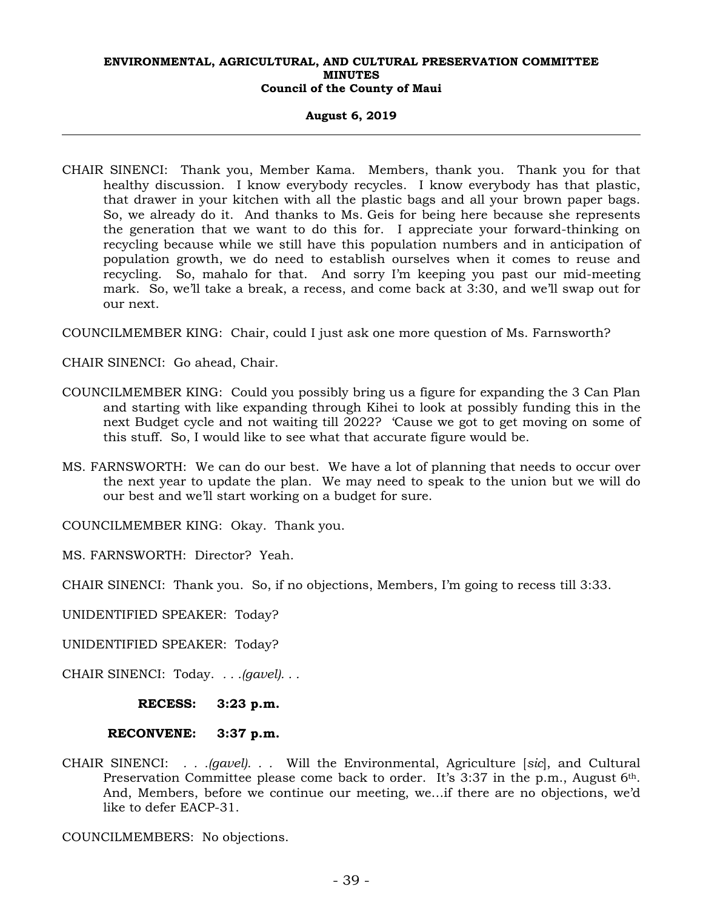CHAIR SINENCI: Thank you, Member Kama. Members, thank you. Thank you for that healthy discussion. I know everybody recycles. I know everybody has that plastic, that drawer in your kitchen with all the plastic bags and all your brown paper bags. So, we already do it. And thanks to Ms. Geis for being here because she represents the generation that we want to do this for. I appreciate your forward-thinking on recycling because while we still have this population numbers and in anticipation of population growth, we do need to establish ourselves when it comes to reuse and recycling. So, mahalo for that. And sorry I'm keeping you past our mid-meeting mark. So, we'll take a break, a recess, and come back at 3:30, and we'll swap out for our next.

COUNCILMEMBER KING: Chair, could I just ask one more question of Ms. Farnsworth?

CHAIR SINENCI: Go ahead, Chair.

COUNCILMEMBER KING: Could you possibly bring us a figure for expanding the 3 Can Plan and starting with like expanding through Kihei to look at possibly funding this in the next Budget cycle and not waiting till 2022? 'Cause we got to get moving on some of this stuff. So, I would like to see what that accurate figure would be.

MS. FARNSWORTH: We can do our best. We have a lot of planning that needs to occur over the next year to update the plan. We may need to speak to the union but we will do our best and we'll start working on a budget for sure.

COUNCILMEMBER KING: Okay. Thank you.

MS. FARNSWORTH: Director? Yeah.

CHAIR SINENCI: Thank you. So, if no objections, Members, I'm going to recess till 3:33.

UNIDENTIFIED SPEAKER: Today?

UNIDENTIFIED SPEAKER: Today?

CHAIR SINENCI: Today. *. . .(gavel). . .*

**RECESS: 3:23 p.m.**

**RECONVENE: 3:37 p.m.**

CHAIR SINENCI: *. . .(gavel). . .* Will the Environmental, Agriculture [*sic*], and Cultural Preservation Committee please come back to order. It's 3:37 in the p.m., August 6th. And, Members, before we continue our meeting, we...if there are no objections, we'd like to defer EACP-31.

COUNCILMEMBERS: No objections.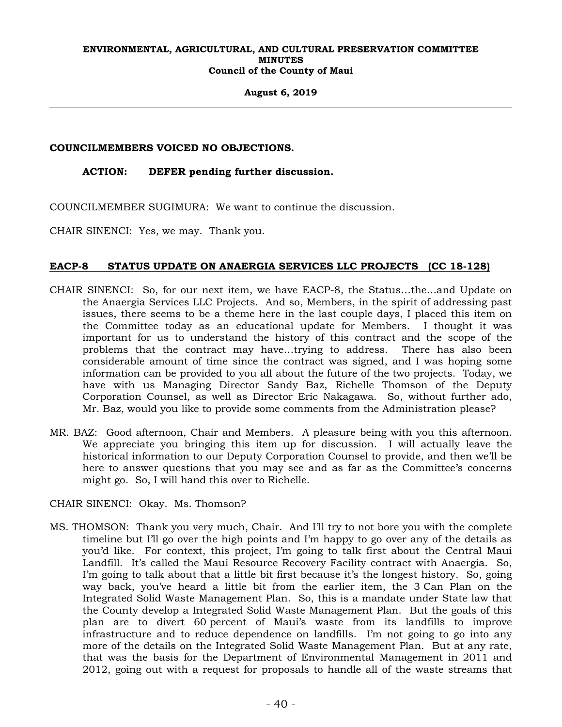**COUNCILMEMBERS VOICED NO OBJECTIONS.**

**ACTION: DEFER pending further discussion.**

COUNCILMEMBER SUGIMURA: We want to continue the discussion.

CHAIR SINENCI: Yes, we may. Thank you.

## EACP-8 STATUS UPDATE ON ANAERGIA SERVICES LLC PROJECTS (CC 18-128)

CHAIR SINENCI: So, for our next item, we have EACP-8, the Status…the…and Update on the Anaergia Services LLC Projects. And so, Members, in the spirit of addressing past issues, there seems to be a theme here in the last couple days, I placed this item on the Committee today as an educational update for Members. I thought it was important for us to understand the history of this contract and the scope of the problems that the contract may have…trying to address. There has also been considerable amount of time since the contract was signed, and I was hoping some information can be provided to you all about the future of the two projects. Today, we have with us Managing Director Sandy Baz, Richelle Thomson of the Deputy Corporation Counsel, as well as Director Eric Nakagawa. So, without further ado, Mr. Baz, would you like to provide some comments from the Administration please?

MR. BAZ: Good afternoon, Chair and Members. A pleasure being with you this afternoon. We appreciate you bringing this item up for discussion. I will actually leave the historical information to our Deputy Corporation Counsel to provide, and then we'll be here to answer questions that you may see and as far as the Committee's concerns might go. So, I will hand this over to Richelle.

CHAIR SINENCI: Okay. Ms. Thomson?

MS. THOMSON: Thank you very much, Chair. And I'll try to not bore you with the complete timeline but I'll go over the high points and I'm happy to go over any of the details as you'd like. For context, this project, I'm going to talk first about the Central Maui Landfill. It's called the Maui Resource Recovery Facility contract with Anaergia. So, I'm going to talk about that a little bit first because it's the longest history. So, going way back, you've heard a little bit from the earlier item, the 3 Can Plan on the Integrated Solid Waste Management Plan. So, this is a mandate under State law that the County develop a Integrated Solid Waste Management Plan. But the goals of this plan are to divert 60 percent of Maui's waste from its landfills to improve infrastructure and to reduce dependence on landfills. I'm not going to go into any more of the details on the Integrated Solid Waste Management Plan. But at any rate, that was the basis for the Department of Environmental Management in 2011 and 2012, going out with a request for proposals to handle all of the waste streams that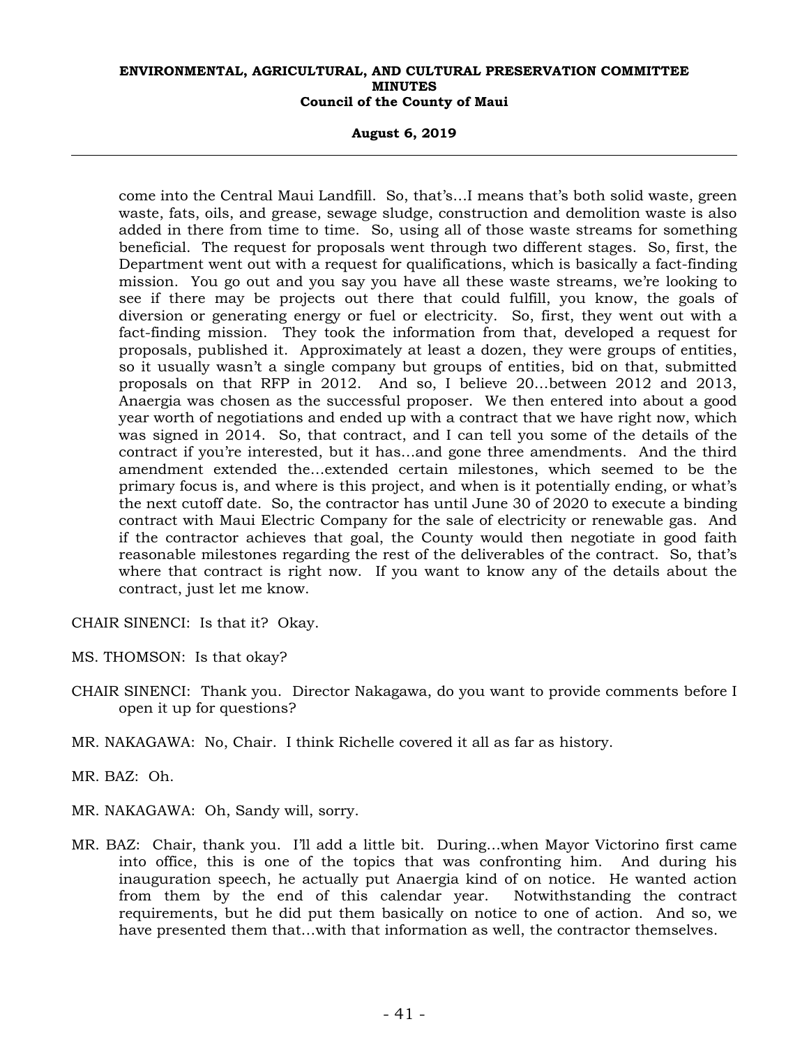come into the Central Maui Landfill. So, that's...I means that's both solid waste, green waste, fats, oils, and grease, sewage sludge, construction and demolition waste is also added in there from time to time. So, using all of those waste streams for something beneficial. The request for proposals went through two different stages. So, first, the Department went out with a request for qualifications, which is basically a fact-finding mission. You go out and you say you have all these waste streams, we're looking to see if there may be projects out there that could fulfill, you know, the goals of diversion or generating energy or fuel or electricity. So, first, they went out with a fact-finding mission. They took the information from that, developed a request for proposals, published it. Approximately at least a dozen, they were groups of entities, so it usually wasn't a single company but groups of entities, bid on that, submitted proposals on that RFP in 2012. And so, I believe 20...between 2012 and 2013, Anaergia was chosen as the successful proposer. We then entered into about a good year worth of negotiations and ended up with a contract that we have right now, which was signed in 2014. So, that contract, and I can tell you some of the details of the contract if you're interested, but it has...and gone three amendments. And the third amendment extended the...extended certain milestones, which seemed to be the primary focus is, and where is this project, and when is it potentially ending, or what's the next cutoff date. So, the contractor has until June 30 of 2020 to execute a binding contract with Maui Electric Company for the sale of electricity or renewable gas. And if the contractor achieves that goal, the County would then negotiate in good faith reasonable milestones regarding the rest of the deliverables of the contract. So, that's where that contract is right now. If you want to know any of the details about the contract, just let me know.

CHAIR SINENCI: Is that it? Okay.

MS. THOMSON: Is that okay?

CHAIR SINENCI: Thank you. Director Nakagawa, do you want to provide comments before I open it up for questions?

MR. NAKAGAWA: No, Chair. I think Richelle covered it all as far as history.

MR. BAZ: Oh.

MR. NAKAGAWA: Oh, Sandy will, sorry.

MR. BAZ: Chair, thank you. I'll add a little bit. During...when Mayor Victorino first came into office, this is one of the topics that was confronting him. And during his inauguration speech, he actually put Anaergia kind of on notice. He wanted action from them by the end of this calendar year. Notwithstanding the contract requirements, but he did put them basically on notice to one of action. And so, we have presented them that...with that information as well, the contractor themselves.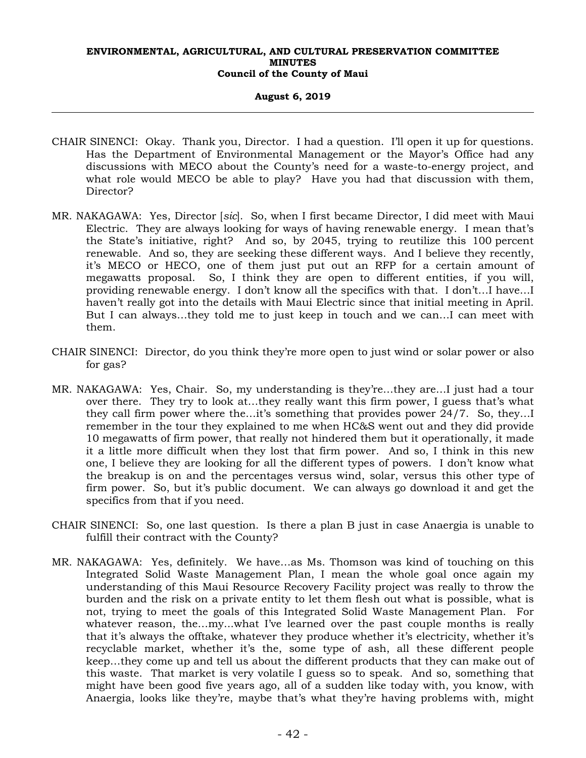CHAIR SINENCI: Okay. Thank you, Director. I had a question. I'll open it up for questions. Has the Department of Environmental Management or the Mayor's Office had any discussions with MECO about the County's need for a waste-to-energy project, and what role would MECO be able to play? Have you had that discussion with them, Director?

MR. NAKAGAWA: Yes, Director [*sic*]. So, when I first became Director, I did meet with Maui Electric. They are always looking for ways of having renewable energy. I mean that's the State's initiative, right? And so, by 2045, trying to reutilize this 100 percent renewable. And so, they are seeking these different ways. And I believe they recently, it's MECO or HECO, one of them just put out an RFP for a certain amount of megawatts proposal. So, I think they are open to different entities, if you will, providing renewable energy. I don't know all the specifics with that. I don't...I have...I haven't really got into the details with Maui Electric since that initial meeting in April. But I can always...they told me to just keep in touch and we can...I can meet with them.

CHAIR SINENCI: Director, do you think they're more open to just wind or solar power or also for gas?

MR. NAKAGAWA: Yes, Chair. So, my understanding is they're...they are...I just had a tour over there. They try to look at...they really want this firm power, I guess that's what they call firm power where the...it's something that provides power 24/7. So, they...I remember in the tour they explained to me when HC&S went out and they did provide 10 megawatts of firm power, that really not hindered them but it operationally, it made it a little more difficult when they lost that firm power. And so, I think in this new one, I believe they are looking for all the different types of powers. I don't know what the breakup is on and the percentages versus wind, solar, versus this other type of firm power. So, but it's public document. We can always go download it and get the specifics from that if you need.

CHAIR SINENCI: So, one last question. Is there a plan B just in case Anaergia is unable to fulfill their contract with the County?

MR. NAKAGAWA: Yes, definitely. We have...as Ms. Thomson was kind of touching on this Integrated Solid Waste Management Plan, I mean the whole goal once again my understanding of this Maui Resource Recovery Facility project was really to throw the burden and the risk on a private entity to let them flesh out what is possible, what is not, trying to meet the goals of this Integrated Solid Waste Management Plan. For whatever reason, the...my...what I've learned over the past couple months is really that it's always the offtake, whatever they produce whether it's electricity, whether it's recyclable market, whether it's the, some type of ash, all these different people keep...they come up and tell us about the different products that they can make out of this waste. That market is very volatile I guess so to speak. And so, something that might have been good five years ago, all of a sudden like today with, you know, with Anaergia, looks like they're, maybe that's what they're having problems with, might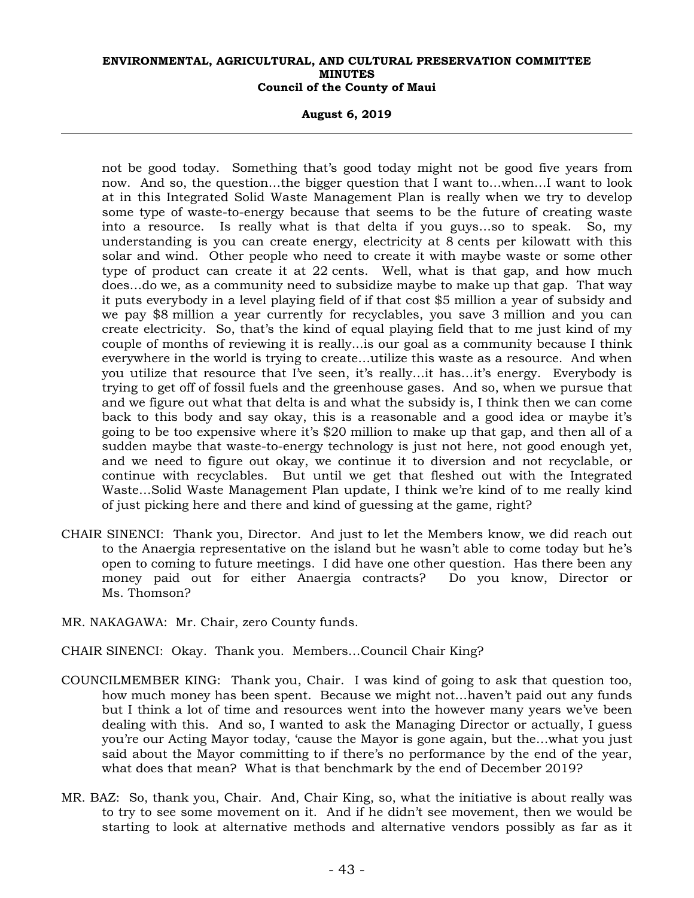not be good today. Something that's good today might not be good five years from now. And so, the question…the bigger question that I want to…when…I want to look at in this Integrated Solid Waste Management Plan is really when we try to develop some type of waste-to-energy because that seems to be the future of creating waste into a resource. Is really what is that delta if you guys…so to speak. So, my understanding is you can create energy, electricity at 8 cents per kilowatt with this solar and wind. Other people who need to create it with maybe waste or some other type of product can create it at 22 cents. Well, what is that gap, and how much does…do we, as a community need to subsidize maybe to make up that gap. That way it puts everybody in a level playing field of if that cost $5 million a year of subsidy and we pay $8 million a year currently for recyclables, you save 3 million and you can create electricity. So, that's the kind of equal playing field that to me just kind of my couple of months of reviewing it is really…is our goal as a community because I think everywhere in the world is trying to create…utilize this waste as a resource. And when you utilize that resource that I've seen, it's really…it has…it's energy. Everybody is trying to get off of fossil fuels and the greenhouse gases. And so, when we pursue that and we figure out what that delta is and what the subsidy is, I think then we can come back to this body and say okay, this is a reasonable and a good idea or maybe it's going to be too expensive where it's $20 million to make up that gap, and then all of a sudden maybe that waste-to-energy technology is just not here, not good enough yet, and we need to figure out okay, we continue it to diversion and not recyclable, or continue with recyclables. But until we get that fleshed out with the Integrated Waste…Solid Waste Management Plan update, I think we're kind of to me really kind of just picking here and there and kind of guessing at the game, right?

CHAIR SINENCI: Thank you, Director. And just to let the Members know, we did reach out to the Anaergia representative on the island but he wasn't able to come today but he's open to coming to future meetings. I did have one other question. Has there been any money paid out for either Anaergia contracts? Do you know, Director or Ms. Thomson?

MR. NAKAGAWA: Mr. Chair, zero County funds.

CHAIR SINENCI: Okay. Thank you. Members…Council Chair King?

COUNCILMEMBER KING: Thank you, Chair. I was kind of going to ask that question too, how much money has been spent. Because we might not…haven't paid out any funds but I think a lot of time and resources went into the however many years we've been dealing with this. And so, I wanted to ask the Managing Director or actually, I guess you're our Acting Mayor today, 'cause the Mayor is gone again, but the…what you just said about the Mayor committing to if there's no performance by the end of the year, what does that mean? What is that benchmark by the end of December 2019?

MR. BAZ: So, thank you, Chair. And, Chair King, so, what the initiative is about really was to try to see some movement on it. And if he didn't see movement, then we would be starting to look at alternative methods and alternative vendors possibly as far as it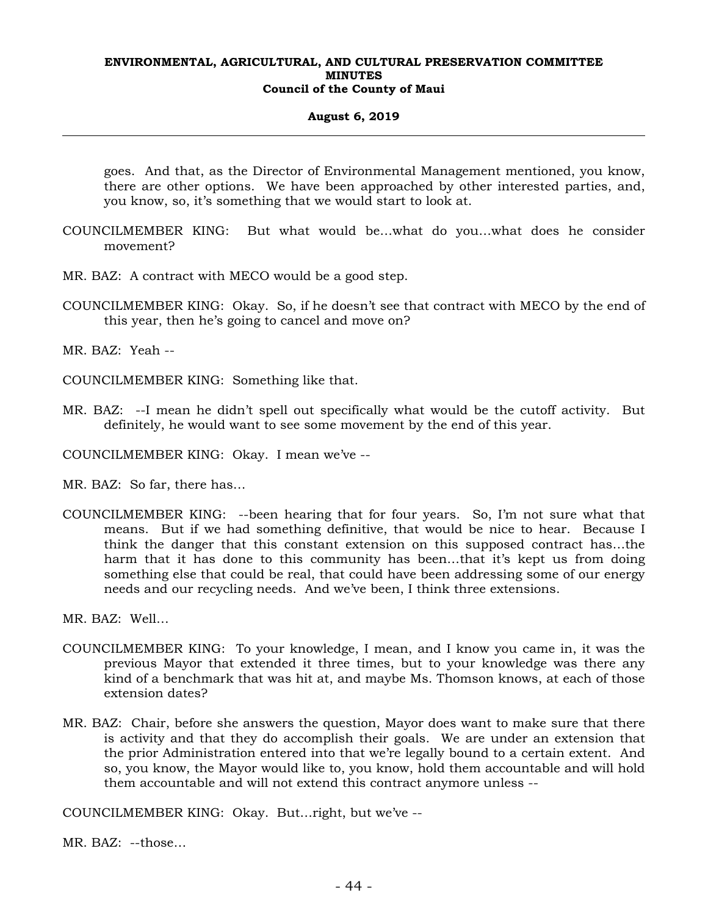goes. And that, as the Director of Environmental Management mentioned, you know, there are other options. We have been approached by other interested parties, and, you know, so, it's something that we would start to look at.

COUNCILMEMBER KING: But what would be...what do you...what does he consider movement?

MR. BAZ: A contract with MECO would be a good step.

COUNCILMEMBER KING: Okay. So, if he doesn't see that contract with MECO by the end of this year, then he's going to cancel and move on?

MR. BAZ: Yeah --

COUNCILMEMBER KING: Something like that.

MR. BAZ: --I mean he didn't spell out specifically what would be the cutoff activity. But definitely, he would want to see some movement by the end of this year.

COUNCILMEMBER KING: Okay. I mean we've --

MR. BAZ: So far, there has...

COUNCILMEMBER KING: --been hearing that for four years. So, I'm not sure what that means. But if we had something definitive, that would be nice to hear. Because I think the danger that this constant extension on this supposed contract has...the harm that it has done to this community has been...that it's kept us from doing something else that could be real, that could have been addressing some of our energy needs and our recycling needs. And we've been, I think three extensions.

MR. BAZ: Well...

COUNCILMEMBER KING: To your knowledge, I mean, and I know you came in, it was the previous Mayor that extended it three times, but to your knowledge was there any kind of a benchmark that was hit at, and maybe Ms. Thomson knows, at each of those extension dates?

MR. BAZ: Chair, before she answers the question, Mayor does want to make sure that there is activity and that they do accomplish their goals. We are under an extension that the prior Administration entered into that we're legally bound to a certain extent. And so, you know, the Mayor would like to, you know, hold them accountable and will hold them accountable and will not extend this contract anymore unless --

COUNCILMEMBER KING: Okay. But...right, but we've --

MR. BAZ: --those...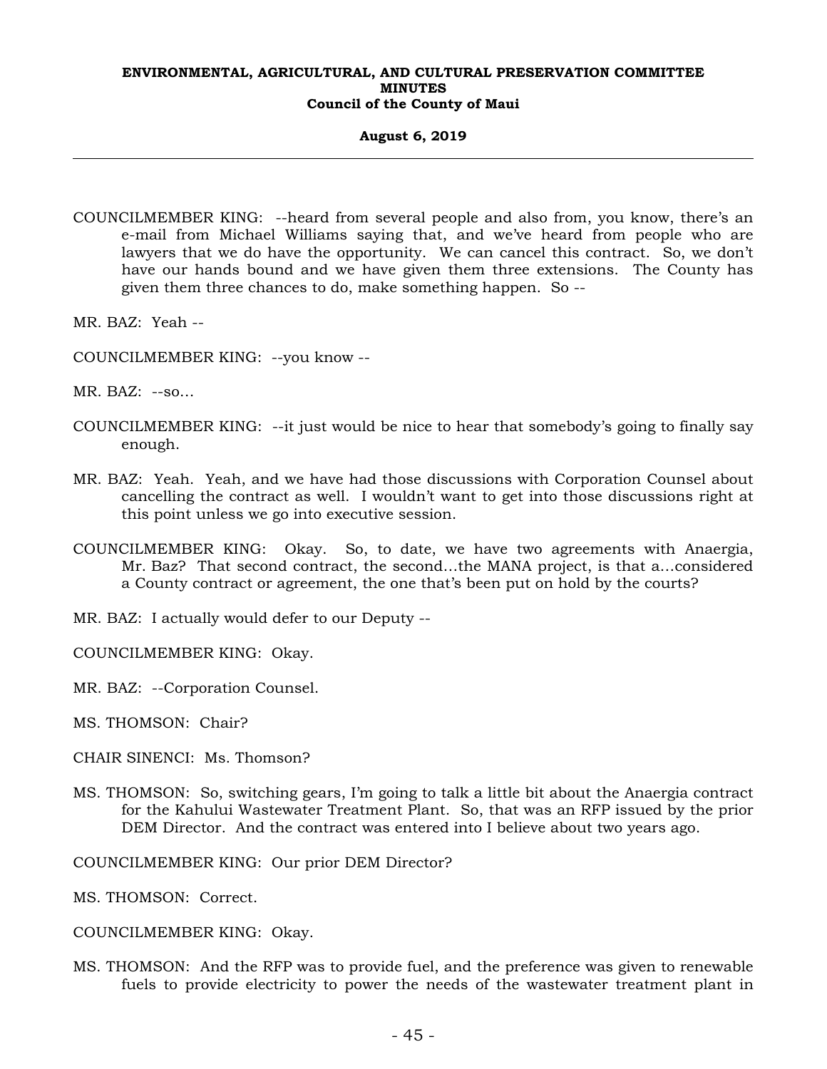COUNCILMEMBER KING: --heard from several people and also from, you know, there's an e-mail from Michael Williams saying that, and we've heard from people who are lawyers that we do have the opportunity. We can cancel this contract. So, we don't have our hands bound and we have given them three extensions. The County has given them three chances to do, make something happen. So --

MR. BAZ: Yeah --

COUNCILMEMBER KING: --you know --

MR. BAZ: --so...

COUNCILMEMBER KING: --it just would be nice to hear that somebody's going to finally say enough.

MR. BAZ: Yeah. Yeah, and we have had those discussions with Corporation Counsel about cancelling the contract as well. I wouldn't want to get into those discussions right at this point unless we go into executive session.

COUNCILMEMBER KING: Okay. So, to date, we have two agreements with Anaergia, Mr. Baz? That second contract, the second...the MANA project, is that a...considered a County contract or agreement, the one that's been put on hold by the courts?

MR. BAZ: I actually would defer to our Deputy --

COUNCILMEMBER KING: Okay.

MR. BAZ: --Corporation Counsel.

MS. THOMSON: Chair?

CHAIR SINENCI: Ms. Thomson?

MS. THOMSON: So, switching gears, I'm going to talk a little bit about the Anaergia contract for the Kahului Wastewater Treatment Plant. So, that was an RFP issued by the prior DEM Director. And the contract was entered into I believe about two years ago.

COUNCILMEMBER KING: Our prior DEM Director?

MS. THOMSON: Correct.

COUNCILMEMBER KING: Okay.

MS. THOMSON: And the RFP was to provide fuel, and the preference was given to renewable fuels to provide electricity to power the needs of the wastewater treatment plant in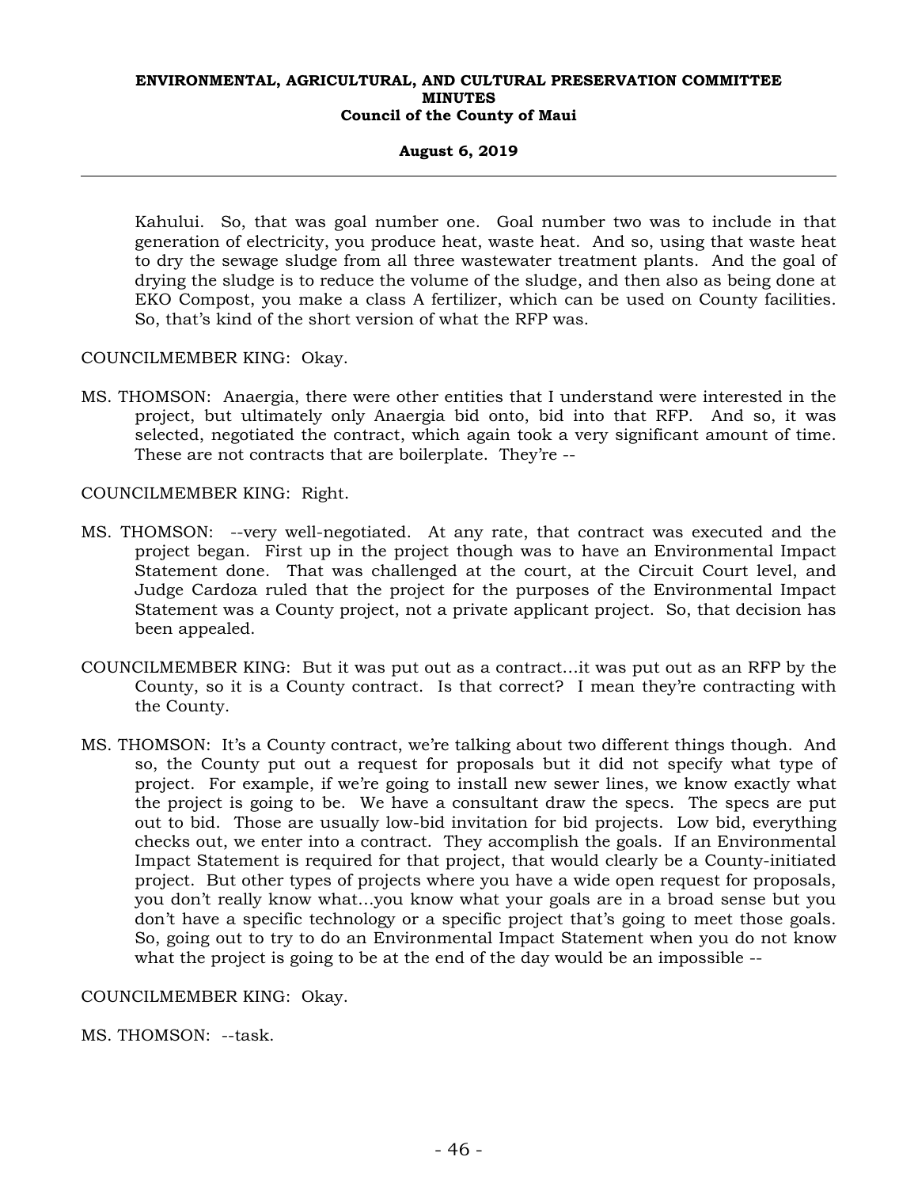Kahului. So, that was goal number one. Goal number two was to include in that generation of electricity, you produce heat, waste heat. And so, using that waste heat to dry the sewage sludge from all three wastewater treatment plants. And the goal of drying the sludge is to reduce the volume of the sludge, and then also as being done at EKO Compost, you make a class A fertilizer, which can be used on County facilities. So, that's kind of the short version of what the RFP was.

COUNCILMEMBER KING: Okay.

MS. THOMSON: Anaergia, there were other entities that I understand were interested in the project, but ultimately only Anaergia bid onto, bid into that RFP. And so, it was selected, negotiated the contract, which again took a very significant amount of time. These are not contracts that are boilerplate. They're --

COUNCILMEMBER KING: Right.

MS. THOMSON: --very well-negotiated. At any rate, that contract was executed and the project began. First up in the project though was to have an Environmental Impact Statement done. That was challenged at the court, at the Circuit Court level, and Judge Cardoza ruled that the project for the purposes of the Environmental Impact Statement was a County project, not a private applicant project. So, that decision has been appealed.

COUNCILMEMBER KING: But it was put out as a contract...it was put out as an RFP by the County, so it is a County contract. Is that correct? I mean they're contracting with the County.

MS. THOMSON: It's a County contract, we're talking about two different things though. And so, the County put out a request for proposals but it did not specify what type of project. For example, if we're going to install new sewer lines, we know exactly what the project is going to be. We have a consultant draw the specs. The specs are put out to bid. Those are usually low-bid invitation for bid projects. Low bid, everything checks out, we enter into a contract. They accomplish the goals. If an Environmental Impact Statement is required for that project, that would clearly be a County-initiated project. But other types of projects where you have a wide open request for proposals, you don't really know what...you know what your goals are in a broad sense but you don't have a specific technology or a specific project that's going to meet those goals. So, going out to try to do an Environmental Impact Statement when you do not know what the project is going to be at the end of the day would be an impossible --

COUNCILMEMBER KING: Okay.

MS. THOMSON: --task.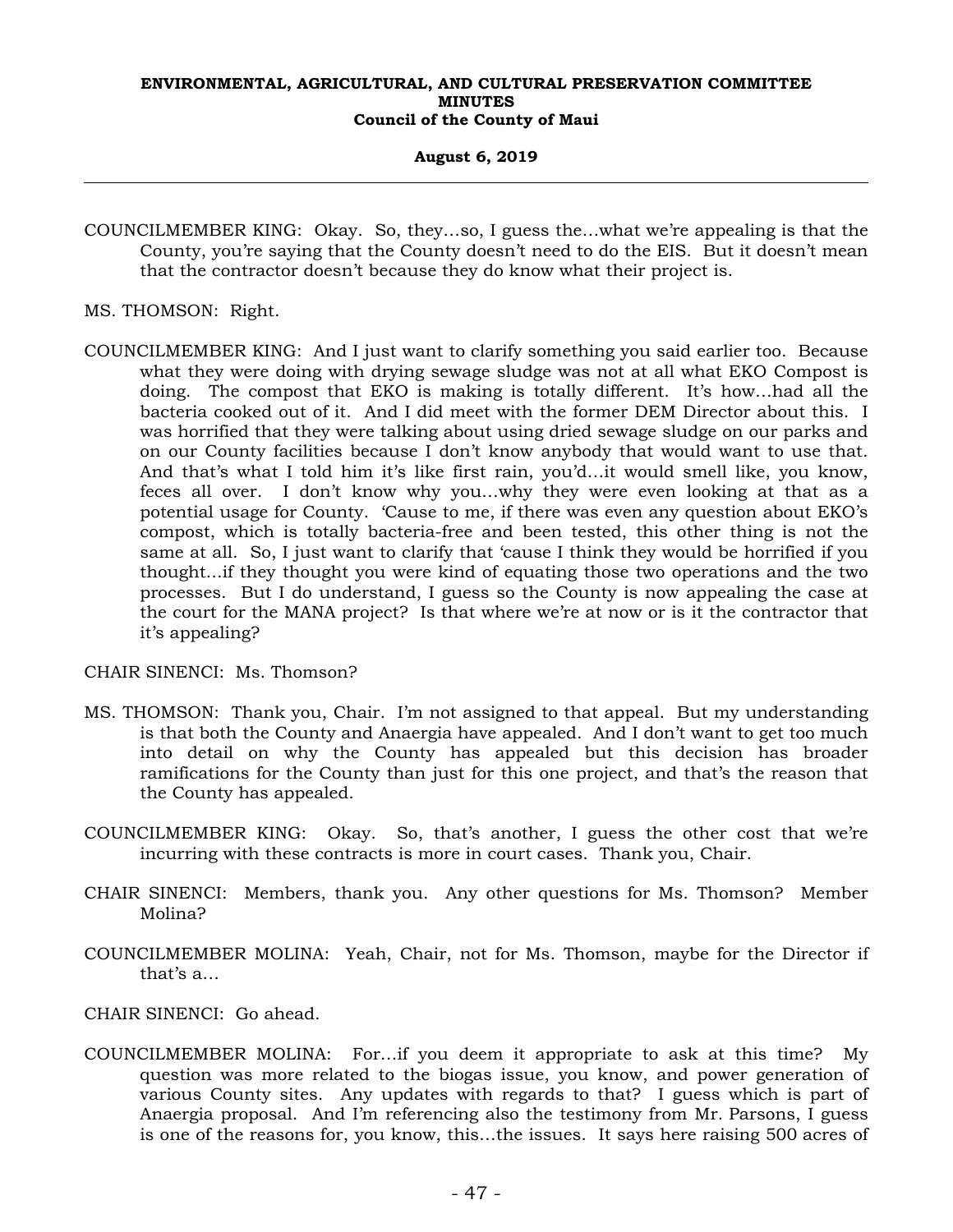COUNCILMEMBER KING: Okay. So, they…so, I guess the…what we're appealing is that the County, you're saying that the County doesn't need to do the EIS. But it doesn't mean that the contractor doesn't because they do know what their project is.

MS. THOMSON: Right.

COUNCILMEMBER KING: And I just want to clarify something you said earlier too. Because what they were doing with drying sewage sludge was not at all what EKO Compost is doing. The compost that EKO is making is totally different. It's how…had all the bacteria cooked out of it. And I did meet with the former DEM Director about this. I was horrified that they were talking about using dried sewage sludge on our parks and on our County facilities because I don't know anybody that would want to use that. And that's what I told him it's like first rain, you'd…it would smell like, you know, feces all over. I don't know why you…why they were even looking at that as a potential usage for County. 'Cause to me, if there was even any question about EKO's compost, which is totally bacteria-free and been tested, this other thing is not the same at all. So, I just want to clarify that 'cause I think they would be horrified if you thought…if they thought you were kind of equating those two operations and the two processes. But I do understand, I guess so the County is now appealing the case at the court for the MANA project? Is that where we're at now or is it the contractor that it's appealing?

CHAIR SINENCI: Ms. Thomson?

MS. THOMSON: Thank you, Chair. I'm not assigned to that appeal. But my understanding is that both the County and Anaergia have appealed. And I don't want to get too much into detail on why the County has appealed but this decision has broader ramifications for the County than just for this one project, and that's the reason that the County has appealed.

COUNCILMEMBER KING: Okay. So, that's another, I guess the other cost that we're incurring with these contracts is more in court cases. Thank you, Chair.

CHAIR SINENCI: Members, thank you. Any other questions for Ms. Thomson? Member Molina?

COUNCILMEMBER MOLINA: Yeah, Chair, not for Ms. Thomson, maybe for the Director if that's a…

CHAIR SINENCI: Go ahead.

COUNCILMEMBER MOLINA: For…if you deem it appropriate to ask at this time? My question was more related to the biogas issue, you know, and power generation of various County sites. Any updates with regards to that? I guess which is part of Anaergia proposal. And I'm referencing also the testimony from Mr. Parsons, I guess is one of the reasons for, you know, this…the issues. It says here raising 500 acres of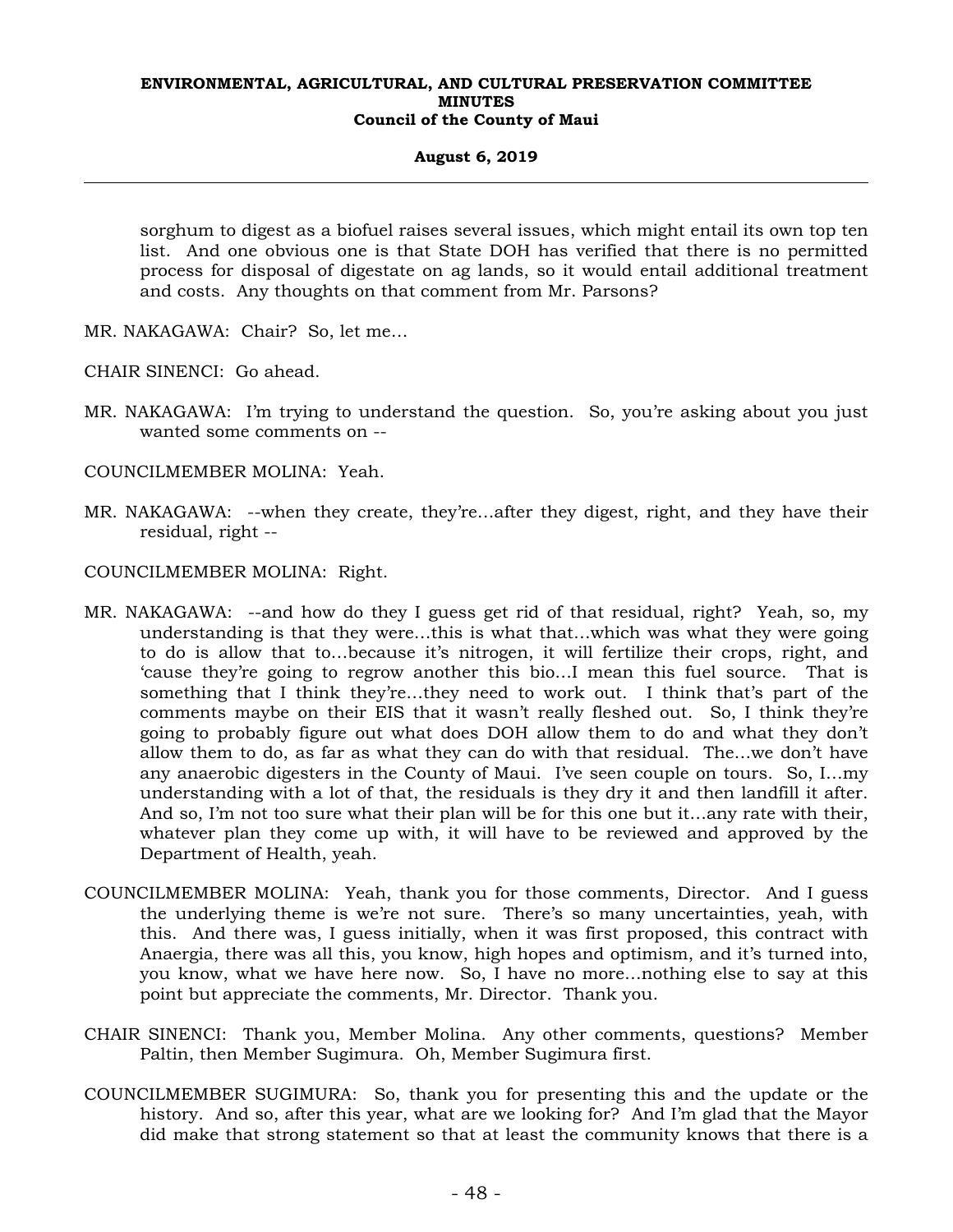sorghum to digest as a biofuel raises several issues, which might entail its own top ten list. And one obvious one is that State DOH has verified that there is no permitted process for disposal of digestate on ag lands, so it would entail additional treatment and costs. Any thoughts on that comment from Mr. Parsons?

MR. NAKAGAWA: Chair? So, let me...

CHAIR SINENCI: Go ahead.

MR. NAKAGAWA: I'm trying to understand the question. So, you're asking about you just wanted some comments on --

COUNCILMEMBER MOLINA: Yeah.

MR. NAKAGAWA: --when they create, they're...after they digest, right, and they have their residual, right --

COUNCILMEMBER MOLINA: Right.

MR. NAKAGAWA: --and how do they I guess get rid of that residual, right? Yeah, so, my understanding is that they were...this is what that...which was what they were going to do is allow that to...because it's nitrogen, it will fertilize their crops, right, and 'cause they're going to regrow another this bio...I mean this fuel source. That is something that I think they're...they need to work out. I think that's part of the comments maybe on their EIS that it wasn't really fleshed out. So, I think they're going to probably figure out what does DOH allow them to do and what they don't allow them to do, as far as what they can do with that residual. The...we don't have any anaerobic digesters in the County of Maui. I've seen couple on tours. So, I...my understanding with a lot of that, the residuals is they dry it and then landfill it after. And so, I'm not too sure what their plan will be for this one but it...any rate with their, whatever plan they come up with, it will have to be reviewed and approved by the Department of Health, yeah.

COUNCILMEMBER MOLINA: Yeah, thank you for those comments, Director. And I guess the underlying theme is we're not sure. There's so many uncertainties, yeah, with this. And there was, I guess initially, when it was first proposed, this contract with Anaergia, there was all this, you know, high hopes and optimism, and it's turned into, you know, what we have here now. So, I have no more...nothing else to say at this point but appreciate the comments, Mr. Director. Thank you.

CHAIR SINENCI: Thank you, Member Molina. Any other comments, questions? Member Paltin, then Member Sugimura. Oh, Member Sugimura first.

COUNCILMEMBER SUGIMURA: So, thank you for presenting this and the update or the history. And so, after this year, what are we looking for? And I'm glad that the Mayor did make that strong statement so that at least the community knows that there is a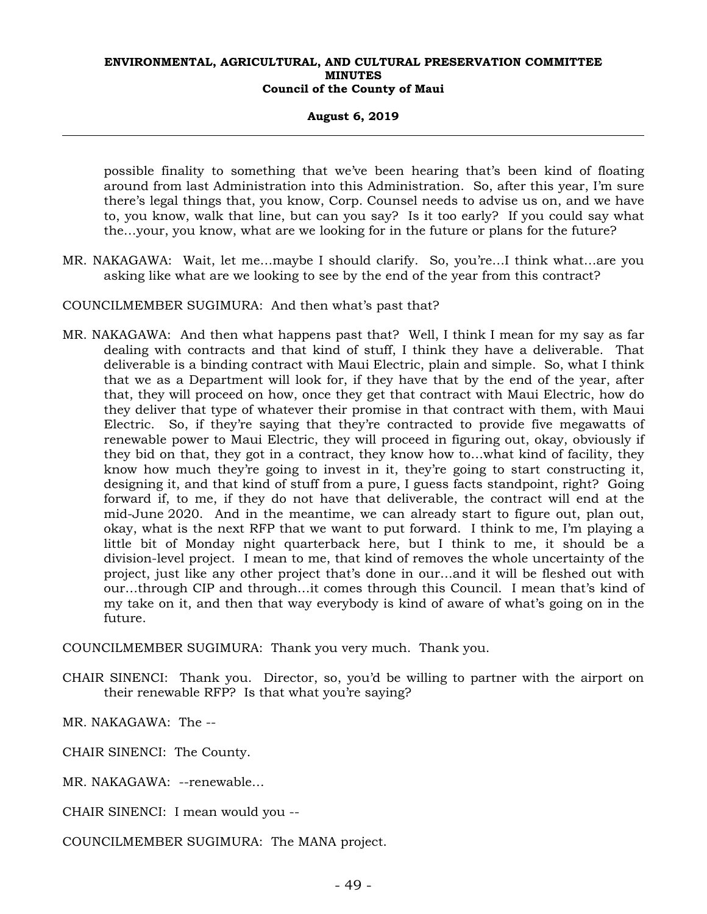possible finality to something that we've been hearing that's been kind of floating around from last Administration into this Administration. So, after this year, I'm sure there's legal things that, you know, Corp. Counsel needs to advise us on, and we have to, you know, walk that line, but can you say? Is it too early? If you could say what the…your, you know, what are we looking for in the future or plans for the future?

MR. NAKAGAWA: Wait, let me…maybe I should clarify. So, you're…I think what…are you asking like what are we looking to see by the end of the year from this contract?

COUNCILMEMBER SUGIMURA: And then what's past that?

MR. NAKAGAWA: And then what happens past that? Well, I think I mean for my say as far dealing with contracts and that kind of stuff, I think they have a deliverable. That deliverable is a binding contract with Maui Electric, plain and simple. So, what I think that we as a Department will look for, if they have that by the end of the year, after that, they will proceed on how, once they get that contract with Maui Electric, how do they deliver that type of whatever their promise in that contract with them, with Maui Electric. So, if they're saying that they're contracted to provide five megawatts of renewable power to Maui Electric, they will proceed in figuring out, okay, obviously if they bid on that, they got in a contract, they know how to…what kind of facility, they know how much they're going to invest in it, they're going to start constructing it, designing it, and that kind of stuff from a pure, I guess facts standpoint, right? Going forward if, to me, if they do not have that deliverable, the contract will end at the mid-June 2020. And in the meantime, we can already start to figure out, plan out, okay, what is the next RFP that we want to put forward. I think to me, I'm playing a little bit of Monday night quarterback here, but I think to me, it should be a division-level project. I mean to me, that kind of removes the whole uncertainty of the project, just like any other project that's done in our…and it will be fleshed out with our…through CIP and through…it comes through this Council. I mean that's kind of my take on it, and then that way everybody is kind of aware of what's going on in the future.

COUNCILMEMBER SUGIMURA: Thank you very much. Thank you.

CHAIR SINENCI: Thank you. Director, so, you'd be willing to partner with the airport on their renewable RFP? Is that what you're saying?

MR. NAKAGAWA: The --

CHAIR SINENCI: The County.

MR. NAKAGAWA: --renewable…

CHAIR SINENCI: I mean would you --

COUNCILMEMBER SUGIMURA: The MANA project.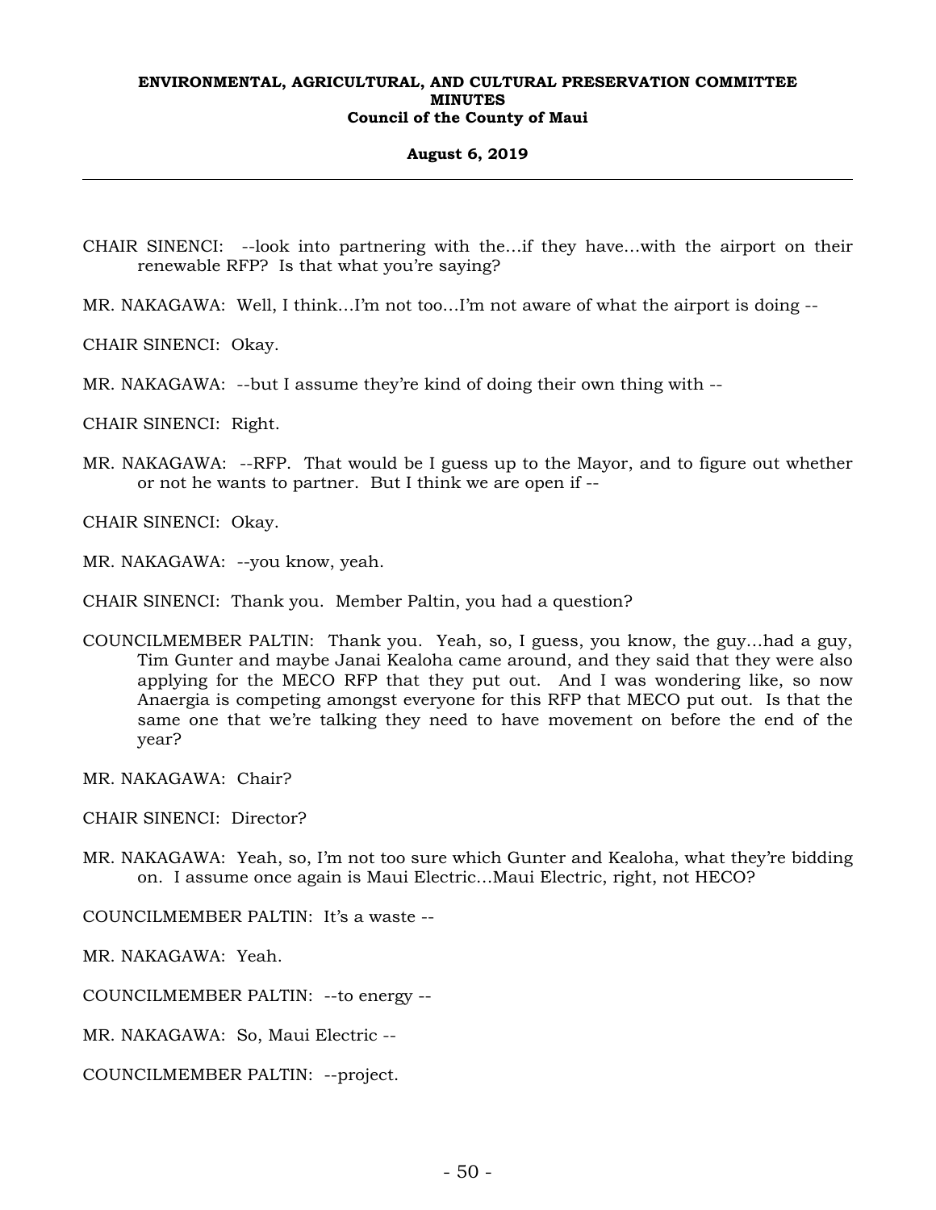CHAIR SINENCI: --look into partnering with the...if they have...with the airport on their renewable RFP? Is that what you're saying?

MR. NAKAGAWA: Well, I think...I'm not too...I'm not aware of what the airport is doing --

CHAIR SINENCI: Okay.

MR. NAKAGAWA: --but I assume they're kind of doing their own thing with --

CHAIR SINENCI: Right.

MR. NAKAGAWA: --RFP. That would be I guess up to the Mayor, and to figure out whether or not he wants to partner. But I think we are open if --

CHAIR SINENCI: Okay.

MR. NAKAGAWA: --you know, yeah.

CHAIR SINENCI: Thank you. Member Paltin, you had a question?

COUNCILMEMBER PALTIN: Thank you. Yeah, so, I guess, you know, the guy...had a guy, Tim Gunter and maybe Janai Kealoha came around, and they said that they were also applying for the MECO RFP that they put out. And I was wondering like, so now Anaergia is competing amongst everyone for this RFP that MECO put out. Is that the same one that we're talking they need to have movement on before the end of the year?

MR. NAKAGAWA: Chair?

CHAIR SINENCI: Director?

MR. NAKAGAWA: Yeah, so, I'm not too sure which Gunter and Kealoha, what they're bidding on. I assume once again is Maui Electric...Maui Electric, right, not HECO?

COUNCILMEMBER PALTIN: It's a waste --

MR. NAKAGAWA: Yeah.

COUNCILMEMBER PALTIN: --to energy --

MR. NAKAGAWA: So, Maui Electric --

COUNCILMEMBER PALTIN: --project.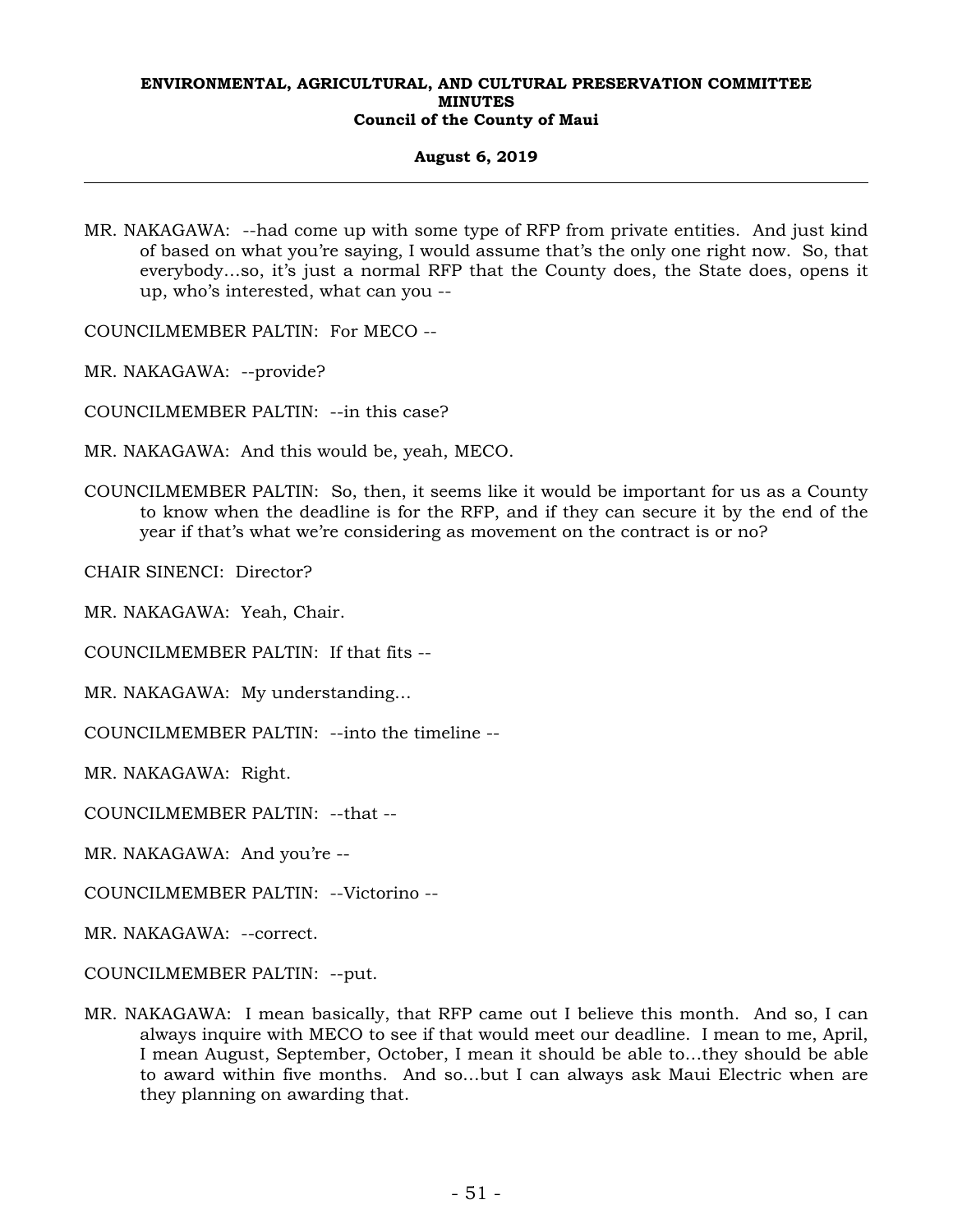MR. NAKAGAWA: --had come up with some type of RFP from private entities. And just kind of based on what you're saying, I would assume that's the only one right now. So, that everybody...so, it's just a normal RFP that the County does, the State does, opens it up, who's interested, what can you --

COUNCILMEMBER PALTIN: For MECO --

MR. NAKAGAWA: --provide?

COUNCILMEMBER PALTIN: --in this case?

MR. NAKAGAWA: And this would be, yeah, MECO.

COUNCILMEMBER PALTIN: So, then, it seems like it would be important for us as a County to know when the deadline is for the RFP, and if they can secure it by the end of the year if that's what we're considering as movement on the contract is or no?

CHAIR SINENCI: Director?

MR. NAKAGAWA: Yeah, Chair.

COUNCILMEMBER PALTIN: If that fits --

MR. NAKAGAWA: My understanding...

COUNCILMEMBER PALTIN: --into the timeline --

MR. NAKAGAWA: Right.

COUNCILMEMBER PALTIN: --that --

MR. NAKAGAWA: And you're --

COUNCILMEMBER PALTIN: --Victorino --

MR. NAKAGAWA: --correct.

COUNCILMEMBER PALTIN: --put.

MR. NAKAGAWA: I mean basically, that RFP came out I believe this month. And so, I can always inquire with MECO to see if that would meet our deadline. I mean to me, April, I mean August, September, October, I mean it should be able to...they should be able to award within five months. And so...but I can always ask Maui Electric when are they planning on awarding that.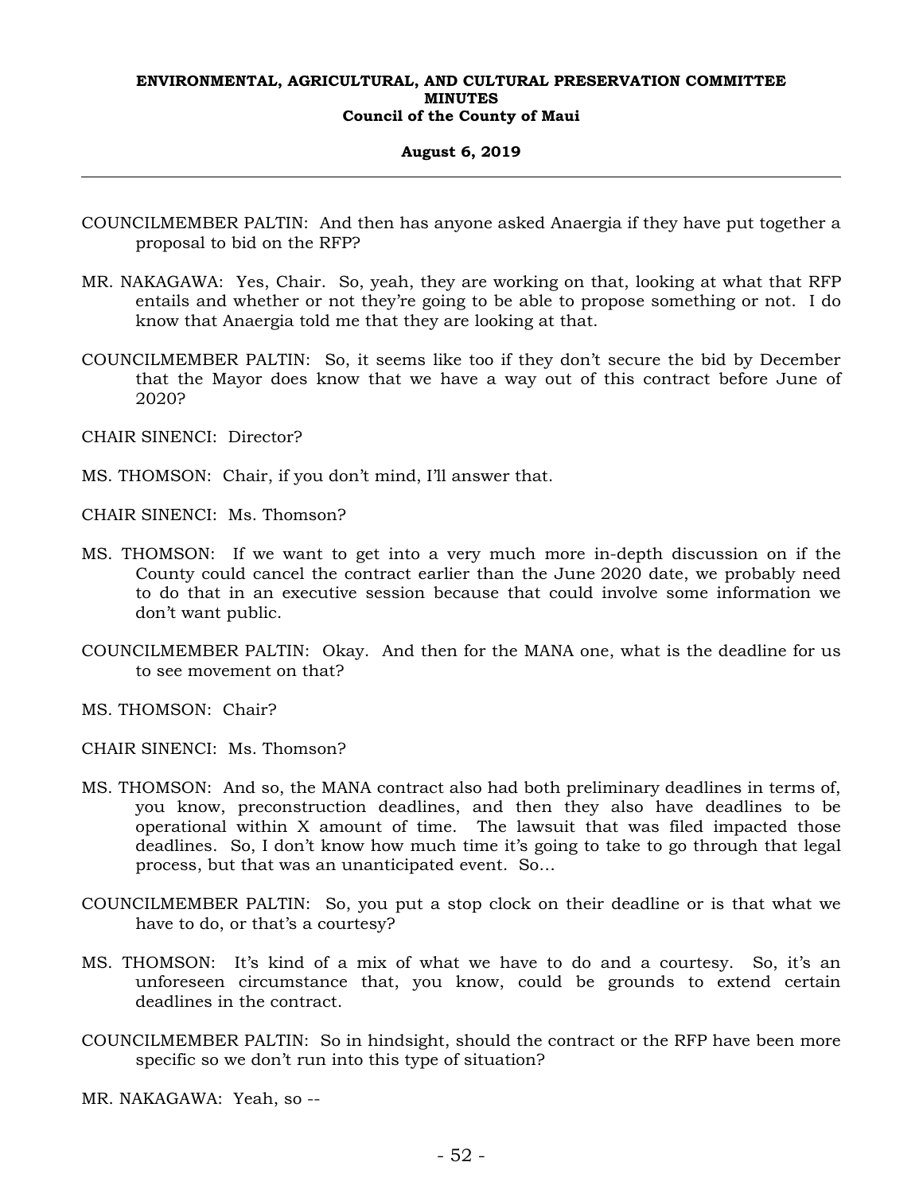COUNCILMEMBER PALTIN: And then has anyone asked Anaergia if they have put together a proposal to bid on the RFP?

MR. NAKAGAWA: Yes, Chair. So, yeah, they are working on that, looking at what that RFP entails and whether or not they're going to be able to propose something or not. I do know that Anaergia told me that they are looking at that.

COUNCILMEMBER PALTIN: So, it seems like too if they don't secure the bid by December that the Mayor does know that we have a way out of this contract before June of 2020?

CHAIR SINENCI: Director?

MS. THOMSON: Chair, if you don't mind, I'll answer that.

CHAIR SINENCI: Ms. Thomson?

MS. THOMSON: If we want to get into a very much more in-depth discussion on if the County could cancel the contract earlier than the June 2020 date, we probably need to do that in an executive session because that could involve some information we don't want public.

COUNCILMEMBER PALTIN: Okay. And then for the MANA one, what is the deadline for us to see movement on that?

MS. THOMSON: Chair?

CHAIR SINENCI: Ms. Thomson?

MS. THOMSON: And so, the MANA contract also had both preliminary deadlines in terms of, you know, preconstruction deadlines, and then they also have deadlines to be operational within X amount of time. The lawsuit that was filed impacted those deadlines. So, I don't know how much time it's going to take to go through that legal process, but that was an unanticipated event. So...

COUNCILMEMBER PALTIN: So, you put a stop clock on their deadline or is that what we have to do, or that's a courtesy?

MS. THOMSON: It's kind of a mix of what we have to do and a courtesy. So, it's an unforeseen circumstance that, you know, could be grounds to extend certain deadlines in the contract.

COUNCILMEMBER PALTIN: So in hindsight, should the contract or the RFP have been more specific so we don't run into this type of situation?

MR. NAKAGAWA: Yeah, so --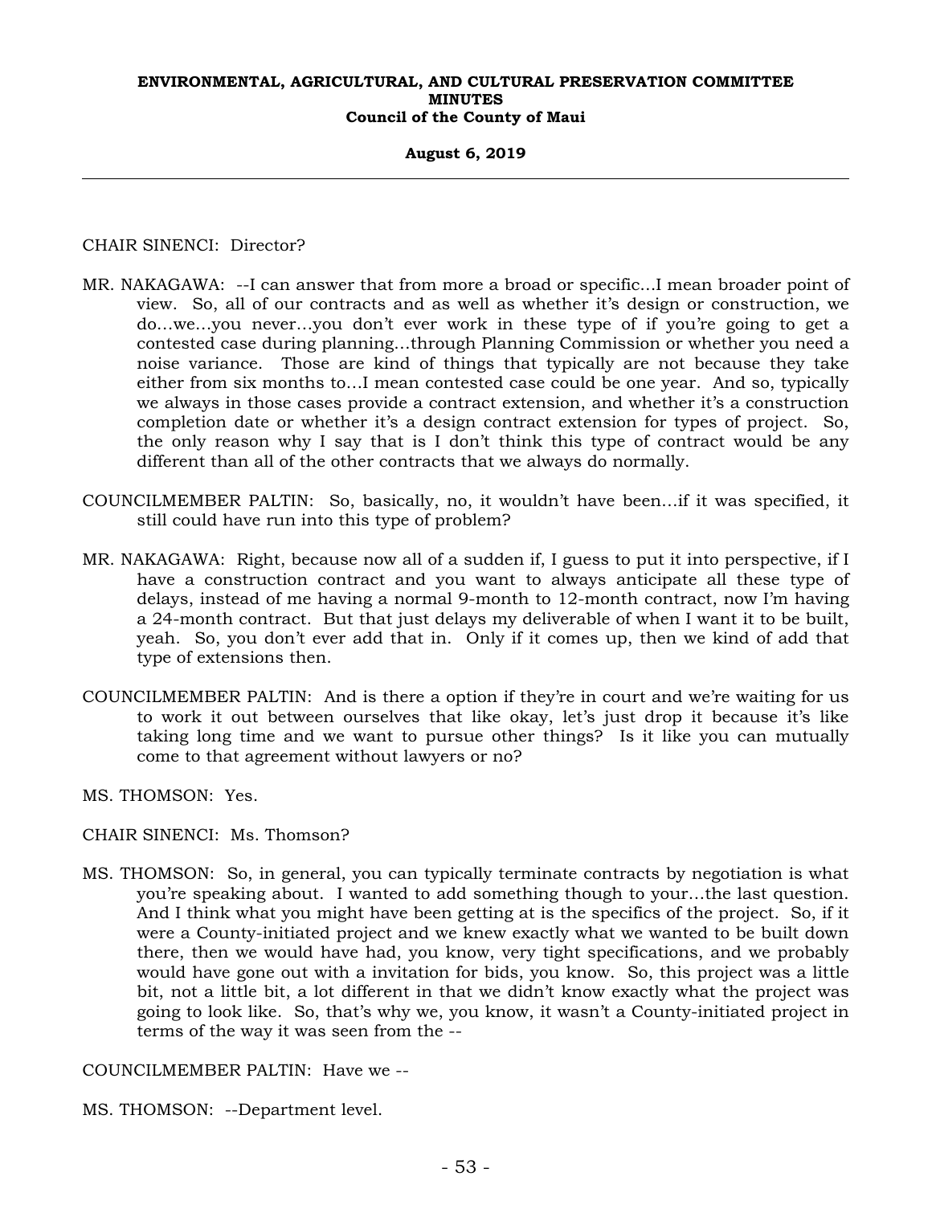CHAIR SINENCI: Director?

MR. NAKAGAWA: --I can answer that from more a broad or specific…I mean broader point of view. So, all of our contracts and as well as whether it's design or construction, we do…we…you never…you don't ever work in these type of if you're going to get a contested case during planning…through Planning Commission or whether you need a noise variance. Those are kind of things that typically are not because they take either from six months to…I mean contested case could be one year. And so, typically we always in those cases provide a contract extension, and whether it's a construction completion date or whether it's a design contract extension for types of project. So, the only reason why I say that is I don't think this type of contract would be any different than all of the other contracts that we always do normally.

COUNCILMEMBER PALTIN: So, basically, no, it wouldn't have been…if it was specified, it still could have run into this type of problem?

MR. NAKAGAWA: Right, because now all of a sudden if, I guess to put it into perspective, if I have a construction contract and you want to always anticipate all these type of delays, instead of me having a normal 9-month to 12-month contract, now I'm having a 24-month contract. But that just delays my deliverable of when I want it to be built, yeah. So, you don't ever add that in. Only if it comes up, then we kind of add that type of extensions then.

COUNCILMEMBER PALTIN: And is there a option if they're in court and we're waiting for us to work it out between ourselves that like okay, let's just drop it because it's like taking long time and we want to pursue other things? Is it like you can mutually come to that agreement without lawyers or no?

MS. THOMSON: Yes.

CHAIR SINENCI: Ms. Thomson?

MS. THOMSON: So, in general, you can typically terminate contracts by negotiation is what you're speaking about. I wanted to add something though to your…the last question. And I think what you might have been getting at is the specifics of the project. So, if it were a County-initiated project and we knew exactly what we wanted to be built down there, then we would have had, you know, very tight specifications, and we probably would have gone out with a invitation for bids, you know. So, this project was a little bit, not a little bit, a lot different in that we didn't know exactly what the project was going to look like. So, that's why we, you know, it wasn't a County-initiated project in terms of the way it was seen from the --

COUNCILMEMBER PALTIN: Have we --

MS. THOMSON: --Department level.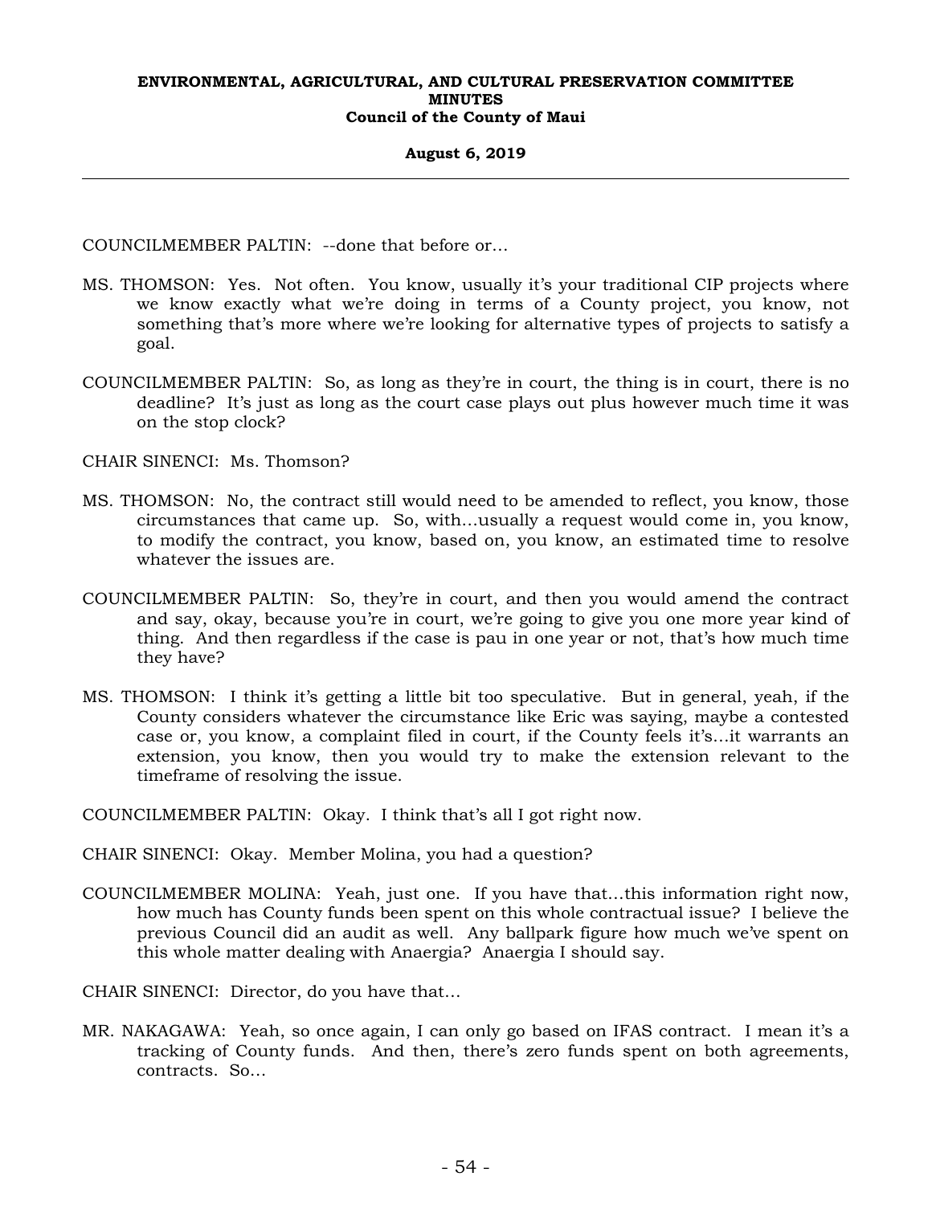COUNCILMEMBER PALTIN: --done that before or…

MS. THOMSON: Yes. Not often. You know, usually it's your traditional CIP projects where we know exactly what we're doing in terms of a County project, you know, not something that's more where we're looking for alternative types of projects to satisfy a goal.

COUNCILMEMBER PALTIN: So, as long as they're in court, the thing is in court, there is no deadline? It's just as long as the court case plays out plus however much time it was on the stop clock?

CHAIR SINENCI: Ms. Thomson?

MS. THOMSON: No, the contract still would need to be amended to reflect, you know, those circumstances that came up. So, with…usually a request would come in, you know, to modify the contract, you know, based on, you know, an estimated time to resolve whatever the issues are.

COUNCILMEMBER PALTIN: So, they're in court, and then you would amend the contract and say, okay, because you're in court, we're going to give you one more year kind of thing. And then regardless if the case is pau in one year or not, that's how much time they have?

MS. THOMSON: I think it's getting a little bit too speculative. But in general, yeah, if the County considers whatever the circumstance like Eric was saying, maybe a contested case or, you know, a complaint filed in court, if the County feels it's…it warrants an extension, you know, then you would try to make the extension relevant to the timeframe of resolving the issue.

COUNCILMEMBER PALTIN: Okay. I think that's all I got right now.

CHAIR SINENCI: Okay. Member Molina, you had a question?

COUNCILMEMBER MOLINA: Yeah, just one. If you have that…this information right now, how much has County funds been spent on this whole contractual issue? I believe the previous Council did an audit as well. Any ballpark figure how much we've spent on this whole matter dealing with Anaergia? Anaergia I should say.

CHAIR SINENCI: Director, do you have that…

MR. NAKAGAWA: Yeah, so once again, I can only go based on IFAS contract. I mean it's a tracking of County funds. And then, there's zero funds spent on both agreements, contracts. So…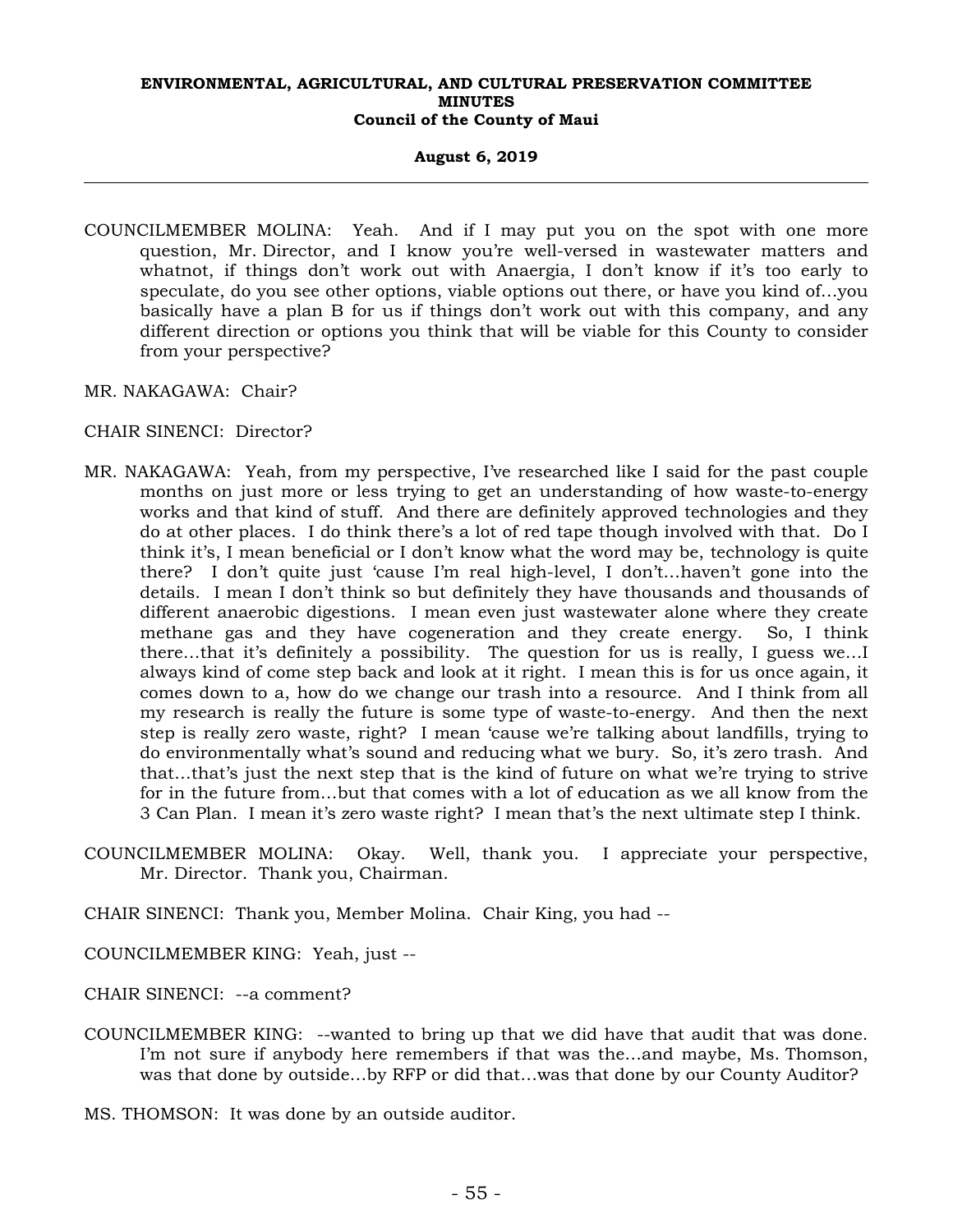COUNCILMEMBER MOLINA: Yeah. And if I may put you on the spot with one more question, Mr. Director, and I know you're well-versed in wastewater matters and whatnot, if things don't work out with Anaergia, I don't know if it's too early to speculate, do you see other options, viable options out there, or have you kind of...you basically have a plan B for us if things don't work out with this company, and any different direction or options you think that will be viable for this County to consider from your perspective?

MR. NAKAGAWA: Chair?

CHAIR SINENCI: Director?

MR. NAKAGAWA: Yeah, from my perspective, I've researched like I said for the past couple months on just more or less trying to get an understanding of how waste-to-energy works and that kind of stuff. And there are definitely approved technologies and they do at other places. I do think there's a lot of red tape though involved with that. Do I think it's, I mean beneficial or I don't know what the word may be, technology is quite there? I don't quite just 'cause I'm real high-level, I don't...haven't gone into the details. I mean I don't think so but definitely they have thousands and thousands of different anaerobic digestions. I mean even just wastewater alone where they create methane gas and they have cogeneration and they create energy. So, I think there...that it's definitely a possibility. The question for us is really, I guess we...I always kind of come step back and look at it right. I mean this is for us once again, it comes down to a, how do we change our trash into a resource. And I think from all my research is really the future is some type of waste-to-energy. And then the next step is really zero waste, right? I mean 'cause we're talking about landfills, trying to do environmentally what's sound and reducing what we bury. So, it's zero trash. And that...that's just the next step that is the kind of future on what we're trying to strive for in the future from...but that comes with a lot of education as we all know from the 3 Can Plan. I mean it's zero waste right? I mean that's the next ultimate step I think.

COUNCILMEMBER MOLINA: Okay. Well, thank you. I appreciate your perspective, Mr. Director. Thank you, Chairman.

CHAIR SINENCI: Thank you, Member Molina. Chair King, you had --

COUNCILMEMBER KING: Yeah, just --

CHAIR SINENCI: --a comment?

COUNCILMEMBER KING: --wanted to bring up that we did have that audit that was done. I'm not sure if anybody here remembers if that was the...and maybe, Ms. Thomson, was that done by outside...by RFP or did that...was that done by our County Auditor?

MS. THOMSON: It was done by an outside auditor.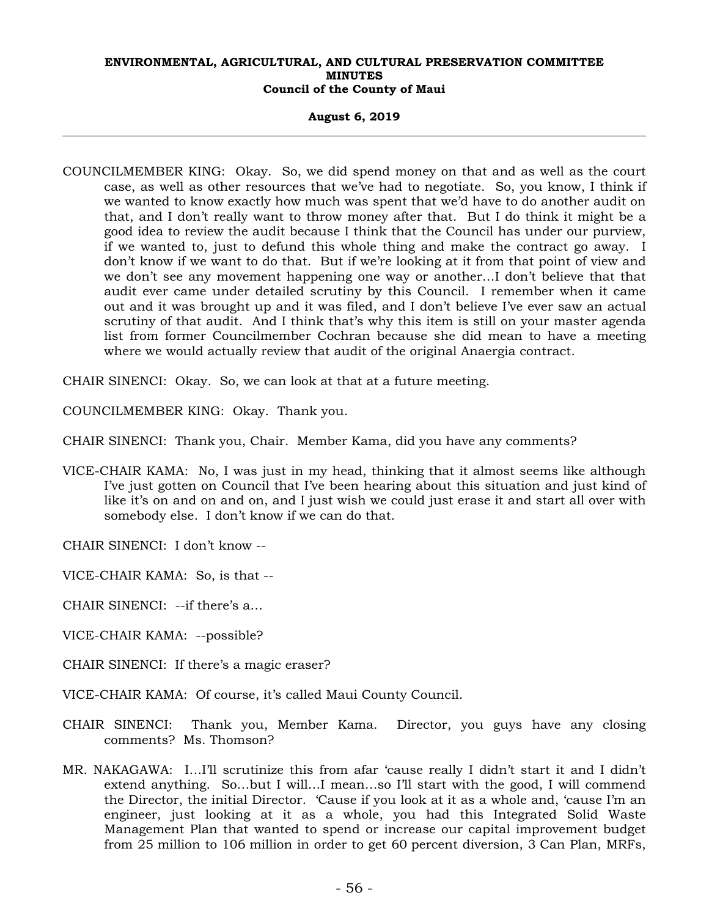COUNCILMEMBER KING: Okay. So, we did spend money on that and as well as the court case, as well as other resources that we've had to negotiate. So, you know, I think if we wanted to know exactly how much was spent that we'd have to do another audit on that, and I don't really want to throw money after that. But I do think it might be a good idea to review the audit because I think that the Council has under our purview, if we wanted to, just to defund this whole thing and make the contract go away. I don't know if we want to do that. But if we're looking at it from that point of view and we don't see any movement happening one way or another…I don't believe that that audit ever came under detailed scrutiny by this Council. I remember when it came out and it was brought up and it was filed, and I don't believe I've ever saw an actual scrutiny of that audit. And I think that's why this item is still on your master agenda list from former Councilmember Cochran because she did mean to have a meeting where we would actually review that audit of the original Anaergia contract.

CHAIR SINENCI: Okay. So, we can look at that at a future meeting.

COUNCILMEMBER KING: Okay. Thank you.

CHAIR SINENCI: Thank you, Chair. Member Kama, did you have any comments?

VICE-CHAIR KAMA: No, I was just in my head, thinking that it almost seems like although I've just gotten on Council that I've been hearing about this situation and just kind of like it's on and on and on, and I just wish we could just erase it and start all over with somebody else. I don't know if we can do that.

CHAIR SINENCI: I don't know --

VICE-CHAIR KAMA: So, is that --

CHAIR SINENCI: --if there's a…

VICE-CHAIR KAMA: --possible?

CHAIR SINENCI: If there's a magic eraser?

VICE-CHAIR KAMA: Of course, it's called Maui County Council.

CHAIR SINENCI: Thank you, Member Kama. Director, you guys have any closing comments? Ms. Thomson?

MR. NAKAGAWA: I…I'll scrutinize this from afar 'cause really I didn't start it and I didn't extend anything. So…but I will…I mean…so I'll start with the good, I will commend the Director, the initial Director. 'Cause if you look at it as a whole and, 'cause I'm an engineer, just looking at it as a whole, you had this Integrated Solid Waste Management Plan that wanted to spend or increase our capital improvement budget from 25 million to 106 million in order to get 60 percent diversion, 3 Can Plan, MRFs,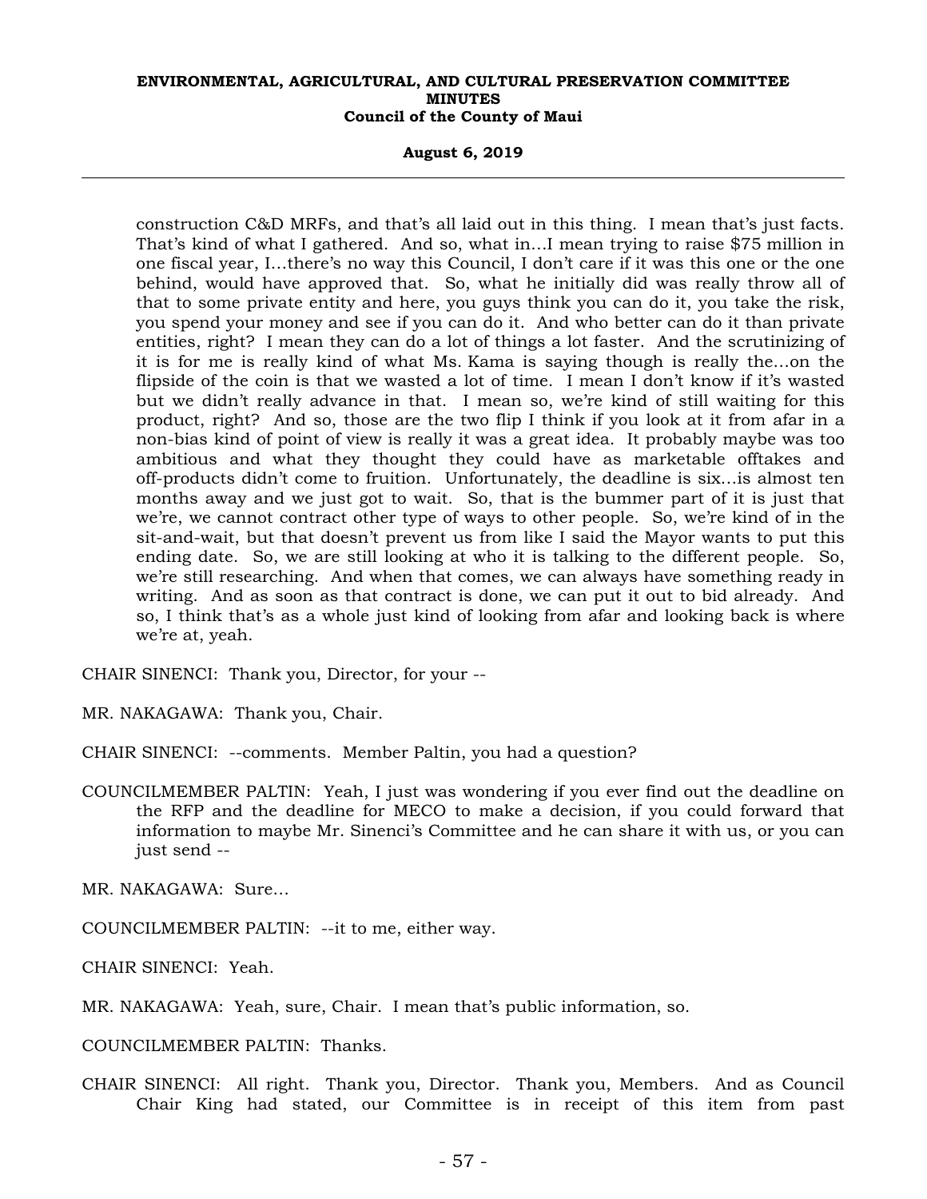construction C&D MRFs, and that's all laid out in this thing. I mean that's just facts. That's kind of what I gathered. And so, what in…I mean trying to raise $75 million in one fiscal year, I…there's no way this Council, I don't care if it was this one or the one behind, would have approved that. So, what he initially did was really throw all of that to some private entity and here, you guys think you can do it, you take the risk, you spend your money and see if you can do it. And who better can do it than private entities, right? I mean they can do a lot of things a lot faster. And the scrutinizing of it is for me is really kind of what Ms. Kama is saying though is really the…on the flipside of the coin is that we wasted a lot of time. I mean I don't know if it's wasted but we didn't really advance in that. I mean so, we're kind of still waiting for this product, right? And so, those are the two flip I think if you look at it from afar in a non-bias kind of point of view is really it was a great idea. It probably maybe was too ambitious and what they thought they could have as marketable offtakes and off-products didn't come to fruition. Unfortunately, the deadline is six…is almost ten months away and we just got to wait. So, that is the bummer part of it is just that we're, we cannot contract other type of ways to other people. So, we're kind of in the sit-and-wait, but that doesn't prevent us from like I said the Mayor wants to put this ending date. So, we are still looking at who it is talking to the different people. So, we're still researching. And when that comes, we can always have something ready in writing. And as soon as that contract is done, we can put it out to bid already. And so, I think that's as a whole just kind of looking from afar and looking back is where we're at, yeah.

CHAIR SINENCI: Thank you, Director, for your --

MR. NAKAGAWA: Thank you, Chair.

CHAIR SINENCI: --comments. Member Paltin, you had a question?

COUNCILMEMBER PALTIN: Yeah, I just was wondering if you ever find out the deadline on the RFP and the deadline for MECO to make a decision, if you could forward that information to maybe Mr. Sinenci's Committee and he can share it with us, or you can just send --

MR. NAKAGAWA: Sure…

COUNCILMEMBER PALTIN: --it to me, either way.

CHAIR SINENCI: Yeah.

MR. NAKAGAWA: Yeah, sure, Chair. I mean that's public information, so.

COUNCILMEMBER PALTIN: Thanks.

CHAIR SINENCI: All right. Thank you, Director. Thank you, Members. And as Council Chair King had stated, our Committee is in receipt of this item from past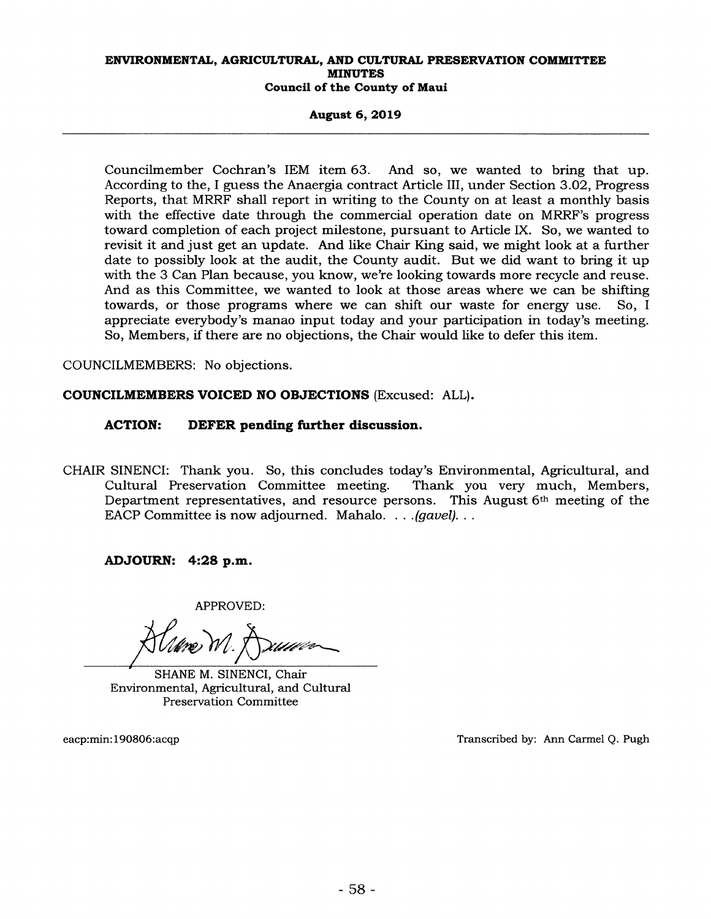Councilmember Cochran's IEM item 63. And so, we wanted to bring that up. According to the, I guess the Anaergia contract Article III, under Section 3.02, Progress Reports, that MRRF shall report in writing to the County on at least a monthly basis with the effective date through the commercial operation date on MRRF's progress toward completion of each project milestone, pursuant to Article IX. So, we wanted to revisit it and just get an update. And like Chair King said, we might look at a further date to possibly look at the audit, the County audit. But we did want to bring it up with the 3 Can Plan because, you know, we're looking towards more recycle and reuse. And as this Committee, we wanted to look at those areas where we can be shifting towards, or those programs where we can shift our waste for energy use. So, I appreciate everybody's manao input today and your participation in today's meeting. So, Members, if there are no objections, the Chair would like to defer this item.

COUNCILMEMBERS: No objections.

**COUNCILMEMBERS VOICED NO OBJECTIONS** (Excused: ALL).

**ACTION: DEFER pending further discussion.**

CHAIR SINENCI: Thank you. So, this concludes today's Environmental, Agricultural, and Cultural Preservation Committee meeting. Thank you very much, Members, Department representatives, and resource persons. This August 6th meeting of the EACP Committee is now adjourned. Mahalo. . . .*(gavel)*. . .

**ADJOURN: 4:28 p.m.**

APPROVED:

SHANE M. SINENCI, Chair
Environmental, Agricultural, and Cultural Preservation Committee

eacp:min:190806:acqp

Transcribed by: Ann Carmel Q. Pugh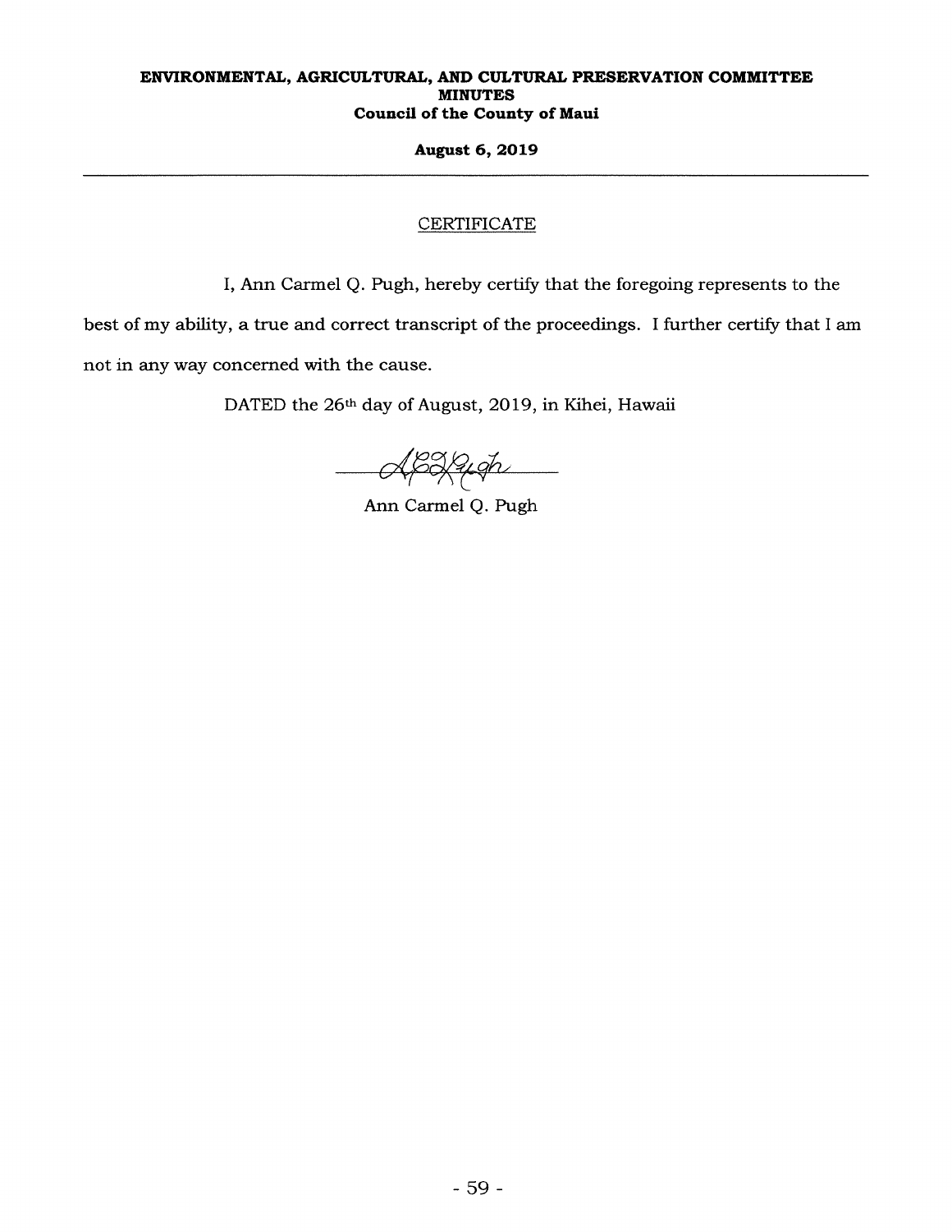# CERTIFICATE

I, Ann Carmel Q. Pugh, hereby certify that the foregoing represents to the best of my ability, a true and correct transcript of the proceedings. I further certify that I am not in any way concerned with the cause.

DATED the 26th day of August, 2019, in Kihei, Hawaii

Ann Carmel Q. Pugh